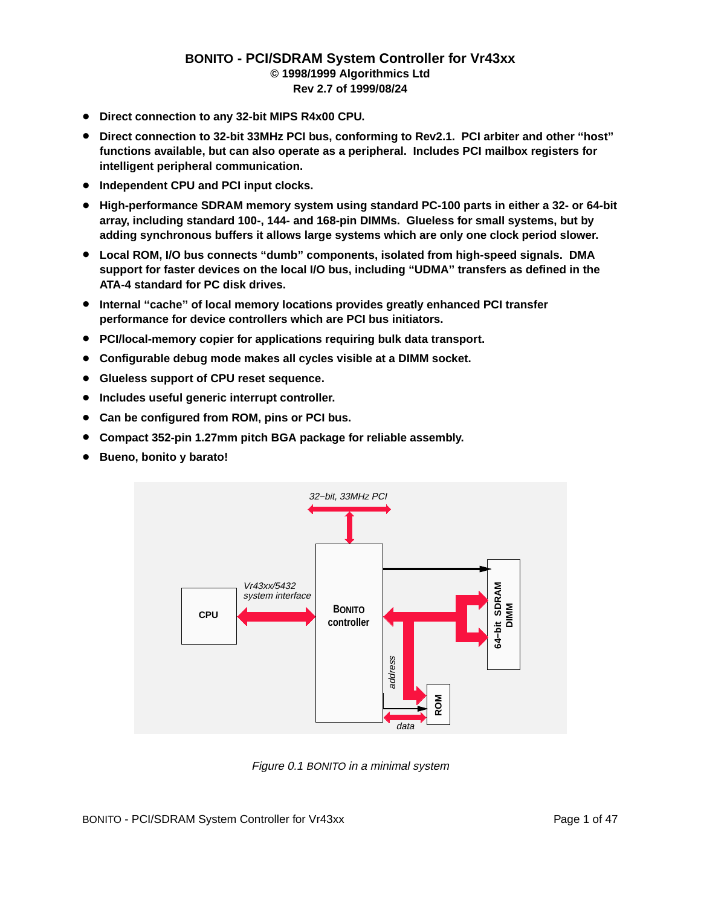# BONITO - PCI/SDRAM System Controller for Vr43xx

**© 1998/1999 Algorithmics Ltd**

**Rev 2.7 of 1999/08/24**

- **Direct connection to any 32-bit MIPS R4x00 CPU.**
- **Direct connection to 32-bit 33MHz PCI bus, conforming to Rev2.1. PCI arbiter and other "host" functions available, but can also operate as a peripheral. Includes PCI mailbox registers for intelligent peripheral communication.**
- **Independent CPU and PCI input clocks.**
- **High-performance SDRAM memory system using standard PC-100 parts in either a 32- or 64-bit array, including standard 100-, 144- and 168-pin DIMMs. Glueless for small systems, but by adding synchronous buffers it allows large systems which are only one clock period slower.**
- **Local ROM, I/O bus connects "dumb" components, isolated from high-speed signals. DMA support for faster devices on the local I/O bus, including "UDMA" transfers as defined in the ATA-4 standard for PC disk drives.**
- **Internal "cache" of local memory locations provides greatly enhanced PCI transfer performance for device controllers which are PCI bus initiators.**
- **PCI/local-memory copier for applications requiring bulk data transport.**
- **Configurable debug mode makes all cycles visible at a DIMM socket.**
- **Glueless support of CPU reset sequence.**
- **Includes useful generic interrupt controller.**
- **Can be configured from ROM, pins or PCI bus.**
- **Compact 352-pin 1.27mm pitch BGA package for reliable assembly.**
- **Bueno, bonito y barato!**

*32–bit, 33MHz PCI*

CPU — *Vr43xx/5432 system interface* — BONITO controller — 64–bit SDRAM DIMM — ROM (*address*, *data*)

*Figure 0.1 BONITO in a minimal system*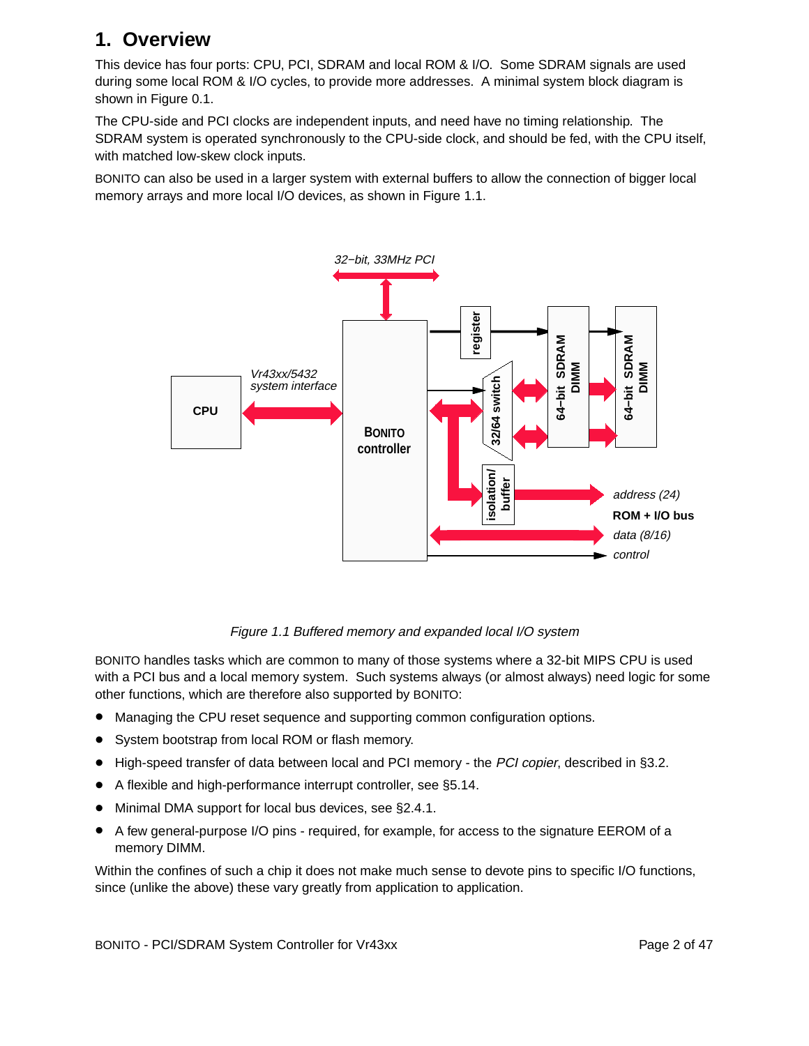# 1. Overview

This device has four ports: CPU, PCI, SDRAM and local ROM & I/O. Some SDRAM signals are used during some local ROM & I/O cycles, to provide more addresses. A minimal system block diagram is shown in Figure 0.1.

The CPU-side and PCI clocks are independent inputs, and need have no timing relationship. The SDRAM system is operated synchronously to the CPU-side clock, and should be fed, with the CPU itself, with matched low-skew clock inputs.

BONITO can also be used in a larger system with external buffers to allow the connection of bigger local memory arrays and more local I/O devices, as shown in Figure 1.1.

*Figure 1.1 Buffered memory and expanded local I/O system*

BONITO handles tasks which are common to many of those systems where a 32-bit MIPS CPU is used with a PCI bus and a local memory system. Such systems always (or almost always) need logic for some other functions, which are therefore also supported by BONITO:

- Managing the CPU reset sequence and supporting common configuration options.
- System bootstrap from local ROM or flash memory.
- High-speed transfer of data between local and PCI memory - the *PCI copier*, described in §3.2.
- A flexible and high-performance interrupt controller, see §5.14.
- Minimal DMA support for local bus devices, see §2.4.1.
- A few general-purpose I/O pins - required, for example, for access to the signature EEROM of a memory DIMM.

Within the confines of such a chip it does not make much sense to devote pins to specific I/O functions, since (unlike the above) these vary greatly from application to application.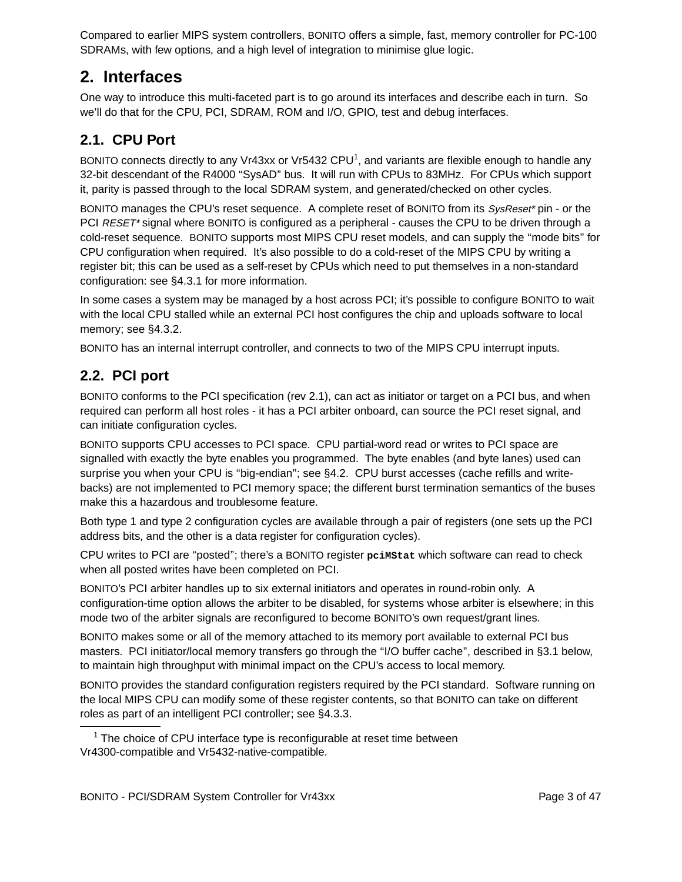Compared to earlier MIPS system controllers, BONITO offers a simple, fast, memory controller for PC-100 SDRAMs, with few options, and a high level of integration to minimise glue logic.

## 2. Interfaces

One way to introduce this multi-faceted part is to go around its interfaces and describe each in turn. So we'll do that for the CPU, PCI, SDRAM, ROM and I/O, GPIO, test and debug interfaces.

### 2.1. CPU Port

BONITO connects directly to any Vr43xx or Vr5432 CPU[1], and variants are flexible enough to handle any 32-bit descendant of the R4000 "SysAD" bus. It will run with CPUs to 83MHz. For CPUs which support it, parity is passed through to the local SDRAM system, and generated/checked on other cycles.

BONITO manages the CPU's reset sequence. A complete reset of BONITO from its *SysReset\** pin - or the PCI *RESET\** signal where BONITO is configured as a peripheral - causes the CPU to be driven through a cold-reset sequence. BONITO supports most MIPS CPU reset models, and can supply the "mode bits" for CPU configuration when required. It's also possible to do a cold-reset of the MIPS CPU by writing a register bit; this can be used as a self-reset by CPUs which need to put themselves in a non-standard configuration: see §4.3.1 for more information.

In some cases a system may be managed by a host across PCI; it's possible to configure BONITO to wait with the local CPU stalled while an external PCI host configures the chip and uploads software to local memory; see §4.3.2.

BONITO has an internal interrupt controller, and connects to two of the MIPS CPU interrupt inputs.

### 2.2. PCI port

BONITO conforms to the PCI specification (rev 2.1), can act as initiator or target on a PCI bus, and when required can perform all host roles - it has a PCI arbiter onboard, can source the PCI reset signal, and can initiate configuration cycles.

BONITO supports CPU accesses to PCI space. CPU partial-word read or writes to PCI space are signalled with exactly the byte enables you programmed. The byte enables (and byte lanes) used can surprise you when your CPU is "big-endian"; see §4.2. CPU burst accesses (cache refills and write-backs) are not implemented to PCI memory space; the different burst termination semantics of the buses make this a hazardous and troublesome feature.

Both type 1 and type 2 configuration cycles are available through a pair of registers (one sets up the PCI address bits, and the other is a data register for configuration cycles).

CPU writes to PCI are "posted"; there's a BONITO register **`pciMStat`** which software can read to check when all posted writes have been completed on PCI.

BONITO's PCI arbiter handles up to six external initiators and operates in round-robin only. A configuration-time option allows the arbiter to be disabled, for systems whose arbiter is elsewhere; in this mode two of the arbiter signals are reconfigured to become BONITO's own request/grant lines.

BONITO makes some or all of the memory attached to its memory port available to external PCI bus masters. PCI initiator/local memory transfers go through the "I/O buffer cache", described in §3.1 below, to maintain high throughput with minimal impact on the CPU's access to local memory.

BONITO provides the standard configuration registers required by the PCI standard. Software running on the local MIPS CPU can modify some of these register contents, so that BONITO can take on different roles as part of an intelligent PCI controller; see §4.3.3.

---

[1] The choice of CPU interface type is reconfigurable at reset time between Vr4300-compatible and Vr5432-native-compatible.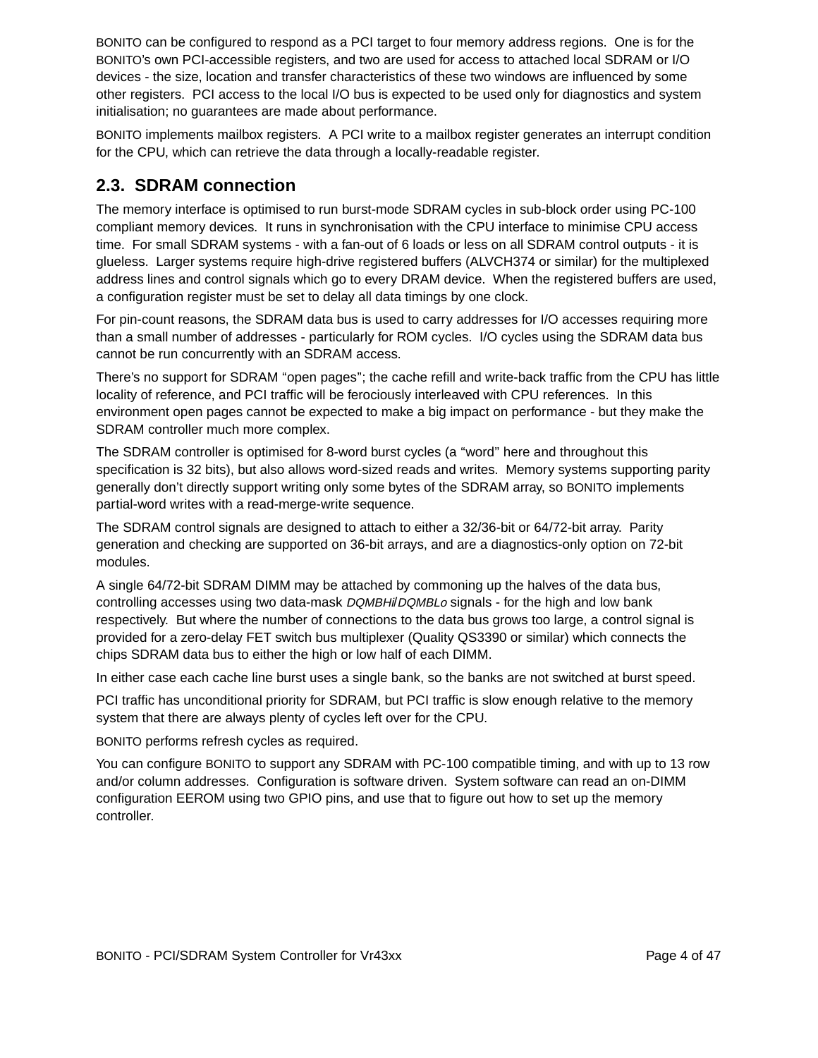BONITO can be configured to respond as a PCI target to four memory address regions. One is for the BONITO's own PCI-accessible registers, and two are used for access to attached local SDRAM or I/O devices - the size, location and transfer characteristics of these two windows are influenced by some other registers. PCI access to the local I/O bus is expected to be used only for diagnostics and system initialisation; no guarantees are made about performance.

BONITO implements mailbox registers. A PCI write to a mailbox register generates an interrupt condition for the CPU, which can retrieve the data through a locally-readable register.

## 2.3. SDRAM connection

The memory interface is optimised to run burst-mode SDRAM cycles in sub-block order using PC-100 compliant memory devices. It runs in synchronisation with the CPU interface to minimise CPU access time. For small SDRAM systems - with a fan-out of 6 loads or less on all SDRAM control outputs - it is glueless. Larger systems require high-drive registered buffers (ALVCH374 or similar) for the multiplexed address lines and control signals which go to every DRAM device. When the registered buffers are used, a configuration register must be set to delay all data timings by one clock.

For pin-count reasons, the SDRAM data bus is used to carry addresses for I/O accesses requiring more than a small number of addresses - particularly for ROM cycles. I/O cycles using the SDRAM data bus cannot be run concurrently with an SDRAM access.

There's no support for SDRAM “open pages”; the cache refill and write-back traffic from the CPU has little locality of reference, and PCI traffic will be ferociously interleaved with CPU references. In this environment open pages cannot be expected to make a big impact on performance - but they make the SDRAM controller much more complex.

The SDRAM controller is optimised for 8-word burst cycles (a “word” here and throughout this specification is 32 bits), but also allows word-sized reads and writes. Memory systems supporting parity generally don't directly support writing only some bytes of the SDRAM array, so BONITO implements partial-word writes with a read-merge-write sequence.

The SDRAM control signals are designed to attach to either a 32/36-bit or 64/72-bit array. Parity generation and checking are supported on 36-bit arrays, and are a diagnostics-only option on 72-bit modules.

A single 64/72-bit SDRAM DIMM may be attached by commoning up the halves of the data bus, controlling accesses using two data-mask *DQMBHi*/*DQMBLo* signals - for the high and low bank respectively. But where the number of connections to the data bus grows too large, a control signal is provided for a zero-delay FET switch bus multiplexer (Quality QS3390 or similar) which connects the chips SDRAM data bus to either the high or low half of each DIMM.

In either case each cache line burst uses a single bank, so the banks are not switched at burst speed.

PCI traffic has unconditional priority for SDRAM, but PCI traffic is slow enough relative to the memory system that there are always plenty of cycles left over for the CPU.

BONITO performs refresh cycles as required.

You can configure BONITO to support any SDRAM with PC-100 compatible timing, and with up to 13 row and/or column addresses. Configuration is software driven. System software can read an on-DIMM configuration EEROM using two GPIO pins, and use that to figure out how to set up the memory controller.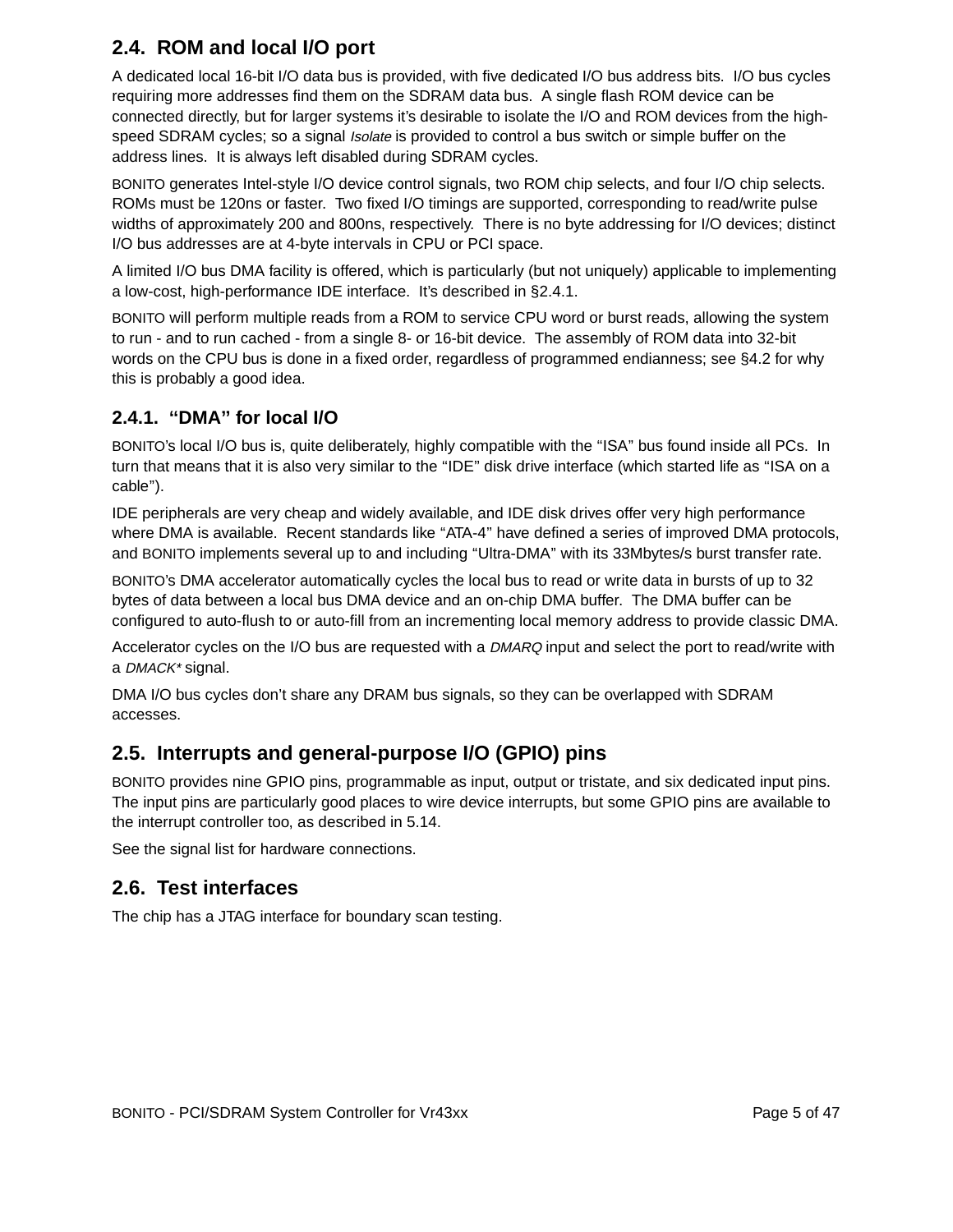## 2.4. ROM and local I/O port

A dedicated local 16-bit I/O data bus is provided, with five dedicated I/O bus address bits. I/O bus cycles requiring more addresses find them on the SDRAM data bus. A single flash ROM device can be connected directly, but for larger systems it's desirable to isolate the I/O and ROM devices from the high-speed SDRAM cycles; so a signal *Isolate* is provided to control a bus switch or simple buffer on the address lines. It is always left disabled during SDRAM cycles.

BONITO generates Intel-style I/O device control signals, two ROM chip selects, and four I/O chip selects. ROMs must be 120ns or faster. Two fixed I/O timings are supported, corresponding to read/write pulse widths of approximately 200 and 800ns, respectively. There is no byte addressing for I/O devices; distinct I/O bus addresses are at 4-byte intervals in CPU or PCI space.

A limited I/O bus DMA facility is offered, which is particularly (but not uniquely) applicable to implementing a low-cost, high-performance IDE interface. It's described in §2.4.1.

BONITO will perform multiple reads from a ROM to service CPU word or burst reads, allowing the system to run - and to run cached - from a single 8- or 16-bit device. The assembly of ROM data into 32-bit words on the CPU bus is done in a fixed order, regardless of programmed endianness; see §4.2 for why this is probably a good idea.

### 2.4.1. "DMA" for local I/O

BONITO's local I/O bus is, quite deliberately, highly compatible with the "ISA" bus found inside all PCs. In turn that means that it is also very similar to the "IDE" disk drive interface (which started life as "ISA on a cable").

IDE peripherals are very cheap and widely available, and IDE disk drives offer very high performance where DMA is available. Recent standards like "ATA-4" have defined a series of improved DMA protocols, and BONITO implements several up to and including "Ultra-DMA" with its 33Mbytes/s burst transfer rate.

BONITO's DMA accelerator automatically cycles the local bus to read or write data in bursts of up to 32 bytes of data between a local bus DMA device and an on-chip DMA buffer. The DMA buffer can be configured to auto-flush to or auto-fill from an incrementing local memory address to provide classic DMA.

Accelerator cycles on the I/O bus are requested with a *DMARQ* input and select the port to read/write with a *DMACK** signal.

DMA I/O bus cycles don't share any DRAM bus signals, so they can be overlapped with SDRAM accesses.

## 2.5. Interrupts and general-purpose I/O (GPIO) pins

BONITO provides nine GPIO pins, programmable as input, output or tristate, and six dedicated input pins. The input pins are particularly good places to wire device interrupts, but some GPIO pins are available to the interrupt controller too, as described in 5.14.

See the signal list for hardware connections.

## 2.6. Test interfaces

The chip has a JTAG interface for boundary scan testing.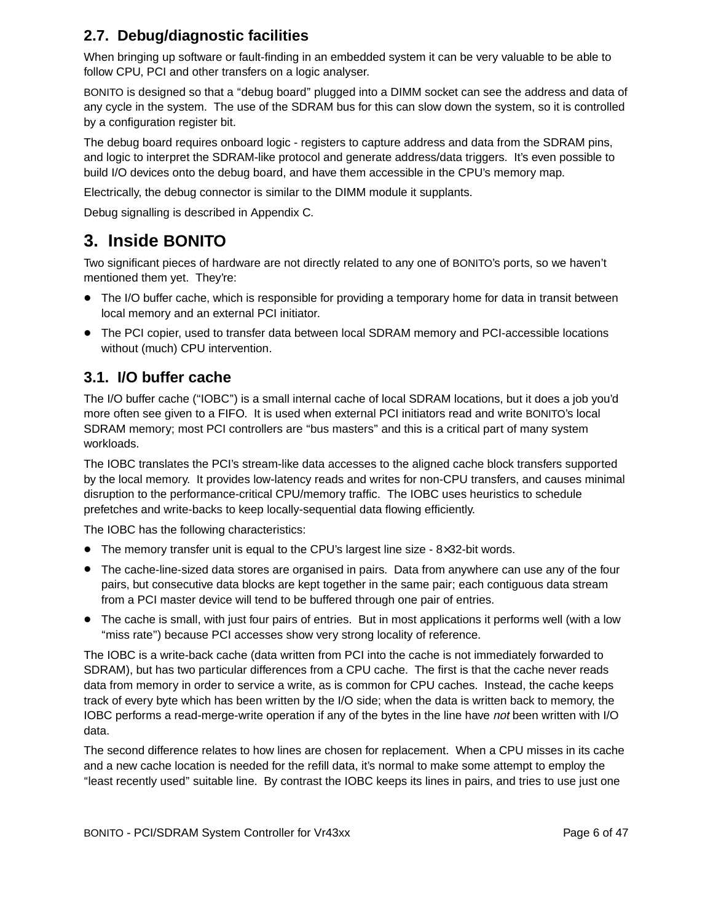## 2.7. Debug/diagnostic facilities

When bringing up software or fault-finding in an embedded system it can be very valuable to be able to follow CPU, PCI and other transfers on a logic analyser.

BONITO is designed so that a "debug board" plugged into a DIMM socket can see the address and data of any cycle in the system. The use of the SDRAM bus for this can slow down the system, so it is controlled by a configuration register bit.

The debug board requires onboard logic - registers to capture address and data from the SDRAM pins, and logic to interpret the SDRAM-like protocol and generate address/data triggers. It's even possible to build I/O devices onto the debug board, and have them accessible in the CPU's memory map.

Electrically, the debug connector is similar to the DIMM module it supplants.

Debug signalling is described in Appendix C.

# 3. Inside BONITO

Two significant pieces of hardware are not directly related to any one of BONITO's ports, so we haven't mentioned them yet. They're:

- The I/O buffer cache, which is responsible for providing a temporary home for data in transit between local memory and an external PCI initiator.
- The PCI copier, used to transfer data between local SDRAM memory and PCI-accessible locations without (much) CPU intervention.

## 3.1. I/O buffer cache

The I/O buffer cache ("IOBC") is a small internal cache of local SDRAM locations, but it does a job you'd more often see given to a FIFO. It is used when external PCI initiators read and write BONITO's local SDRAM memory; most PCI controllers are "bus masters" and this is a critical part of many system workloads.

The IOBC translates the PCI's stream-like data accesses to the aligned cache block transfers supported by the local memory. It provides low-latency reads and writes for non-CPU transfers, and causes minimal disruption to the performance-critical CPU/memory traffic. The IOBC uses heuristics to schedule prefetches and write-backs to keep locally-sequential data flowing efficiently.

The IOBC has the following characteristics:

- The memory transfer unit is equal to the CPU's largest line size - 8×32-bit words.
- The cache-line-sized data stores are organised in pairs. Data from anywhere can use any of the four pairs, but consecutive data blocks are kept together in the same pair; each contiguous data stream from a PCI master device will tend to be buffered through one pair of entries.
- The cache is small, with just four pairs of entries. But in most applications it performs well (with a low "miss rate") because PCI accesses show very strong locality of reference.

The IOBC is a write-back cache (data written from PCI into the cache is not immediately forwarded to SDRAM), but has two particular differences from a CPU cache. The first is that the cache never reads data from memory in order to service a write, as is common for CPU caches. Instead, the cache keeps track of every byte which has been written by the I/O side; when the data is written back to memory, the IOBC performs a read-merge-write operation if any of the bytes in the line have *not* been written with I/O data.

The second difference relates to how lines are chosen for replacement. When a CPU misses in its cache and a new cache location is needed for the refill data, it's normal to make some attempt to employ the "least recently used" suitable line. By contrast the IOBC keeps its lines in pairs, and tries to use just one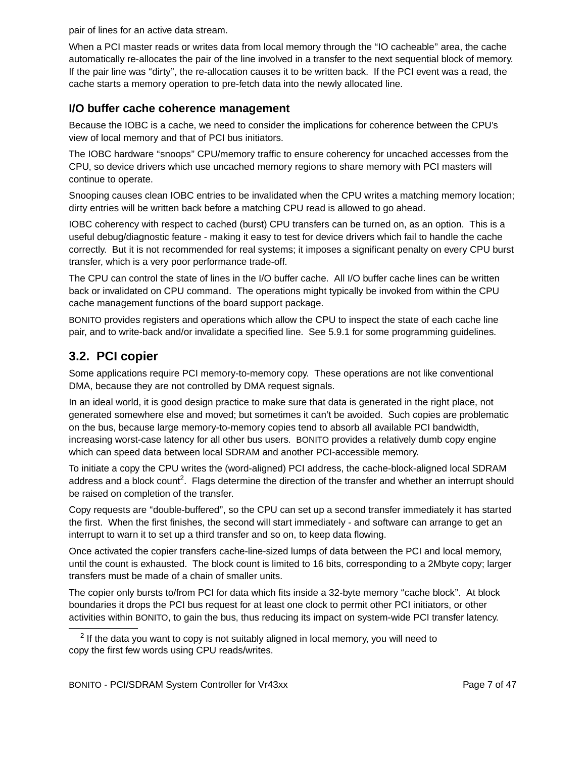pair of lines for an active data stream.

When a PCI master reads or writes data from local memory through the "IO cacheable" area, the cache automatically re-allocates the pair of the line involved in a transfer to the next sequential block of memory. If the pair line was "dirty", the re-allocation causes it to be written back. If the PCI event was a read, the cache starts a memory operation to pre-fetch data into the newly allocated line.

### I/O buffer cache coherence management

Because the IOBC is a cache, we need to consider the implications for coherence between the CPU's view of local memory and that of PCI bus initiators.

The IOBC hardware "snoops" CPU/memory traffic to ensure coherency for uncached accesses from the CPU, so device drivers which use uncached memory regions to share memory with PCI masters will continue to operate.

Snooping causes clean IOBC entries to be invalidated when the CPU writes a matching memory location; dirty entries will be written back before a matching CPU read is allowed to go ahead.

IOBC coherency with respect to cached (burst) CPU transfers can be turned on, as an option. This is a useful debug/diagnostic feature - making it easy to test for device drivers which fail to handle the cache correctly. But it is not recommended for real systems; it imposes a significant penalty on every CPU burst transfer, which is a very poor performance trade-off.

The CPU can control the state of lines in the I/O buffer cache. All I/O buffer cache lines can be written back or invalidated on CPU command. The operations might typically be invoked from within the CPU cache management functions of the board support package.

BONITO provides registers and operations which allow the CPU to inspect the state of each cache line pair, and to write-back and/or invalidate a specified line. See 5.9.1 for some programming guidelines.

## 3.2. PCI copier

Some applications require PCI memory-to-memory copy. These operations are not like conventional DMA, because they are not controlled by DMA request signals.

In an ideal world, it is good design practice to make sure that data is generated in the right place, not generated somewhere else and moved; but sometimes it can't be avoided. Such copies are problematic on the bus, because large memory-to-memory copies tend to absorb all available PCI bandwidth, increasing worst-case latency for all other bus users. BONITO provides a relatively dumb copy engine which can speed data between local SDRAM and another PCI-accessible memory.

To initiate a copy the CPU writes the (word-aligned) PCI address, the cache-block-aligned local SDRAM address and a block count[2]. Flags determine the direction of the transfer and whether an interrupt should be raised on completion of the transfer.

Copy requests are "double-buffered", so the CPU can set up a second transfer immediately it has started the first. When the first finishes, the second will start immediately - and software can arrange to get an interrupt to warn it to set up a third transfer and so on, to keep data flowing.

Once activated the copier transfers cache-line-sized lumps of data between the PCI and local memory, until the count is exhausted. The block count is limited to 16 bits, corresponding to a 2Mbyte copy; larger transfers must be made of a chain of smaller units.

The copier only bursts to/from PCI for data which fits inside a 32-byte memory "cache block". At block boundaries it drops the PCI bus request for at least one clock to permit other PCI initiators, or other activities within BONITO, to gain the bus, thus reducing its impact on system-wide PCI transfer latency.

---

[2] If the data you want to copy is not suitably aligned in local memory, you will need to copy the first few words using CPU reads/writes.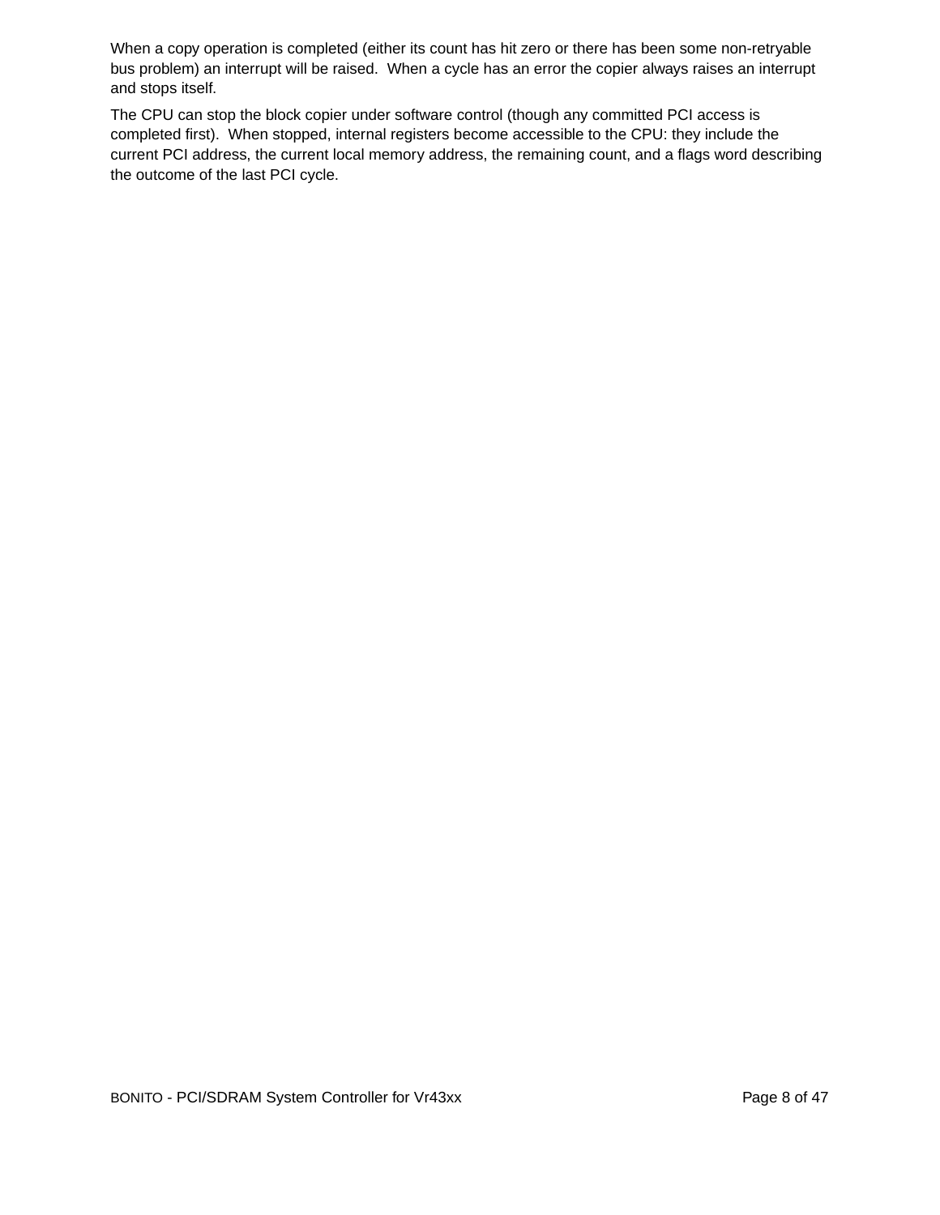When a copy operation is completed (either its count has hit zero or there has been some non-retryable bus problem) an interrupt will be raised.  When a cycle has an error the copier always raises an interrupt and stops itself.

The CPU can stop the block copier under software control (though any committed PCI access is completed first).  When stopped, internal registers become accessible to the CPU: they include the current PCI address, the current local memory address, the remaining count, and a flags word describing the outcome of the last PCI cycle.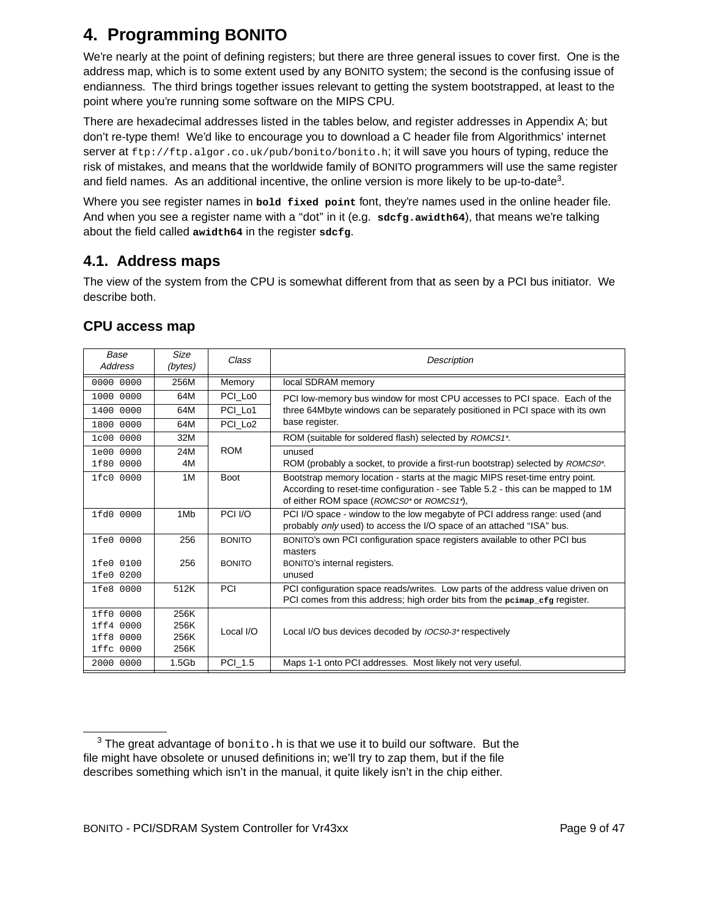# 4. Programming BONITO

We're nearly at the point of defining registers; but there are three general issues to cover first. One is the address map, which is to some extent used by any BONITO system; the second is the confusing issue of endianness. The third brings together issues relevant to getting the system bootstrapped, at least to the point where you're running some software on the MIPS CPU.

There are hexadecimal addresses listed in the tables below, and register addresses in Appendix A; but don't re-type them! We'd like to encourage you to download a C header file from Algorithmics' internet server at `ftp://ftp.algor.co.uk/pub/bonito/bonito.h`; it will save you hours of typing, reduce the risk of mistakes, and means that the worldwide family of BONITO programmers will use the same register and field names. As an additional incentive, the online version is more likely to be up-to-date[3].

Where you see register names in **`bold fixed point`** font, they're names used in the online header file. And when you see a register name with a "dot" in it (e.g. **`sdcfg.awidth64`**), that means we're talking about the field called **`awidth64`** in the register **`sdcfg`**.

## 4.1. Address maps

The view of the system from the CPU is somewhat different from that as seen by a PCI bus initiator. We describe both.

### CPU access map

| *Base Address* | *Size (bytes)* | *Class* | *Description* |
|---|---|---|---|
| `0000 0000` | 256M | Memory | local SDRAM memory |
| `1000 0000` | 64M | PCI_Lo0 | PCI low-memory bus window for most CPU accesses to PCI space. Each of the three 64Mbyte windows can be separately positioned in PCI space with its own base register. |
| `1400 0000` | 64M | PCI_Lo1 | |
| `1800 0000` | 64M | PCI_Lo2 | |
| `1c00 0000` | 32M | ROM | ROM (suitable for soldered flash) selected by *ROMCS1\**. |
| `1e00 0000`<br>`1f80 0000` | 24M<br>4M | | unused<br>ROM (probably a socket, to provide a first-run bootstrap) selected by *ROMCS0\**. |
| `1fc0 0000` | 1M | Boot | Bootstrap memory location - starts at the magic MIPS reset-time entry point. According to reset-time configuration - see Table 5.2 - this can be mapped to 1M of either ROM space (*ROMCS0\** or *ROMCS1\**), |
| `1fd0 0000` | 1Mb | PCI I/O | PCI I/O space - window to the low megabyte of PCI address range: used (and probably *only* used) to access the I/O space of an attached "ISA" bus. |
| `1fe0 0000`<br><br>`1fe0 0100`<br>`1fe0 0200` | 256<br><br>256 | BONITO<br><br>BONITO | BONITO's own PCI configuration space registers available to other PCI bus masters<br>BONITO's internal registers.<br>unused |
| `1fe8 0000` | 512K | PCI | PCI configuration space reads/writes. Low parts of the address value driven on PCI comes from this address; high order bits from the **`pcimap_cfg`** register. |
| `1ff0 0000`<br>`1ff4 0000`<br>`1ff8 0000`<br>`1ffc 0000` | 256K<br>256K<br>256K<br>256K | Local I/O | Local I/O bus devices decoded by *IOCS0-3\** respectively |
| `2000 0000` | 1.5Gb | PCI_1.5 | Maps 1-1 onto PCI addresses. Most likely not very useful. |

[3] The great advantage of `bonito.h` is that we use it to build our software. But the file might have obsolete or unused definitions in; we'll try to zap them, but if the file describes something which isn't in the manual, it quite likely isn't in the chip either.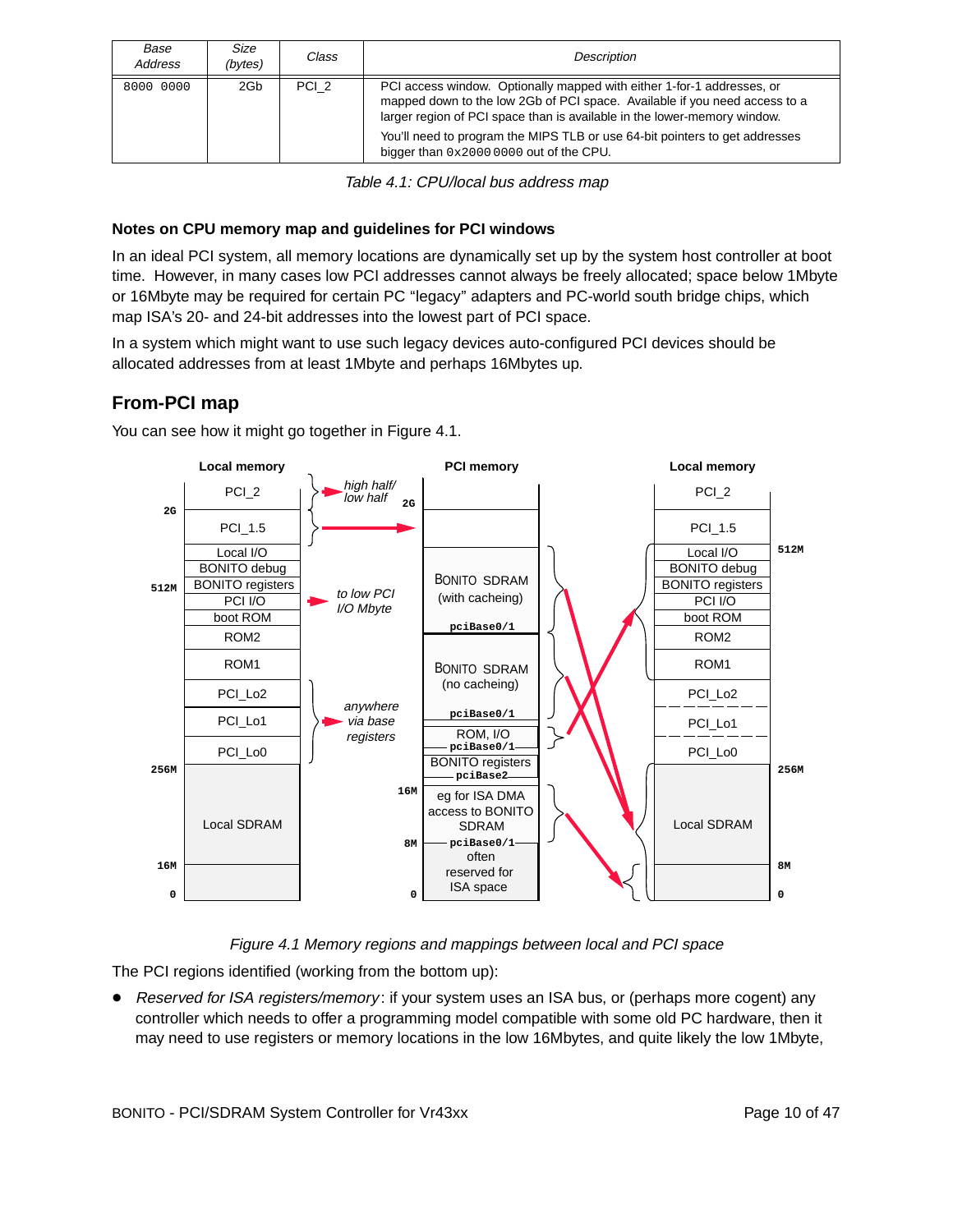| Base Address | Size (bytes) | Class | Description |
|---|---|---|---|
| 8000 0000 | 2Gb | PCI_2 | PCI access window. Optionally mapped with either 1-for-1 addresses, or mapped down to the low 2Gb of PCI space. Available if you need access to a larger region of PCI space than is available in the lower-memory window. You'll need to program the MIPS TLB or use 64-bit pointers to get addresses bigger than 0x2000 0000 out of the CPU. |

*Table 4.1: CPU/local bus address map*

#### Notes on CPU memory map and guidelines for PCI windows

In an ideal PCI system, all memory locations are dynamically set up by the system host controller at boot time. However, in many cases low PCI addresses cannot always be freely allocated; space below 1Mbyte or 16Mbyte may be required for certain PC "legacy" adapters and PC-world south bridge chips, which map ISA's 20- and 24-bit addresses into the lowest part of PCI space.

In a system which might want to use such legacy devices auto-configured PCI devices should be allocated addresses from at least 1Mbyte and perhaps 16Mbytes up.

### From-PCI map

You can see how it might go together in Figure 4.1.

*Figure 4.1 Memory regions and mappings between local and PCI space*

The PCI regions identified (working from the bottom up):

- *Reserved for ISA registers/memory*: if your system uses an ISA bus, or (perhaps more cogent) any controller which needs to offer a programming model compatible with some old PC hardware, then it may need to use registers or memory locations in the low 16Mbytes, and quite likely the low 1Mbyte,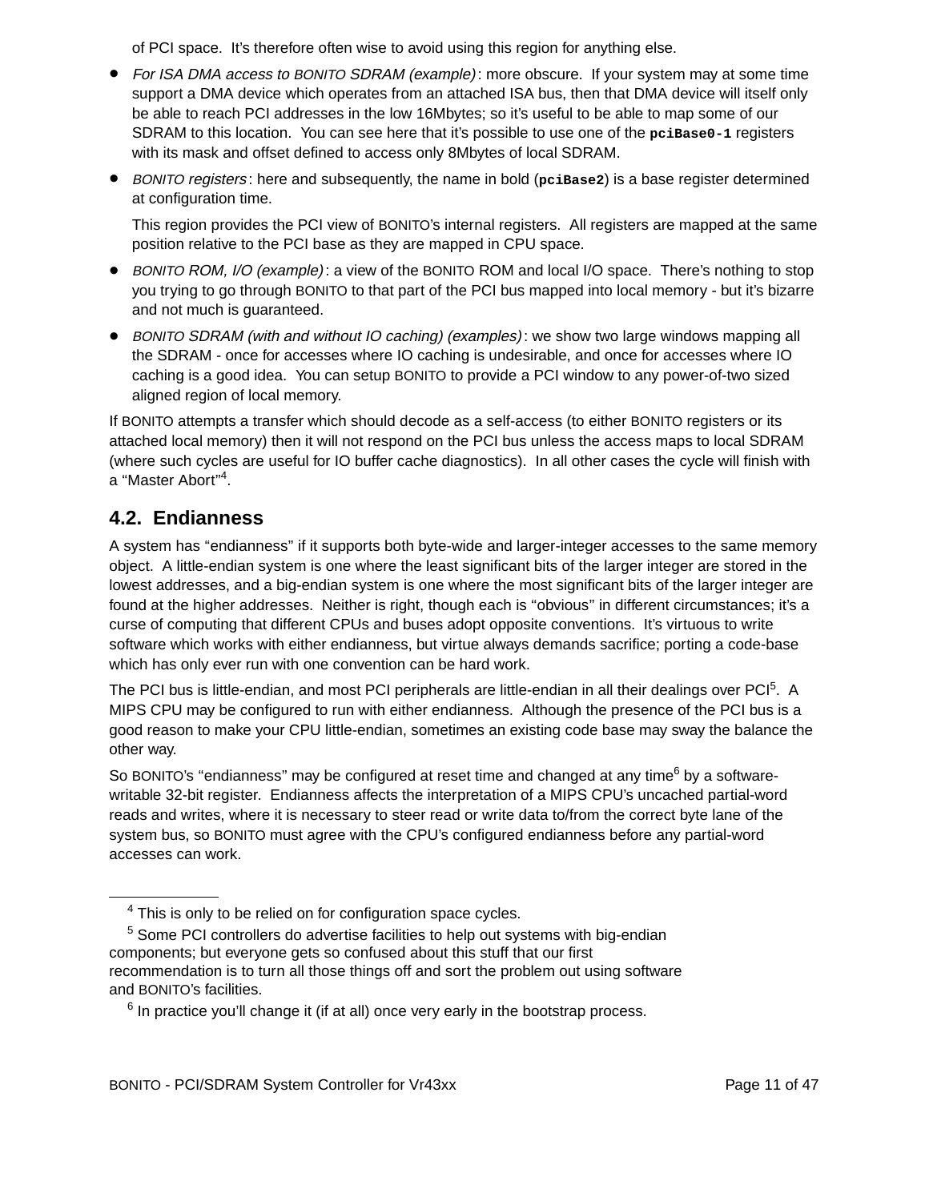of PCI space. It's therefore often wise to avoid using this region for anything else.

- *For ISA DMA access to BONITO SDRAM (example)*: more obscure. If your system may at some time support a DMA device which operates from an attached ISA bus, then that DMA device will itself only be able to reach PCI addresses in the low 16Mbytes; so it's useful to be able to map some of our SDRAM to this location. You can see here that it's possible to use one of the **`pciBase0-1`** registers with its mask and offset defined to access only 8Mbytes of local SDRAM.
- *BONITO registers*: here and subsequently, the name in bold (**`pciBase2`**) is a base register determined at configuration time.

  This region provides the PCI view of BONITO's internal registers. All registers are mapped at the same position relative to the PCI base as they are mapped in CPU space.
- *BONITO ROM, I/O (example)*: a view of the BONITO ROM and local I/O space. There's nothing to stop you trying to go through BONITO to that part of the PCI bus mapped into local memory - but it's bizarre and not much is guaranteed.
- *BONITO SDRAM (with and without IO caching) (examples)*: we show two large windows mapping all the SDRAM - once for accesses where IO caching is undesirable, and once for accesses where IO caching is a good idea. You can setup BONITO to provide a PCI window to any power-of-two sized aligned region of local memory.

If BONITO attempts a transfer which should decode as a self-access (to either BONITO registers or its attached local memory) then it will not respond on the PCI bus unless the access maps to local SDRAM (where such cycles are useful for IO buffer cache diagnostics). In all other cases the cycle will finish with a "Master Abort"[4].

## 4.2. Endianness

A system has "endianness" if it supports both byte-wide and larger-integer accesses to the same memory object. A little-endian system is one where the least significant bits of the larger integer are stored in the lowest addresses, and a big-endian system is one where the most significant bits of the larger integer are found at the higher addresses. Neither is right, though each is "obvious" in different circumstances; it's a curse of computing that different CPUs and buses adopt opposite conventions. It's virtuous to write software which works with either endianness, but virtue always demands sacrifice; porting a code-base which has only ever run with one convention can be hard work.

The PCI bus is little-endian, and most PCI peripherals are little-endian in all their dealings over PCI[5]. A MIPS CPU may be configured to run with either endianness. Although the presence of the PCI bus is a good reason to make your CPU little-endian, sometimes an existing code base may sway the balance the other way.

So BONITO's "endianness" may be configured at reset time and changed at any time[6] by a software-writable 32-bit register. Endianness affects the interpretation of a MIPS CPU's uncached partial-word reads and writes, where it is necessary to steer read or write data to/from the correct byte lane of the system bus, so BONITO must agree with the CPU's configured endianness before any partial-word accesses can work.

---

[4] This is only to be relied on for configuration space cycles.

[5] Some PCI controllers do advertise facilities to help out systems with big-endian components; but everyone gets so confused about this stuff that our first recommendation is to turn all those things off and sort the problem out using software and BONITO's facilities.

[6] In practice you'll change it (if at all) once very early in the bootstrap process.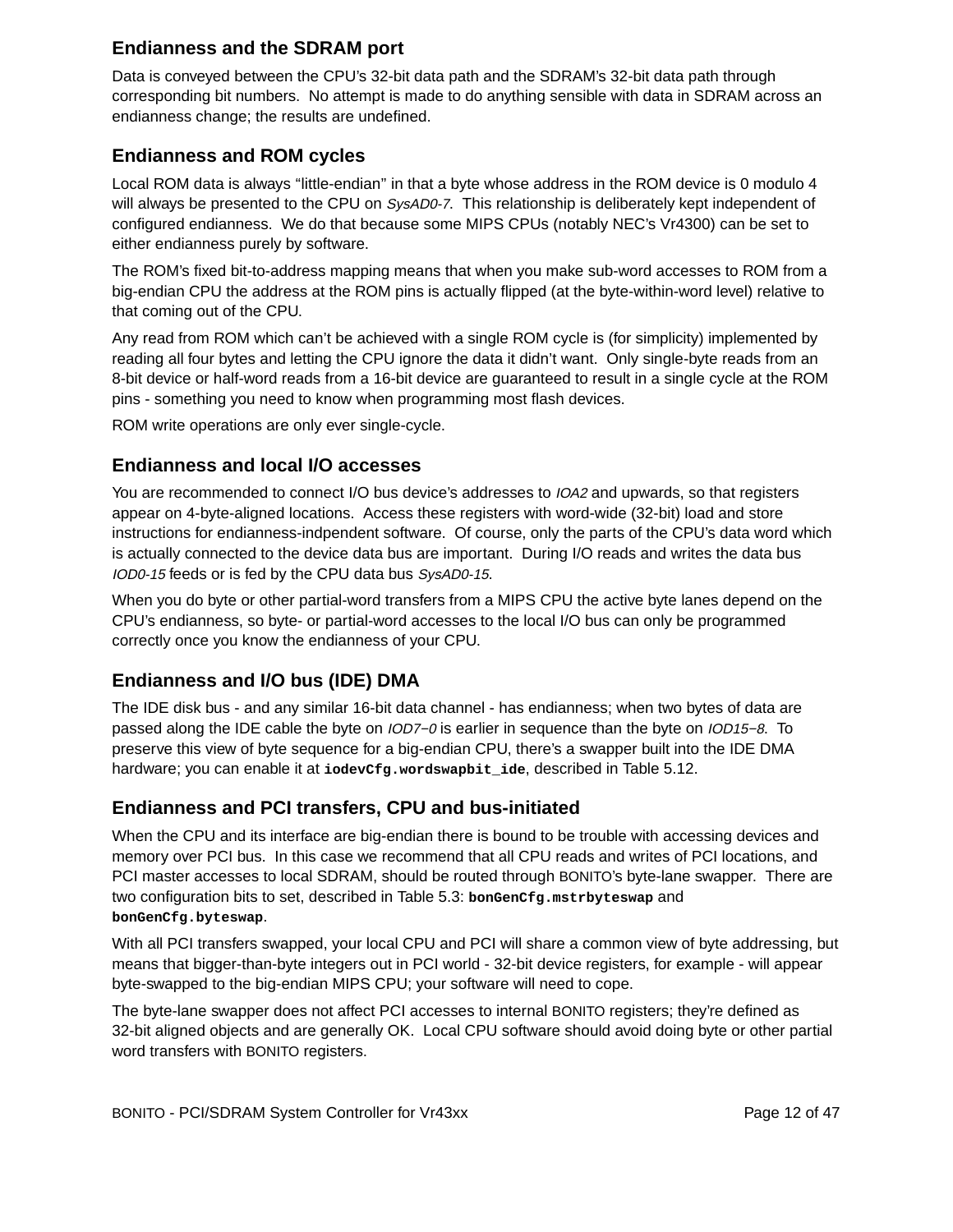### Endianness and the SDRAM port

Data is conveyed between the CPU's 32-bit data path and the SDRAM's 32-bit data path through corresponding bit numbers. No attempt is made to do anything sensible with data in SDRAM across an endianness change; the results are undefined.

### Endianness and ROM cycles

Local ROM data is always "little-endian" in that a byte whose address in the ROM device is 0 modulo 4 will always be presented to the CPU on *SysAD0-7*. This relationship is deliberately kept independent of configured endianness. We do that because some MIPS CPUs (notably NEC's Vr4300) can be set to either endianness purely by software.

The ROM's fixed bit-to-address mapping means that when you make sub-word accesses to ROM from a big-endian CPU the address at the ROM pins is actually flipped (at the byte-within-word level) relative to that coming out of the CPU.

Any read from ROM which can't be achieved with a single ROM cycle is (for simplicity) implemented by reading all four bytes and letting the CPU ignore the data it didn't want. Only single-byte reads from an 8-bit device or half-word reads from a 16-bit device are guaranteed to result in a single cycle at the ROM pins - something you need to know when programming most flash devices.

ROM write operations are only ever single-cycle.

### Endianness and local I/O accesses

You are recommended to connect I/O bus device's addresses to *IOA2* and upwards, so that registers appear on 4-byte-aligned locations. Access these registers with word-wide (32-bit) load and store instructions for endianness-indpendent software. Of course, only the parts of the CPU's data word which is actually connected to the device data bus are important. During I/O reads and writes the data bus *IOD0-15* feeds or is fed by the CPU data bus *SysAD0-15*.

When you do byte or other partial-word transfers from a MIPS CPU the active byte lanes depend on the CPU's endianness, so byte- or partial-word accesses to the local I/O bus can only be programmed correctly once you know the endianness of your CPU.

### Endianness and I/O bus (IDE) DMA

The IDE disk bus - and any similar 16-bit data channel - has endianness; when two bytes of data are passed along the IDE cable the byte on *IOD7−0* is earlier in sequence than the byte on *IOD15−8*. To preserve this view of byte sequence for a big-endian CPU, there's a swapper built into the IDE DMA hardware; you can enable it at **`iodevCfg.wordswapbit_ide`**, described in Table 5.12.

### Endianness and PCI transfers, CPU and bus-initiated

When the CPU and its interface are big-endian there is bound to be trouble with accessing devices and memory over PCI bus. In this case we recommend that all CPU reads and writes of PCI locations, and PCI master accesses to local SDRAM, should be routed through BONITO's byte-lane swapper. There are two configuration bits to set, described in Table 5.3: **`bonGenCfg.mstrbyteswap`** and **`bonGenCfg.byteswap`**.

With all PCI transfers swapped, your local CPU and PCI will share a common view of byte addressing, but means that bigger-than-byte integers out in PCI world - 32-bit device registers, for example - will appear byte-swapped to the big-endian MIPS CPU; your software will need to cope.

The byte-lane swapper does not affect PCI accesses to internal BONITO registers; they're defined as 32-bit aligned objects and are generally OK. Local CPU software should avoid doing byte or other partial word transfers with BONITO registers.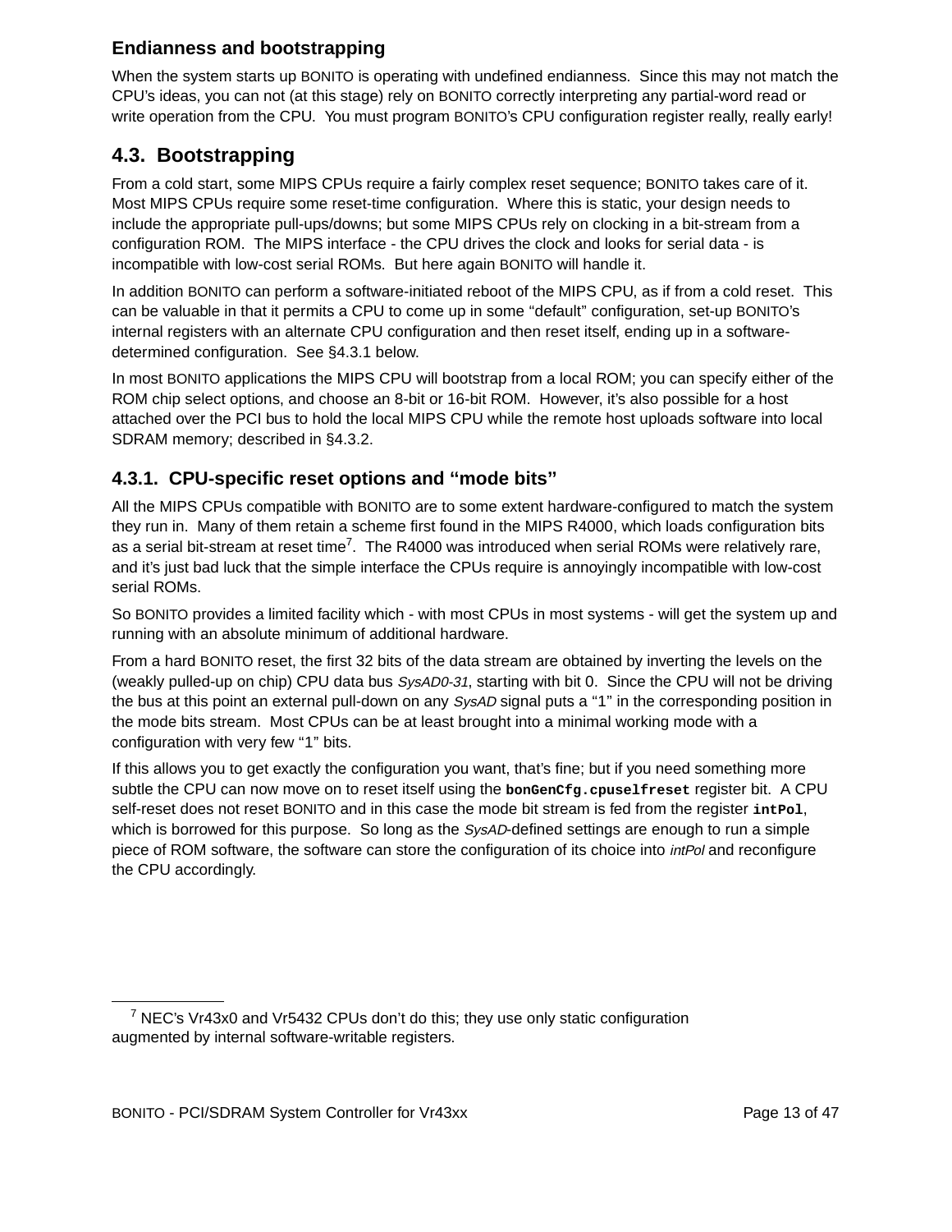### Endianness and bootstrapping

When the system starts up BONITO is operating with undefined endianness. Since this may not match the CPU's ideas, you can not (at this stage) rely on BONITO correctly interpreting any partial-word read or write operation from the CPU. You must program BONITO's CPU configuration register really, really early!

## 4.3. Bootstrapping

From a cold start, some MIPS CPUs require a fairly complex reset sequence; BONITO takes care of it. Most MIPS CPUs require some reset-time configuration. Where this is static, your design needs to include the appropriate pull-ups/downs; but some MIPS CPUs rely on clocking in a bit-stream from a configuration ROM. The MIPS interface - the CPU drives the clock and looks for serial data - is incompatible with low-cost serial ROMs. But here again BONITO will handle it.

In addition BONITO can perform a software-initiated reboot of the MIPS CPU, as if from a cold reset. This can be valuable in that it permits a CPU to come up in some "default" configuration, set-up BONITO's internal registers with an alternate CPU configuration and then reset itself, ending up in a software-determined configuration. See §4.3.1 below.

In most BONITO applications the MIPS CPU will bootstrap from a local ROM; you can specify either of the ROM chip select options, and choose an 8-bit or 16-bit ROM. However, it's also possible for a host attached over the PCI bus to hold the local MIPS CPU while the remote host uploads software into local SDRAM memory; described in §4.3.2.

### 4.3.1. CPU-specific reset options and "mode bits"

All the MIPS CPUs compatible with BONITO are to some extent hardware-configured to match the system they run in. Many of them retain a scheme first found in the MIPS R4000, which loads configuration bits as a serial bit-stream at reset time[7]. The R4000 was introduced when serial ROMs were relatively rare, and it's just bad luck that the simple interface the CPUs require is annoyingly incompatible with low-cost serial ROMs.

So BONITO provides a limited facility which - with most CPUs in most systems - will get the system up and running with an absolute minimum of additional hardware.

From a hard BONITO reset, the first 32 bits of the data stream are obtained by inverting the levels on the (weakly pulled-up on chip) CPU data bus *SysAD0-31*, starting with bit 0. Since the CPU will not be driving the bus at this point an external pull-down on any *SysAD* signal puts a "1" in the corresponding position in the mode bits stream. Most CPUs can be at least brought into a minimal working mode with a configuration with very few "1" bits.

If this allows you to get exactly the configuration you want, that's fine; but if you need something more subtle the CPU can now move on to reset itself using the **`bonGenCfg.cpuselfreset`** register bit. A CPU self-reset does not reset BONITO and in this case the mode bit stream is fed from the register **`intPol`**, which is borrowed for this purpose. So long as the *SysAD*-defined settings are enough to run a simple piece of ROM software, the software can store the configuration of its choice into *intPol* and reconfigure the CPU accordingly.

---

[7] NEC's Vr43x0 and Vr5432 CPUs don't do this; they use only static configuration augmented by internal software-writable registers.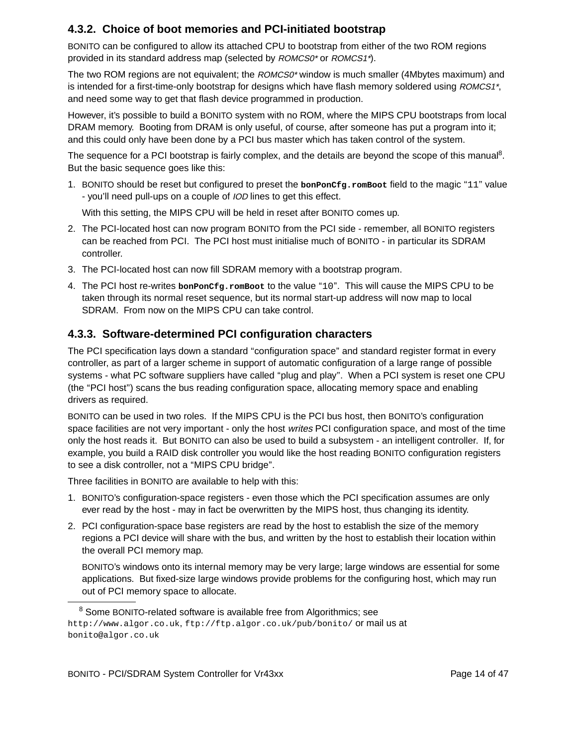### 4.3.2. Choice of boot memories and PCI-initiated bootstrap

BONITO can be configured to allow its attached CPU to bootstrap from either of the two ROM regions provided in its standard address map (selected by *ROMCS0** or *ROMCS1**).

The two ROM regions are not equivalent; the *ROMCS0** window is much smaller (4Mbytes maximum) and is intended for a first-time-only bootstrap for designs which have flash memory soldered using *ROMCS1**, and need some way to get that flash device programmed in production.

However, it's possible to build a BONITO system with no ROM, where the MIPS CPU bootstraps from local DRAM memory. Booting from DRAM is only useful, of course, after someone has put a program into it; and this could only have been done by a PCI bus master which has taken control of the system.

The sequence for a PCI bootstrap is fairly complex, and the details are beyond the scope of this manual[8]. But the basic sequence goes like this:

1. BONITO should be reset but configured to preset the **`bonPonCfg.romBoot`** field to the magic "`11`" value - you'll need pull-ups on a couple of *IOD* lines to get this effect.

   With this setting, the MIPS CPU will be held in reset after BONITO comes up.

2. The PCI-located host can now program BONITO from the PCI side - remember, all BONITO registers can be reached from PCI. The PCI host must initialise much of BONITO - in particular its SDRAM controller.

3. The PCI-located host can now fill SDRAM memory with a bootstrap program.

4. The PCI host re-writes **`bonPonCfg.romBoot`** to the value "`10`". This will cause the MIPS CPU to be taken through its normal reset sequence, but its normal start-up address will now map to local SDRAM. From now on the MIPS CPU can take control.

### 4.3.3. Software-determined PCI configuration characters

The PCI specification lays down a standard "configuration space" and standard register format in every controller, as part of a larger scheme in support of automatic configuration of a large range of possible systems - what PC software suppliers have called "plug and play". When a PCI system is reset one CPU (the "PCI host") scans the bus reading configuration space, allocating memory space and enabling drivers as required.

BONITO can be used in two roles. If the MIPS CPU is the PCI bus host, then BONITO's configuration space facilities are not very important - only the host *writes* PCI configuration space, and most of the time only the host reads it. But BONITO can also be used to build a subsystem - an intelligent controller. If, for example, you build a RAID disk controller you would like the host reading BONITO configuration registers to see a disk controller, not a "MIPS CPU bridge".

Three facilities in BONITO are available to help with this:

1. BONITO's configuration-space registers - even those which the PCI specification assumes are only ever read by the host - may in fact be overwritten by the MIPS host, thus changing its identity.

2. PCI configuration-space base registers are read by the host to establish the size of the memory regions a PCI device will share with the bus, and written by the host to establish their location within the overall PCI memory map.

   BONITO's windows onto its internal memory may be very large; large windows are essential for some applications. But fixed-size large windows provide problems for the configuring host, which may run out of PCI memory space to allocate.

---

[8] Some BONITO-related software is available free from Algorithmics; see `http://www.algor.co.uk`, `ftp://ftp.algor.co.uk/pub/bonito/` or mail us at `bonito@algor.co.uk`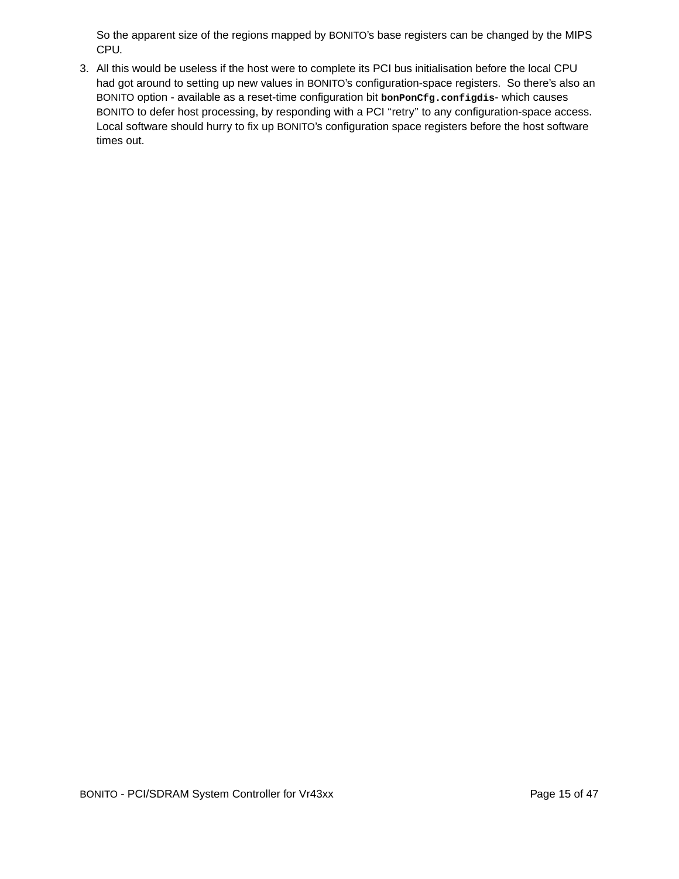So the apparent size of the regions mapped by BONITO's base registers can be changed by the MIPS CPU.

3. All this would be useless if the host were to complete its PCI bus initialisation before the local CPU had got around to setting up new values in BONITO's configuration-space registers. So there's also an BONITO option - available as a reset-time configuration bit **`bonPonCfg.configdis`**- which causes BONITO to defer host processing, by responding with a PCI "retry" to any configuration-space access. Local software should hurry to fix up BONITO's configuration space registers before the host software times out.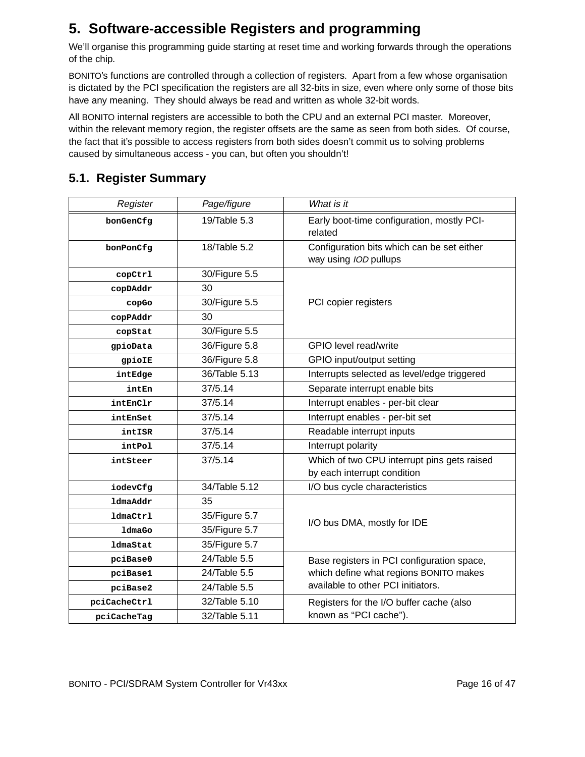# 5. Software-accessible Registers and programming

We'll organise this programming guide starting at reset time and working forwards through the operations of the chip.

BONITO's functions are controlled through a collection of registers. Apart from a few whose organisation is dictated by the PCI specification the registers are all 32-bits in size, even where only some of those bits have any meaning. They should always be read and written as whole 32-bit words.

All BONITO internal registers are accessible to both the CPU and an external PCI master. Moreover, within the relevant memory region, the register offsets are the same as seen from both sides. Of course, the fact that it's possible to access registers from both sides doesn't commit us to solving problems caused by simultaneous access - you can, but often you shouldn't!

## 5.1. Register Summary

| *Register* | *Page/figure* | *What is it* |
|---|---|---|
| `bonGenCfg` | 19/Table 5.3 | Early boot-time configuration, mostly PCI-related |
| `bonPonCfg` | 18/Table 5.2 | Configuration bits which can be set either way using *IOD* pullups |
| `copCtrl` | 30/Figure 5.5 | PCI copier registers |
| `copDAddr` | 30 | |
| `copGo` | 30/Figure 5.5 | |
| `copPAddr` | 30 | |
| `copStat` | 30/Figure 5.5 | |
| `gpioData` | 36/Figure 5.8 | GPIO level read/write |
| `gpioIE` | 36/Figure 5.8 | GPIO input/output setting |
| `intEdge` | 36/Table 5.13 | Interrupts selected as level/edge triggered |
| `intEn` | 37/5.14 | Separate interrupt enable bits |
| `intEnClr` | 37/5.14 | Interrupt enables - per-bit clear |
| `intEnSet` | 37/5.14 | Interrupt enables - per-bit set |
| `intISR` | 37/5.14 | Readable interrupt inputs |
| `intPol` | 37/5.14 | Interrupt polarity |
| `intSteer` | 37/5.14 | Which of two CPU interrupt pins gets raised by each interrupt condition |
| `iodevCfg` | 34/Table 5.12 | I/O bus cycle characteristics |
| `ldmaAddr` | 35 | I/O bus DMA, mostly for IDE |
| `ldmaCtrl` | 35/Figure 5.7 | |
| `ldmaGo` | 35/Figure 5.7 | |
| `ldmaStat` | 35/Figure 5.7 | |
| `pciBase0` | 24/Table 5.5 | Base registers in PCI configuration space, which define what regions BONITO makes available to other PCI initiators. |
| `pciBase1` | 24/Table 5.5 | |
| `pciBase2` | 24/Table 5.5 | |
| `pciCacheCtrl` | 32/Table 5.10 | Registers for the I/O buffer cache (also known as "PCI cache"). |
| `pciCacheTag` | 32/Table 5.11 | |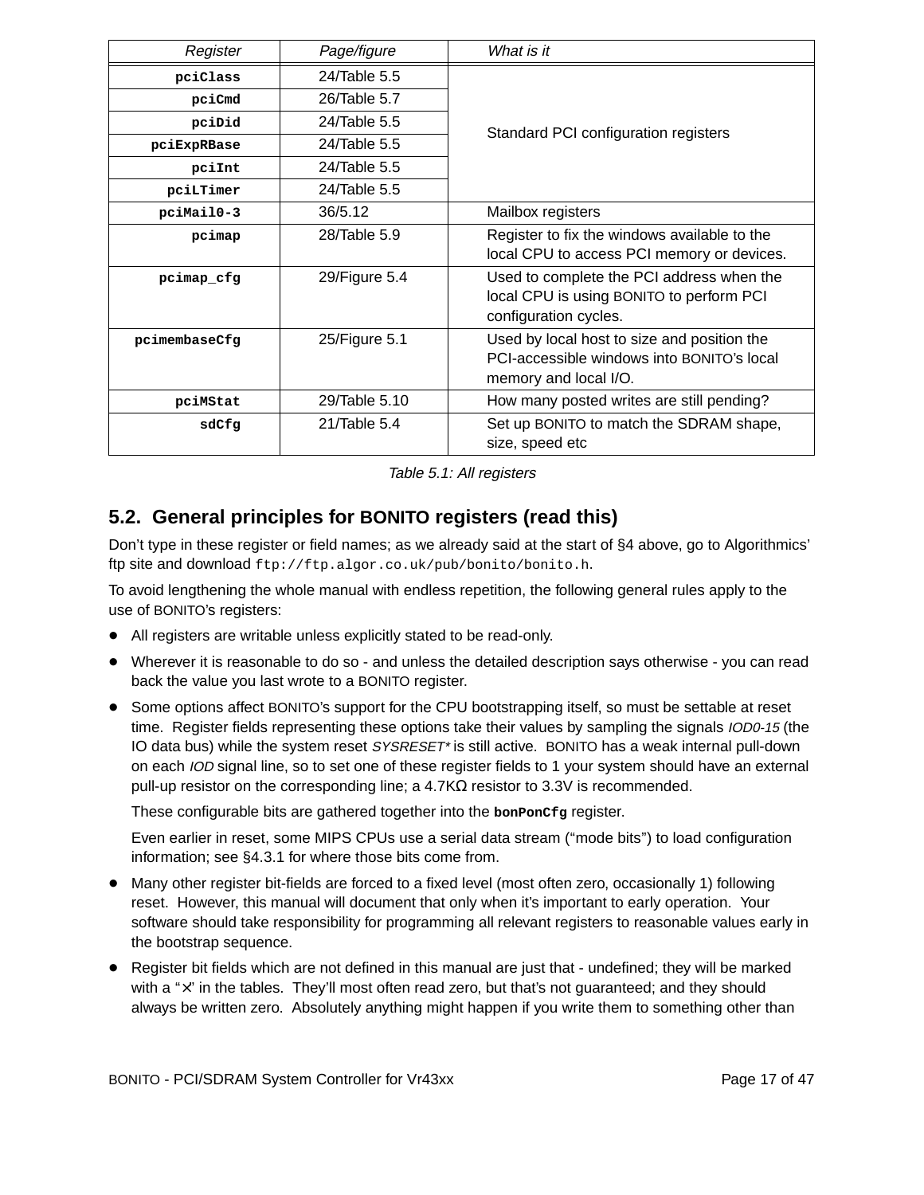| Register | Page/figure | What is it |
|---|---|---|
| `pciClass` | 24/Table 5.5 | Standard PCI configuration registers |
| `pciCmd` | 26/Table 5.7 | |
| `pciDid` | 24/Table 5.5 | |
| `pciExpRBase` | 24/Table 5.5 | |
| `pciInt` | 24/Table 5.5 | |
| `pciLTimer` | 24/Table 5.5 | |
| `pciMail0-3` | 36/5.12 | Mailbox registers |
| `pcimap` | 28/Table 5.9 | Register to fix the windows available to the local CPU to access PCI memory or devices. |
| `pcimap_cfg` | 29/Figure 5.4 | Used to complete the PCI address when the local CPU is using BONITO to perform PCI configuration cycles. |
| `pcimembaseCfg` | 25/Figure 5.1 | Used by local host to size and position the PCI-accessible windows into BONITO's local memory and local I/O. |
| `pciMStat` | 29/Table 5.10 | How many posted writes are still pending? |
| `sdCfg` | 21/Table 5.4 | Set up BONITO to match the SDRAM shape, size, speed etc |

*Table 5.1: All registers*

## 5.2. General principles for BONITO registers (read this)

Don't type in these register or field names; as we already said at the start of §4 above, go to Algorithmics' ftp site and download `ftp://ftp.algor.co.uk/pub/bonito/bonito.h`.

To avoid lengthening the whole manual with endless repetition, the following general rules apply to the use of BONITO's registers:

- All registers are writable unless explicitly stated to be read-only.
- Wherever it is reasonable to do so - and unless the detailed description says otherwise - you can read back the value you last wrote to a BONITO register.
- Some options affect BONITO's support for the CPU bootstrapping itself, so must be settable at reset time. Register fields representing these options take their values by sampling the signals *IOD0-15* (the IO data bus) while the system reset *SYSRESET\** is still active. BONITO has a weak internal pull-down on each *IOD* signal line, so to set one of these register fields to 1 your system should have an external pull-up resistor on the corresponding line; a 4.7KΩ resistor to 3.3V is recommended.

  These configurable bits are gathered together into the **`bonPonCfg`** register.

  Even earlier in reset, some MIPS CPUs use a serial data stream ("mode bits") to load configuration information; see §4.3.1 for where those bits come from.
- Many other register bit-fields are forced to a fixed level (most often zero, occasionally 1) following reset. However, this manual will document that only when it's important to early operation. Your software should take responsibility for programming all relevant registers to reasonable values early in the bootstrap sequence.
- Register bit fields which are not defined in this manual are just that - undefined; they will be marked with a "✕" in the tables. They'll most often read zero, but that's not guaranteed; and they should always be written zero. Absolutely anything might happen if you write them to something other than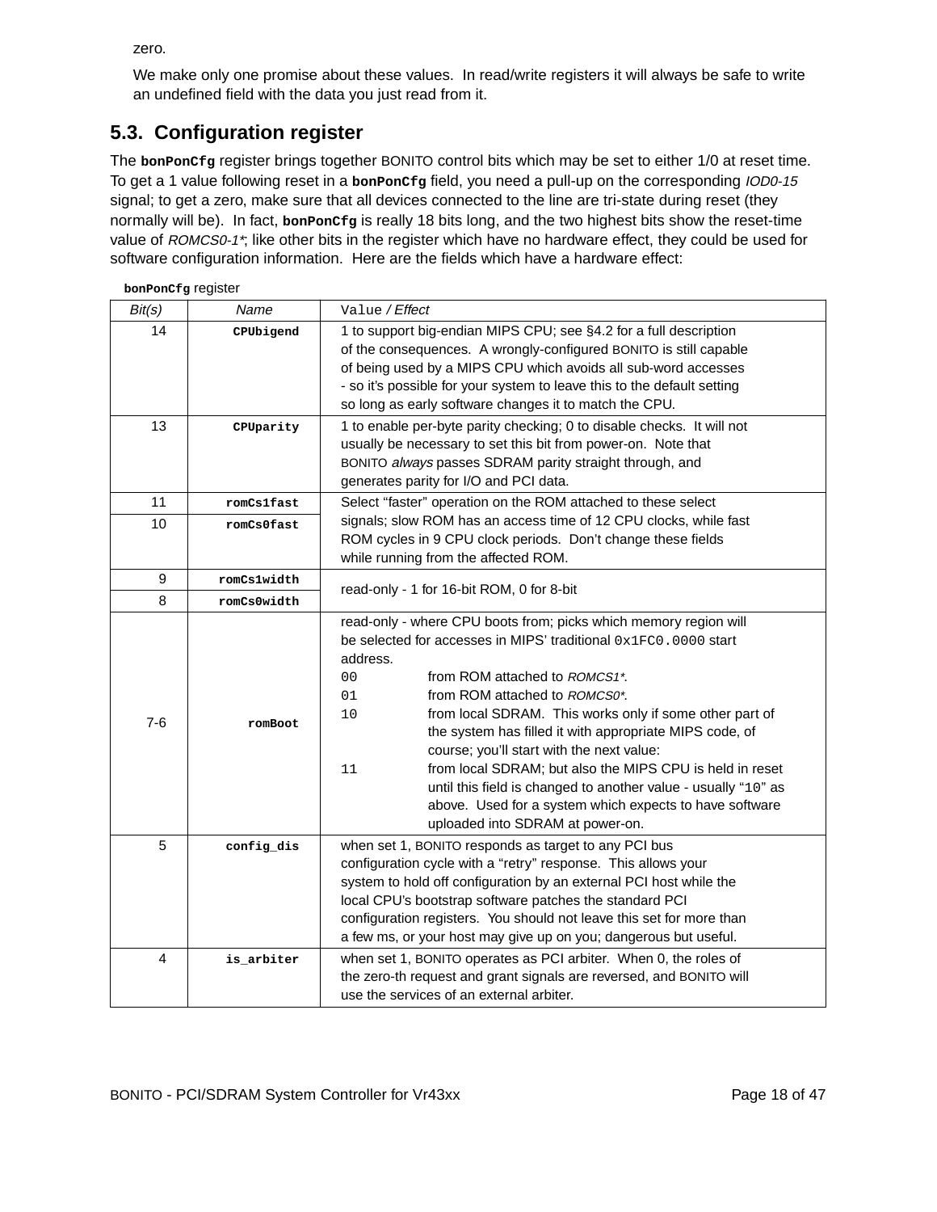zero.

We make only one promise about these values. In read/write registers it will always be safe to write an undefined field with the data you just read from it.

## 5.3. Configuration register

The **`bonPonCfg`** register brings together BONITO control bits which may be set to either 1/0 at reset time. To get a 1 value following reset in a **`bonPonCfg`** field, you need a pull-up on the corresponding *IOD0-15* signal; to get a zero, make sure that all devices connected to the line are tri-state during reset (they normally will be). In fact, **`bonPonCfg`** is really 18 bits long, and the two highest bits show the reset-time value of *ROMCS0-1**; like other bits in the register which have no hardware effect, they could be used for software configuration information. Here are the fields which have a hardware effect:

**`bonPonCfg`** register

| *Bit(s)* | *Name* | `Value` / *Effect* |
|---|---|---|
| 14 | **`CPUbigend`** | 1 to support big-endian MIPS CPU; see §4.2 for a full description of the consequences. A wrongly-configured BONITO is still capable of being used by a MIPS CPU which avoids all sub-word accesses - so it's possible for your system to leave this to the default setting so long as early software changes it to match the CPU. |
| 13 | **`CPUparity`** | 1 to enable per-byte parity checking; 0 to disable checks. It will not usually be necessary to set this bit from power-on. Note that BONITO *always* passes SDRAM parity straight through, and generates parity for I/O and PCI data. |
| 11 | **`romCs1fast`** | Select "faster" operation on the ROM attached to these select signals; slow ROM has an access time of 12 CPU clocks, while fast ROM cycles in 9 CPU clock periods. Don't change these fields while running from the affected ROM. |
| 10 | **`romCs0fast`** | |
| 9 | **`romCs1width`** | read-only - 1 for 16-bit ROM, 0 for 8-bit |
| 8 | **`romCs0width`** | |
| 7-6 | **`romBoot`** | read-only - where CPU boots from; picks which memory region will be selected for accesses in MIPS' traditional `0x1FC0.0000` start address.<br>`00` from ROM attached to *ROMCS1**.<br>`01` from ROM attached to *ROMCS0**.<br>`10` from local SDRAM. This works only if some other part of the system has filled it with appropriate MIPS code, of course; you'll start with the next value:<br>`11` from local SDRAM; but also the MIPS CPU is held in reset until this field is changed to another value - usually "`10`" as above. Used for a system which expects to have software uploaded into SDRAM at power-on. |
| 5 | **`config_dis`** | when set 1, BONITO responds as target to any PCI bus configuration cycle with a "retry" response. This allows your system to hold off configuration by an external PCI host while the local CPU's bootstrap software patches the standard PCI configuration registers. You should not leave this set for more than a few ms, or your host may give up on you; dangerous but useful. |
| 4 | **`is_arbiter`** | when set 1, BONITO operates as PCI arbiter. When 0, the roles of the zero-th request and grant signals are reversed, and BONITO will use the services of an external arbiter. |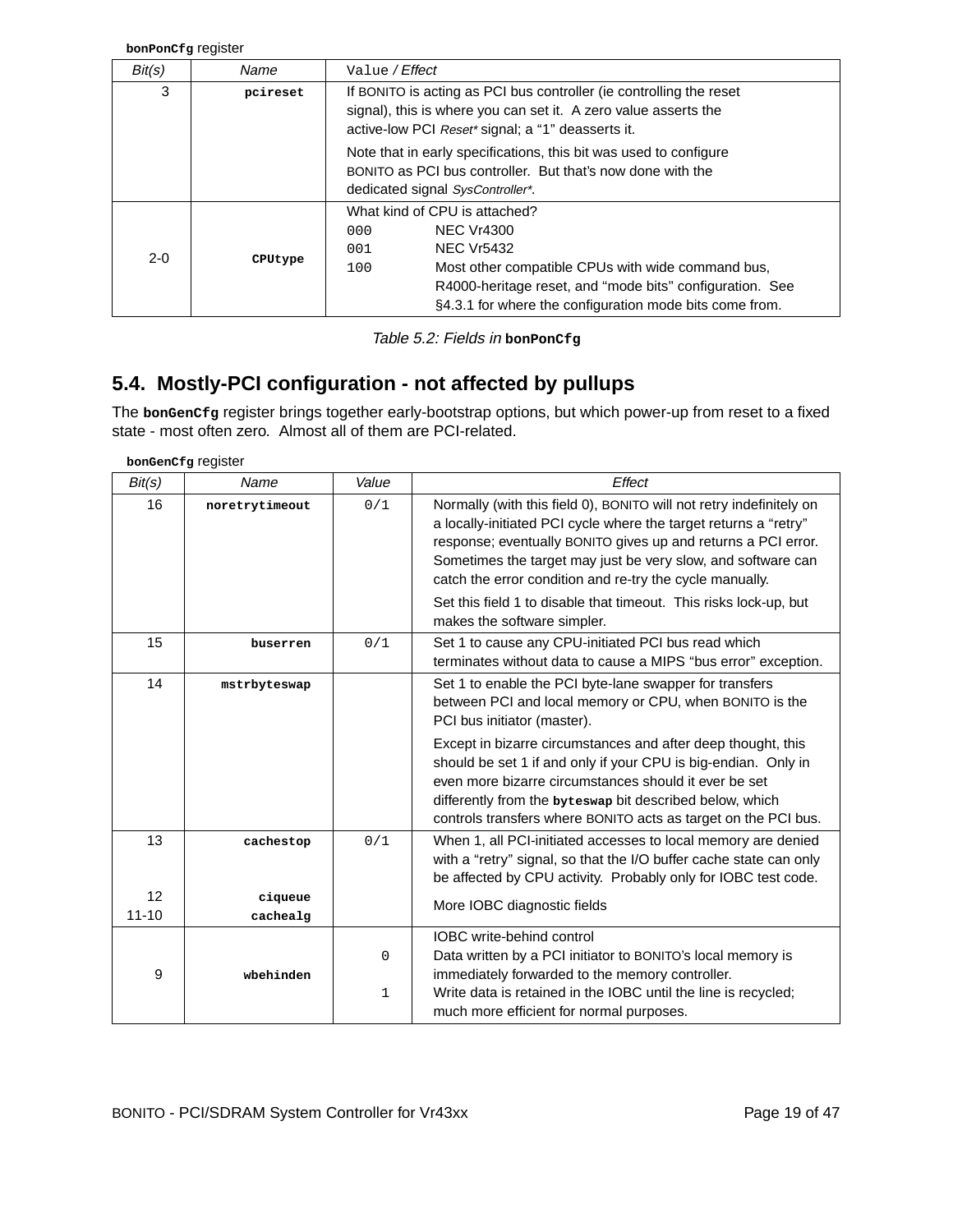**bonPonCfg** register

| Bit(s) | Name | Value / Effect |
|---|---|---|
| 3 | **pcireset** | If BONITO is acting as PCI bus controller (ie controlling the reset signal), this is where you can set it. A zero value asserts the active-low PCI *Reset** signal; a "1" deasserts it.<br><br>Note that in early specifications, this bit was used to configure BONITO as PCI bus controller. But that's now done with the dedicated signal *SysController**. |
| 2-0 | **CPUtype** | What kind of CPU is attached?<br>`000` NEC Vr4300<br>`001` NEC Vr5432<br>`100` Most other compatible CPUs with wide command bus, R4000-heritage reset, and "mode bits" configuration. See §4.3.1 for where the configuration mode bits come from. |

*Table 5.2: Fields in* **bonPonCfg**

## 5.4. Mostly-PCI configuration - not affected by pullups

The **bonGenCfg** register brings together early-bootstrap options, but which power-up from reset to a fixed state - most often zero. Almost all of them are PCI-related.

**bonGenCfg** register

| Bit(s) | Name | Value | Effect |
|---|---|---|---|
| 16 | **noretrytimeout** | 0/1 | Normally (with this field 0), BONITO will not retry indefinitely on a locally-initiated PCI cycle where the target returns a "retry" response; eventually BONITO gives up and returns a PCI error. Sometimes the target may just be very slow, and software can catch the error condition and re-try the cycle manually.<br><br>Set this field 1 to disable that timeout. This risks lock-up, but makes the software simpler. |
| 15 | **buserren** | 0/1 | Set 1 to cause any CPU-initiated PCI bus read which terminates without data to cause a MIPS "bus error" exception. |
| 14 | **mstrbyteswap** | | Set 1 to enable the PCI byte-lane swapper for transfers between PCI and local memory or CPU, when BONITO is the PCI bus initiator (master).<br><br>Except in bizarre circumstances and after deep thought, this should be set 1 if and only if your CPU is big-endian. Only in even more bizarre circumstances should it ever be set differently from the **byteswap** bit described below, which controls transfers where BONITO acts as target on the PCI bus. |
| 13 | **cachestop** | 0/1 | When 1, all PCI-initiated accesses to local memory are denied with a "retry" signal, so that the I/O buffer cache state can only be affected by CPU activity. Probably only for IOBC test code. |
| 12<br>11-10 | **ciqueue**<br>**cachealg** | | More IOBC diagnostic fields |
| 9 | **wbehinden** | <br>0<br><br>1 | IOBC write-behind control<br>Data written by a PCI initiator to BONITO's local memory is immediately forwarded to the memory controller.<br>Write data is retained in the IOBC until the line is recycled; much more efficient for normal purposes. |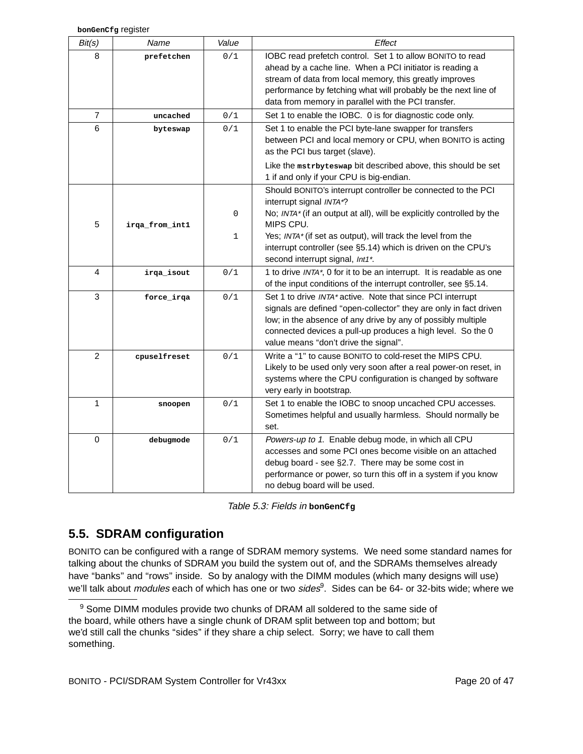**bonGenCfg** register

| Bit(s) | Name | Value | Effect |
|---|---|---|---|
| 8 | **prefetchen** | 0/1 | IOBC read prefetch control. Set 1 to allow BONITO to read ahead by a cache line. When a PCI initiator is reading a stream of data from local memory, this greatly improves performance by fetching what will probably be the next line of data from memory in parallel with the PCI transfer. |
| 7 | **uncached** | 0/1 | Set 1 to enable the IOBC. 0 is for diagnostic code only. |
| 6 | **byteswap** | 0/1 | Set 1 to enable the PCI byte-lane swapper for transfers between PCI and local memory or CPU, when BONITO is acting as the PCI bus target (slave).<br>Like the **mstrbyteswap** bit described above, this should be set 1 if and only if your CPU is big-endian. |
| 5 | **irqa_from_int1** | <br><br>0<br><br>1 | Should BONITO's interrupt controller be connected to the PCI interrupt signal *INTA**?<br>No; *INTA** (if an output at all), will be explicitly controlled by the MIPS CPU.<br>Yes; *INTA** (if set as output), will track the level from the interrupt controller (see §5.14) which is driven on the CPU's second interrupt signal, *Int1**. |
| 4 | **irqa_isout** | 0/1 | 1 to drive *INTA**, 0 for it to be an interrupt. It is readable as one of the input conditions of the interrupt controller, see §5.14. |
| 3 | **force_irqa** | 0/1 | Set 1 to drive *INTA** active. Note that since PCI interrupt signals are defined "open-collector" they are only in fact driven low; in the absence of any drive by any of possibly multiple connected devices a pull-up produces a high level. So the 0 value means "don't drive the signal". |
| 2 | **cpuselfreset** | 0/1 | Write a "1" to cause BONITO to cold-reset the MIPS CPU. Likely to be used only very soon after a real power-on reset, in systems where the CPU configuration is changed by software very early in bootstrap. |
| 1 | **snoopen** | 0/1 | Set 1 to enable the IOBC to snoop uncached CPU accesses. Sometimes helpful and usually harmless. Should normally be set. |
| 0 | **debugmode** | 0/1 | *Powers-up to 1.* Enable debug mode, in which all CPU accesses and some PCI ones become visible on an attached debug board - see §2.7. There may be some cost in performance or power, so turn this off in a system if you know no debug board will be used. |

*Table 5.3: Fields in* **bonGenCfg**

## 5.5. SDRAM configuration

BONITO can be configured with a range of SDRAM memory systems. We need some standard names for talking about the chunks of SDRAM you build the system out of, and the SDRAMs themselves already have "banks" and "rows" inside. So by analogy with the DIMM modules (which many designs will use) we'll talk about *modules* each of which has one or two *sides*[9]. Sides can be 64- or 32-bits wide; where we

[9] Some DIMM modules provide two chunks of DRAM all soldered to the same side of the board, while others have a single chunk of DRAM split between top and bottom; but we'd still call the chunks "sides" if they share a chip select. Sorry; we have to call them something.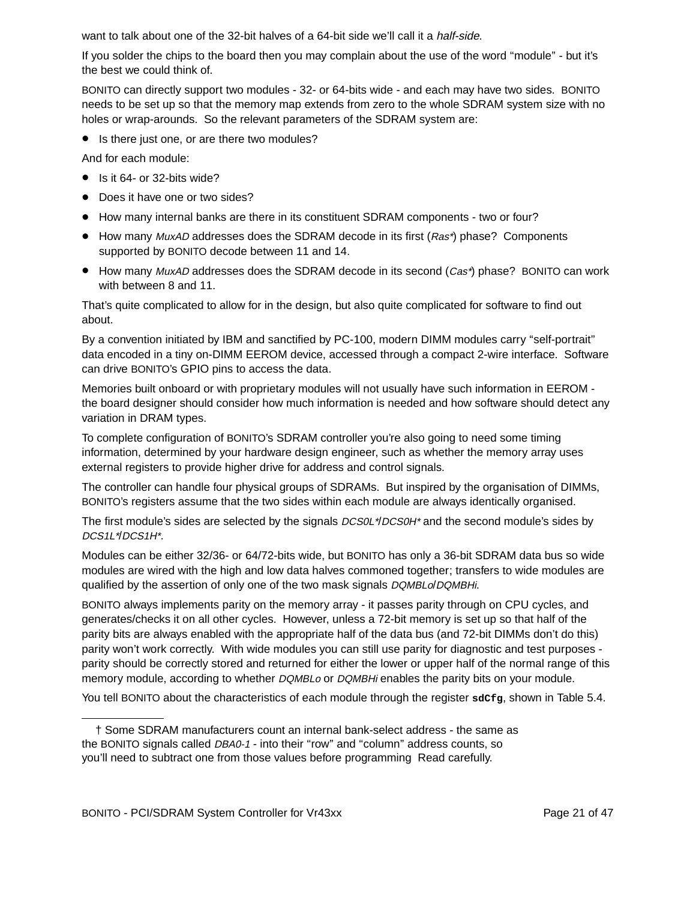want to talk about one of the 32-bit halves of a 64-bit side we'll call it a *half-side*.

If you solder the chips to the board then you may complain about the use of the word "module" - but it's the best we could think of.

BONITO can directly support two modules - 32- or 64-bits wide - and each may have two sides. BONITO needs to be set up so that the memory map extends from zero to the whole SDRAM system size with no holes or wrap-arounds. So the relevant parameters of the SDRAM system are:

- Is there just one, or are there two modules?

And for each module:

- Is it 64- or 32-bits wide?
- Does it have one or two sides?
- How many internal banks are there in its constituent SDRAM components - two or four?
- How many *MuxAD* addresses does the SDRAM decode in its first (*Ras**) phase? Components supported by BONITO decode between 11 and 14.
- How many *MuxAD* addresses does the SDRAM decode in its second (*Cas**) phase? BONITO can work with between 8 and 11.

That's quite complicated to allow for in the design, but also quite complicated for software to find out about.

By a convention initiated by IBM and sanctified by PC-100, modern DIMM modules carry "self-portrait" data encoded in a tiny on-DIMM EEROM device, accessed through a compact 2-wire interface. Software can drive BONITO's GPIO pins to access the data.

Memories built onboard or with proprietary modules will not usually have such information in EEROM - the board designer should consider how much information is needed and how software should detect any variation in DRAM types.

To complete configuration of BONITO's SDRAM controller you're also going to need some timing information, determined by your hardware design engineer, such as whether the memory array uses external registers to provide higher drive for address and control signals.

The controller can handle four physical groups of SDRAMs. But inspired by the organisation of DIMMs, BONITO's registers assume that the two sides within each module are always identically organised.

The first module's sides are selected by the signals *DCS0L**/*DCS0H** and the second module's sides by *DCS1L**/*DCS1H**.

Modules can be either 32/36- or 64/72-bits wide, but BONITO has only a 36-bit SDRAM data bus so wide modules are wired with the high and low data halves commoned together; transfers to wide modules are qualified by the assertion of only one of the two mask signals *DQMBLo*/*DQMBHi*.

BONITO always implements parity on the memory array - it passes parity through on CPU cycles, and generates/checks it on all other cycles. However, unless a 72-bit memory is set up so that half of the parity bits are always enabled with the appropriate half of the data bus (and 72-bit DIMMs don't do this) parity won't work correctly. With wide modules you can still use parity for diagnostic and test purposes - parity should be correctly stored and returned for either the lower or upper half of the normal range of this memory module, according to whether *DQMBLo* or *DQMBHi* enables the parity bits on your module.

You tell BONITO about the characteristics of each module through the register **`sdCfg`**, shown in Table 5.4.

---

† Some SDRAM manufacturers count an internal bank-select address - the same as the BONITO signals called *DBA0-1* - into their "row" and "column" address counts, so you'll need to subtract one from those values before programming Read carefully.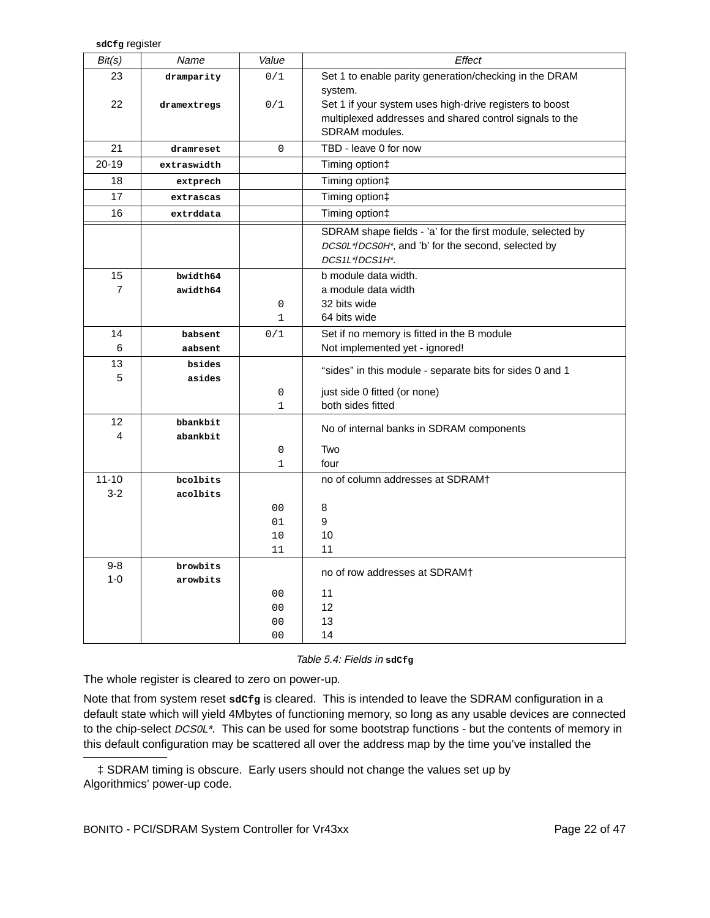**sdCfg** register

| Bit(s) | Name | Value | Effect |
|---|---|---|---|
| 23<br><br>22 | **dramparity**<br><br>**dramextregs** | 0/1<br><br>0/1 | Set 1 to enable parity generation/checking in the DRAM system.<br>Set 1 if your system uses high-drive registers to boost multiplexed addresses and shared control signals to the SDRAM modules. |
| 21 | **dramreset** | 0 | TBD - leave 0 for now |
| 20-19 | **extraswidth** | | Timing option‡ |
| 18 | **extprech** | | Timing option‡ |
| 17 | **extrascas** | | Timing option‡ |
| 16 | **extrddata** | | Timing option‡ |
| | | | SDRAM shape fields - 'a' for the first module, selected by *DCS0L\*/DCS0H\**, and 'b' for the second, selected by *DCS1L\*/DCS1H\**. |
| 15<br>7 | **bwidth64**<br>**awidth64** | <br><br>0<br>1 | b module data width.<br>a module data width<br>32 bits wide<br>64 bits wide |
| 14<br>6 | **babsent**<br>**aabsent** | 0/1 | Set if no memory is fitted in the B module<br>Not implemented yet - ignored! |
| 13<br>5 | **bsides**<br>**asides** | <br><br>0<br>1 | "sides" in this module - separate bits for sides 0 and 1<br><br>just side 0 fitted (or none)<br>both sides fitted |
| 12<br>4 | **bbankbit**<br>**abankbit** | <br><br>0<br>1 | No of internal banks in SDRAM components<br><br>Two<br>four |
| 11-10<br>3-2 | **bcolbits**<br>**acolbits** | <br><br>00<br>01<br>10<br>11 | no of column addresses at SDRAM†<br><br>8<br>9<br>10<br>11 |
| 9-8<br>1-0 | **browbits**<br>**arowbits** | <br><br>00<br>00<br>00<br>00 | no of row addresses at SDRAM†<br><br>11<br>12<br>13<br>14 |

*Table 5.4: Fields in* **sdCfg**

The whole register is cleared to zero on power-up.

Note that from system reset **sdCfg** is cleared. This is intended to leave the SDRAM configuration in a default state which will yield 4Mbytes of functioning memory, so long as any usable devices are connected to the chip-select *DCS0L\**. This can be used for some bootstrap functions - but the contents of memory in this default configuration may be scattered all over the address map by the time you've installed the

‡ SDRAM timing is obscure. Early users should not change the values set up by Algorithmics' power-up code.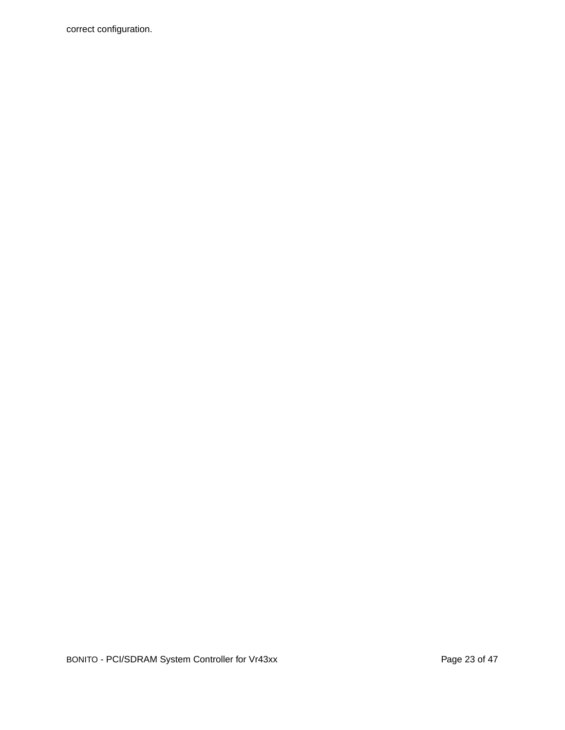correct configuration.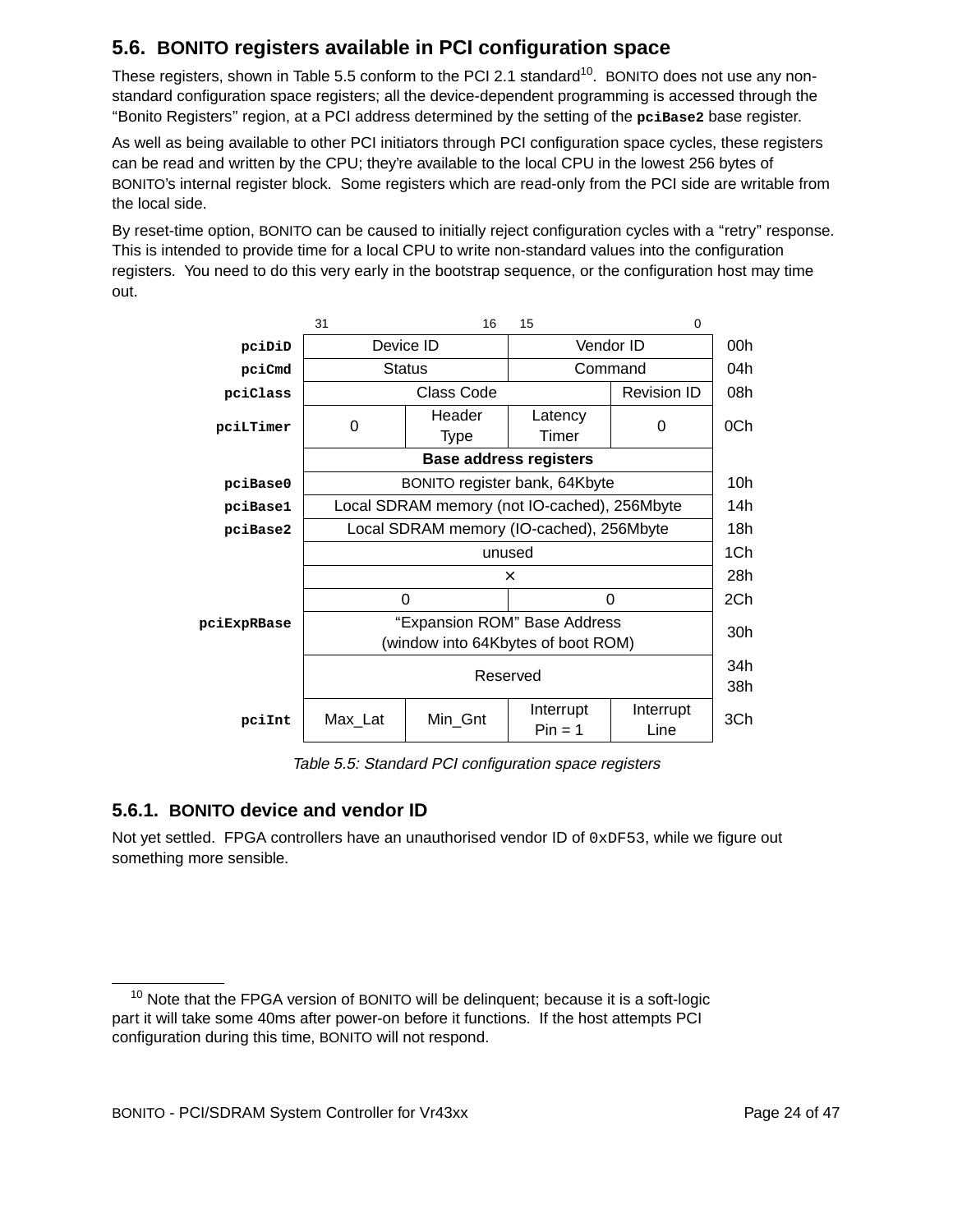## 5.6. BONITO registers available in PCI configuration space

These registers, shown in Table 5.5 conform to the PCI 2.1 standard[10]. BONITO does not use any non-standard configuration space registers; all the device-dependent programming is accessed through the "Bonito Registers" region, at a PCI address determined by the setting of the **`pciBase2`** base register.

As well as being available to other PCI initiators through PCI configuration space cycles, these registers can be read and written by the CPU; they're available to the local CPU in the lowest 256 bytes of BONITO's internal register block. Some registers which are read-only from the PCI side are writable from the local side.

By reset-time option, BONITO can be caused to initially reject configuration cycles with a "retry" response. This is intended to provide time for a local CPU to write non-standard values into the configuration registers. You need to do this very early in the bootstrap sequence, or the configuration host may time out.

| Register | 31 | 16 | 15 | 0 | Offset |
|---|---|---|---|---|---|
| **`pciDiD`** | Device ID | | Vendor ID | | 00h |
| **`pciCmd`** | Status | | Command | | 04h |
| **`pciClass`** | Class Code | | | Revision ID | 08h |
| **`pciLTimer`** | 0 | Header Type | Latency Timer | 0 | 0Ch |
| | **Base address registers** | | | | |
| **`pciBase0`** | BONITO register bank, 64Kbyte | | | | 10h |
| **`pciBase1`** | Local SDRAM memory (not IO-cached), 256Mbyte | | | | 14h |
| **`pciBase2`** | Local SDRAM memory (IO-cached), 256Mbyte | | | | 18h |
| | unused | | | | 1Ch |
| | × | | | | 28h |
| | 0 | | 0 | | 2Ch |
| **`pciExpRBase`** | "Expansion ROM" Base Address (window into 64Kbytes of boot ROM) | | | | 30h |
| | Reserved | | | | 34h 38h |
| **`pciInt`** | Max_Lat | Min_Gnt | Interrupt Pin = 1 | Interrupt Line | 3Ch |

*Table 5.5: Standard PCI configuration space registers*

### 5.6.1. BONITO device and vendor ID

Not yet settled. FPGA controllers have an unauthorised vendor ID of `0xDF53`, while we figure out something more sensible.

[10] Note that the FPGA version of BONITO will be delinquent; because it is a soft-logic part it will take some 40ms after power-on before it functions. If the host attempts PCI configuration during this time, BONITO will not respond.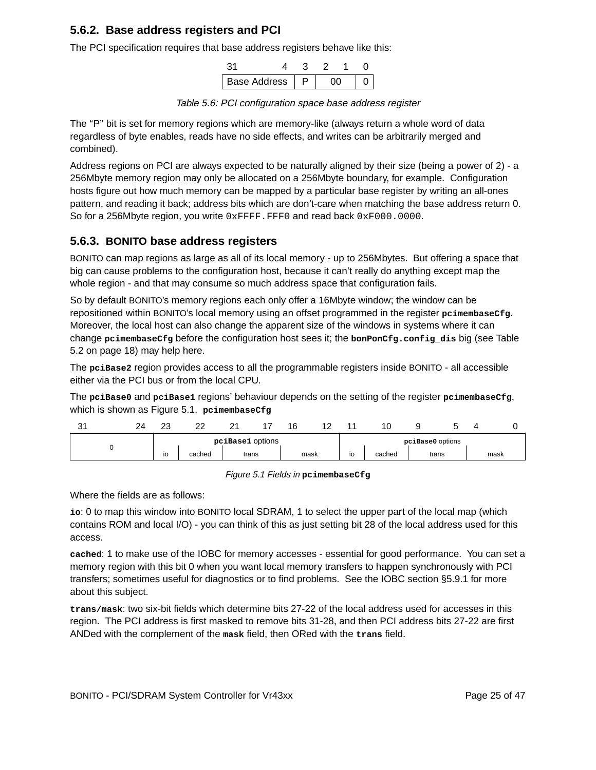### 5.6.2. Base address registers and PCI

The PCI specification requires that base address registers behave like this:

| 31 — 4 | 3 | 2 — 1 | 0 |
|---|---|---|---|
| Base Address | P | 00 | 0 |

*Table 5.6: PCI configuration space base address register*

The "P" bit is set for memory regions which are memory-like (always return a whole word of data regardless of byte enables, reads have no side effects, and writes can be arbitrarily merged and combined).

Address regions on PCI are always expected to be naturally aligned by their size (being a power of 2) - a 256Mbyte memory region may only be allocated on a 256Mbyte boundary, for example. Configuration hosts figure out how much memory can be mapped by a particular base register by writing an all-ones pattern, and reading it back; address bits which are don't-care when matching the base address return 0. So for a 256Mbyte region, you write `0xFFFF.FFF0` and read back `0xF000.0000`.

### 5.6.3. BONITO base address registers

BONITO can map regions as large as all of its local memory - up to 256Mbytes. But offering a space that big can cause problems to the configuration host, because it can't really do anything except map the whole region - and that may consume so much address space that configuration fails.

So by default BONITO's memory regions each only offer a 16Mbyte window; the window can be repositioned within BONITO's local memory using an offset programmed in the register **`pcimembaseCfg`**. Moreover, the local host can also change the apparent size of the windows in systems where it can change **`pcimembaseCfg`** before the configuration host sees it; the **`bonPonCfg.config_dis`** big (see Table 5.2 on page 18) may help here.

The **`pciBase2`** region provides access to all the programmable registers inside BONITO - all accessible either via the PCI bus or from the local CPU.

The **`pciBase0`** and **`pciBase1`** regions' behaviour depends on the setting of the register **`pcimembaseCfg`**, which is shown as Figure 5.1. **`pcimembaseCfg`**

| 31 — 24 | 23 | 22 | 21 — 17 | 16 — 12 | 11 | 10 | 9 — 5 | 4 — 0 |
|---|---|---|---|---|---|---|---|---|
| 0 | **`pciBase1`** options | | | | **`pciBase0`** options | | | |
| | io | cached | trans | mask | io | cached | trans | mask |

*Figure 5.1 Fields in* **`pcimembaseCfg`**

Where the fields are as follows:

**`io`**: 0 to map this window into BONITO local SDRAM, 1 to select the upper part of the local map (which contains ROM and local I/O) - you can think of this as just setting bit 28 of the local address used for this access.

**`cached`**: 1 to make use of the IOBC for memory accesses - essential for good performance. You can set a memory region with this bit 0 when you want local memory transfers to happen synchronously with PCI transfers; sometimes useful for diagnostics or to find problems. See the IOBC section §5.9.1 for more about this subject.

**`trans/mask`**: two six-bit fields which determine bits 27-22 of the local address used for accesses in this region. The PCI address is first masked to remove bits 31-28, and then PCI address bits 27-22 are first ANDed with the complement of the **`mask`** field, then ORed with the **`trans`** field.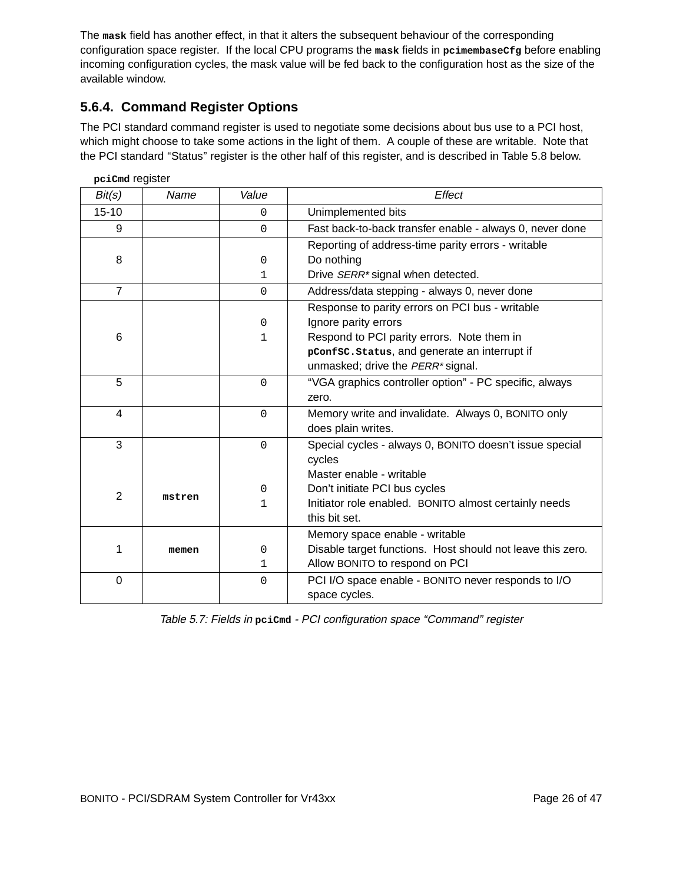The **mask** field has another effect, in that it alters the subsequent behaviour of the corresponding configuration space register. If the local CPU programs the **mask** fields in **pcimembaseCfg** before enabling incoming configuration cycles, the mask value will be fed back to the configuration host as the size of the available window.

### 5.6.4. Command Register Options

The PCI standard command register is used to negotiate some decisions about bus use to a PCI host, which might choose to take some actions in the light of them. A couple of these are writable. Note that the PCI standard “Status” register is the other half of this register, and is described in Table 5.8 below.

**pciCmd** register

| *Bit(s)* | *Name* | *Value* | *Effect* |
|---|---|---|---|
| 15-10 | | 0 | Unimplemented bits |
| 9 | | 0 | Fast back-to-back transfer enable - always 0, never done |
| 8 | | <br>0<br>1 | Reporting of address-time parity errors - writable<br>Do nothing<br>Drive *SERR\** signal when detected. |
| 7 | | 0 | Address/data stepping - always 0, never done |
| 6 | | <br>0<br>1 | Response to parity errors on PCI bus - writable<br>Ignore parity errors<br>Respond to PCI parity errors. Note them in **pConfSC.Status**, and generate an interrupt if unmasked; drive the *PERR\** signal. |
| 5 | | 0 | “VGA graphics controller option” - PC specific, always zero. |
| 4 | | 0 | Memory write and invalidate. Always 0, BONITO only does plain writes. |
| 3 | | 0 | Special cycles - always 0, BONITO doesn’t issue special cycles |
| 2 | **mstren** | <br>0<br>1 | Master enable - writable<br>Don’t initiate PCI bus cycles<br>Initiator role enabled. BONITO almost certainly needs this bit set. |
| 1 | **memen** | <br>0<br>1 | Memory space enable - writable<br>Disable target functions. Host should not leave this zero.<br>Allow BONITO to respond on PCI |
| 0 | | 0 | PCI I/O space enable - BONITO never responds to I/O space cycles. |

*Table 5.7: Fields in* **pciCmd** *- PCI configuration space “Command” register*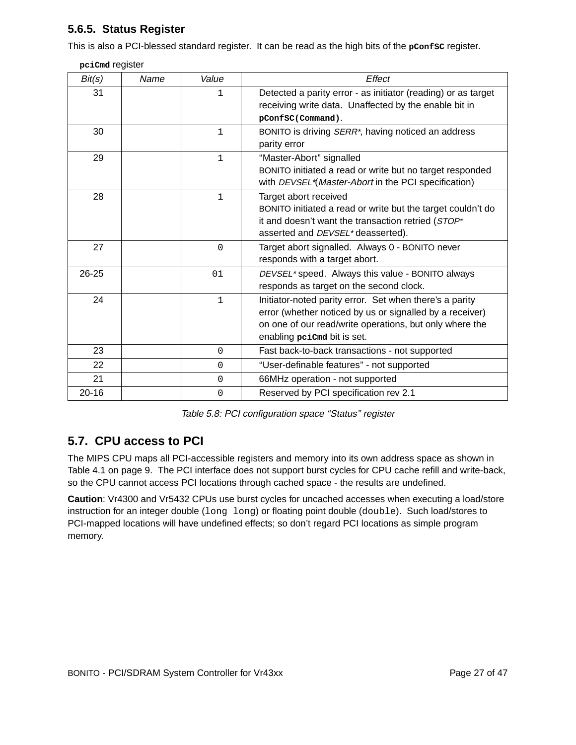### 5.6.5. Status Register

This is also a PCI-blessed standard register. It can be read as the high bits of the **pConfSC** register.

**pciCmd** register

| *Bit(s)* | *Name* | *Value* | *Effect* |
|---|---|---|---|
| 31 | | 1 | Detected a parity error - as initiator (reading) or as target receiving write data. Unaffected by the enable bit in **pConfSC(Command)**. |
| 30 | | 1 | BONITO is driving *SERR\**, having noticed an address parity error |
| 29 | | 1 | "Master-Abort" signalled<br>BONITO initiated a read or write but no target responded with *DEVSEL\**(*Master-Abort* in the PCI specification) |
| 28 | | 1 | Target abort received<br>BONITO initiated a read or write but the target couldn't do it and doesn't want the transaction retried (*STOP\** asserted and *DEVSEL\** deasserted). |
| 27 | | 0 | Target abort signalled. Always 0 - BONITO never responds with a target abort. |
| 26-25 | | 01 | *DEVSEL\** speed. Always this value - BONITO always responds as target on the second clock. |
| 24 | | 1 | Initiator-noted parity error. Set when there's a parity error (whether noticed by us or signalled by a receiver) on one of our read/write operations, but only where the enabling **pciCmd** bit is set. |
| 23 | | 0 | Fast back-to-back transactions - not supported |
| 22 | | 0 | "User-definable features" - not supported |
| 21 | | 0 | 66MHz operation - not supported |
| 20-16 | | 0 | Reserved by PCI specification rev 2.1 |

*Table 5.8: PCI configuration space "Status" register*

## 5.7. CPU access to PCI

The MIPS CPU maps all PCI-accessible registers and memory into its own address space as shown in Table 4.1 on page 9. The PCI interface does not support burst cycles for CPU cache refill and write-back, so the CPU cannot access PCI locations through cached space - the results are undefined.

**Caution**: Vr4300 and Vr5432 CPUs use burst cycles for uncached accesses when executing a load/store instruction for an integer double (`long long`) or floating point double (`double`). Such load/stores to PCI-mapped locations will have undefined effects; so don't regard PCI locations as simple program memory.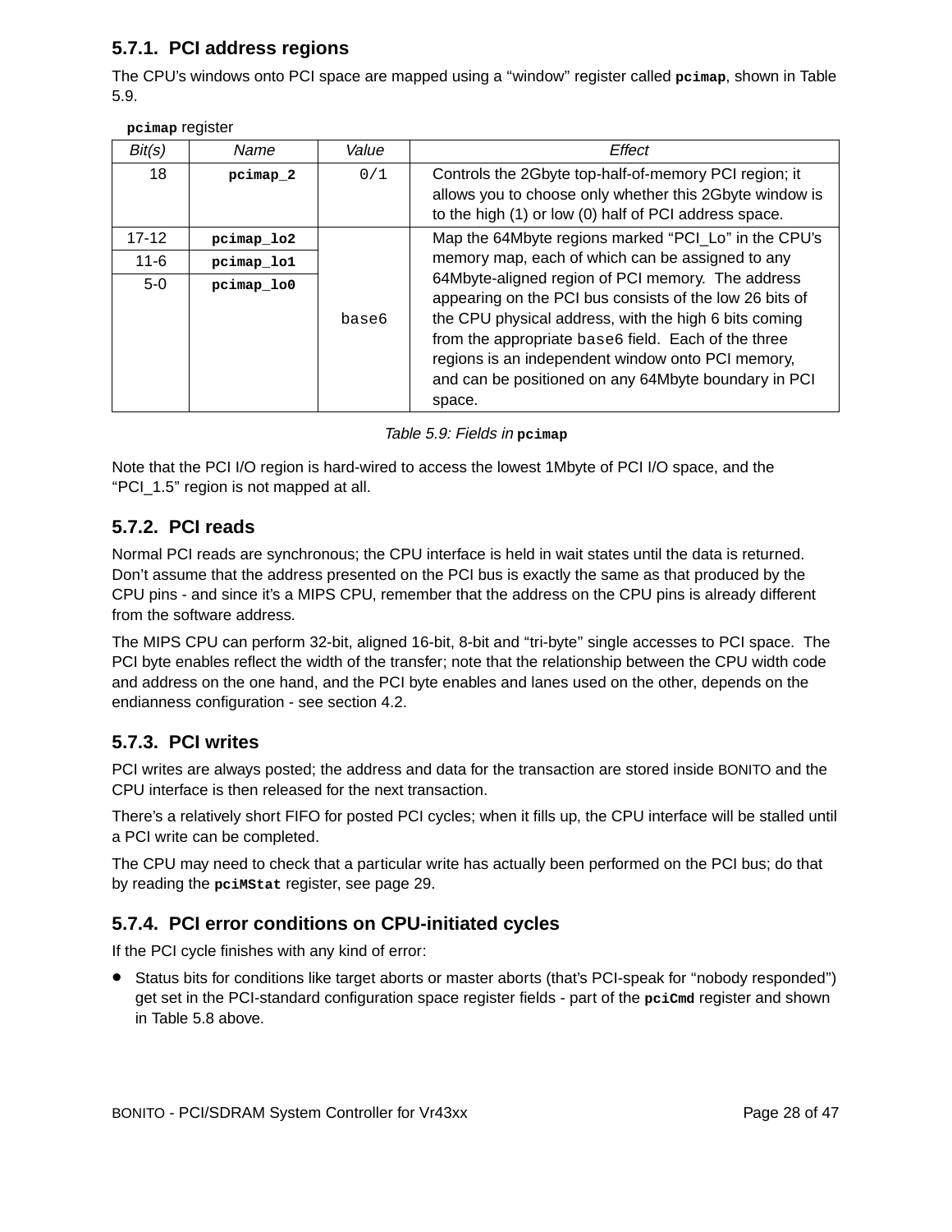### 5.7.1. PCI address regions

The CPU's windows onto PCI space are mapped using a "window" register called **`pcimap`**, shown in Table 5.9.

**`pcimap`** register

| Bit(s) | Name | Value | Effect |
|---|---|---|---|
| 18 | **`pcimap_2`** | `0/1` | Controls the 2Gbyte top-half-of-memory PCI region; it allows you to choose only whether this 2Gbyte window is to the high (1) or low (0) half of PCI address space. |
| 17-12 | **`pcimap_lo2`** | `base6` | Map the 64Mbyte regions marked "PCI_Lo" in the CPU's memory map, each of which can be assigned to any 64Mbyte-aligned region of PCI memory. The address appearing on the PCI bus consists of the low 26 bits of the CPU physical address, with the high 6 bits coming from the appropriate `base6` field. Each of the three regions is an independent window onto PCI memory, and can be positioned on any 64Mbyte boundary in PCI space. |
| 11-6 | **`pcimap_lo1`** | | |
| 5-0 | **`pcimap_lo0`** | | |

*Table 5.9: Fields in* **`pcimap`**

Note that the PCI I/O region is hard-wired to access the lowest 1Mbyte of PCI I/O space, and the "PCI_1.5" region is not mapped at all.

### 5.7.2. PCI reads

Normal PCI reads are synchronous; the CPU interface is held in wait states until the data is returned. Don't assume that the address presented on the PCI bus is exactly the same as that produced by the CPU pins - and since it's a MIPS CPU, remember that the address on the CPU pins is already different from the software address.

The MIPS CPU can perform 32-bit, aligned 16-bit, 8-bit and "tri-byte" single accesses to PCI space. The PCI byte enables reflect the width of the transfer; note that the relationship between the CPU width code and address on the one hand, and the PCI byte enables and lanes used on the other, depends on the endianness configuration - see section 4.2.

### 5.7.3. PCI writes

PCI writes are always posted; the address and data for the transaction are stored inside BONITO and the CPU interface is then released for the next transaction.

There's a relatively short FIFO for posted PCI cycles; when it fills up, the CPU interface will be stalled until a PCI write can be completed.

The CPU may need to check that a particular write has actually been performed on the PCI bus; do that by reading the **`pciMStat`** register, see page 29.

### 5.7.4. PCI error conditions on CPU-initiated cycles

If the PCI cycle finishes with any kind of error:

- Status bits for conditions like target aborts or master aborts (that's PCI-speak for "nobody responded") get set in the PCI-standard configuration space register fields - part of the **`pciCmd`** register and shown in Table 5.8 above.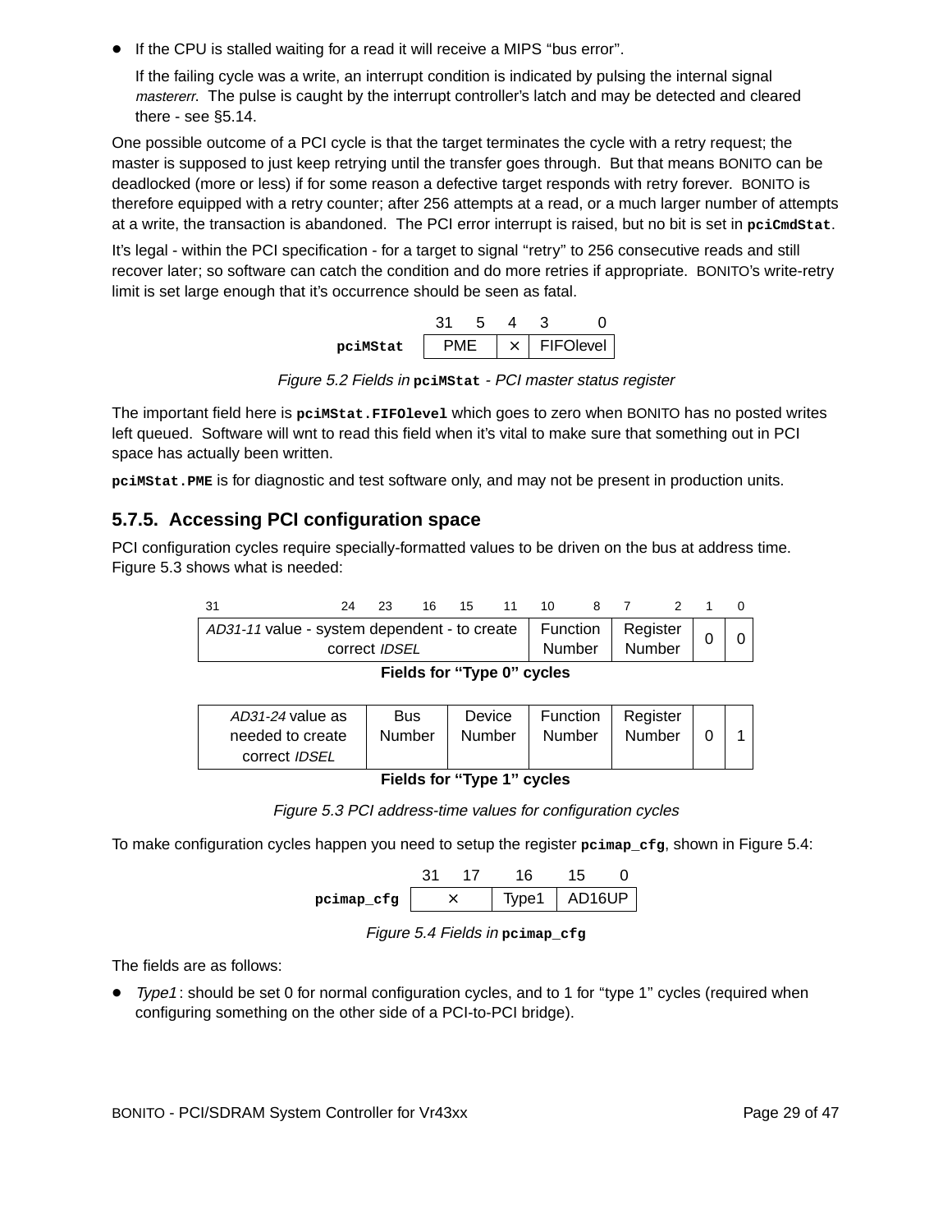- If the CPU is stalled waiting for a read it will receive a MIPS "bus error".

  If the failing cycle was a write, an interrupt condition is indicated by pulsing the internal signal *mastererr*. The pulse is caught by the interrupt controller's latch and may be detected and cleared there - see §5.14.

One possible outcome of a PCI cycle is that the target terminates the cycle with a retry request; the master is supposed to just keep retrying until the transfer goes through. But that means BONITO can be deadlocked (more or less) if for some reason a defective target responds with retry forever. BONITO is therefore equipped with a retry counter; after 256 attempts at a read, or a much larger number of attempts at a write, the transaction is abandoned. The PCI error interrupt is raised, but no bit is set in **pciCmdStat**.

It's legal - within the PCI specification - for a target to signal "retry" to 256 consecutive reads and still recover later; so software can catch the condition and do more retries if appropriate. BONITO's write-retry limit is set large enough that it's occurrence should be seen as fatal.

| | 31 5 | 4 | 3 0 |
|---|---|---|---|
| **pciMStat** | PME | × | FIFOlevel |

*Figure 5.2 Fields in* **pciMStat** *- PCI master status register*

The important field here is **pciMStat.FIFOlevel** which goes to zero when BONITO has no posted writes left queued. Software will wnt to read this field when it's vital to make sure that something out in PCI space has actually been written.

**pciMStat.PME** is for diagnostic and test software only, and may not be present in production units.

### 5.7.5. Accessing PCI configuration space

PCI configuration cycles require specially-formatted values to be driven on the bus at address time. Figure 5.3 shows what is needed:

| 31 24 | 23 16 | 15 11 | 10 8 | 7 2 | 1 | 0 |
|---|---|---|---|---|---|---|
| *AD31-11* value - system dependent - to create correct *IDSEL* | | | Function Number | Register Number | 0 | 0 |

**Fields for "Type 0" cycles**

| 31 24 | 23 16 | 15 11 | 10 8 | 7 2 | 1 | 0 |
|---|---|---|---|---|---|---|
| *AD31-24* value as needed to create correct *IDSEL* | Bus Number | Device Number | Function Number | Register Number | 0 | 1 |

**Fields for "Type 1" cycles**

*Figure 5.3 PCI address-time values for configuration cycles*

To make configuration cycles happen you need to setup the register **pcimap_cfg**, shown in Figure 5.4:

| | 31 17 | 16 | 15 0 |
|---|---|---|---|
| **pcimap_cfg** | × | Type1 | AD16UP |

*Figure 5.4 Fields in* **pcimap_cfg**

The fields are as follows:

- *Type1* : should be set 0 for normal configuration cycles, and to 1 for "type 1" cycles (required when configuring something on the other side of a PCI-to-PCI bridge).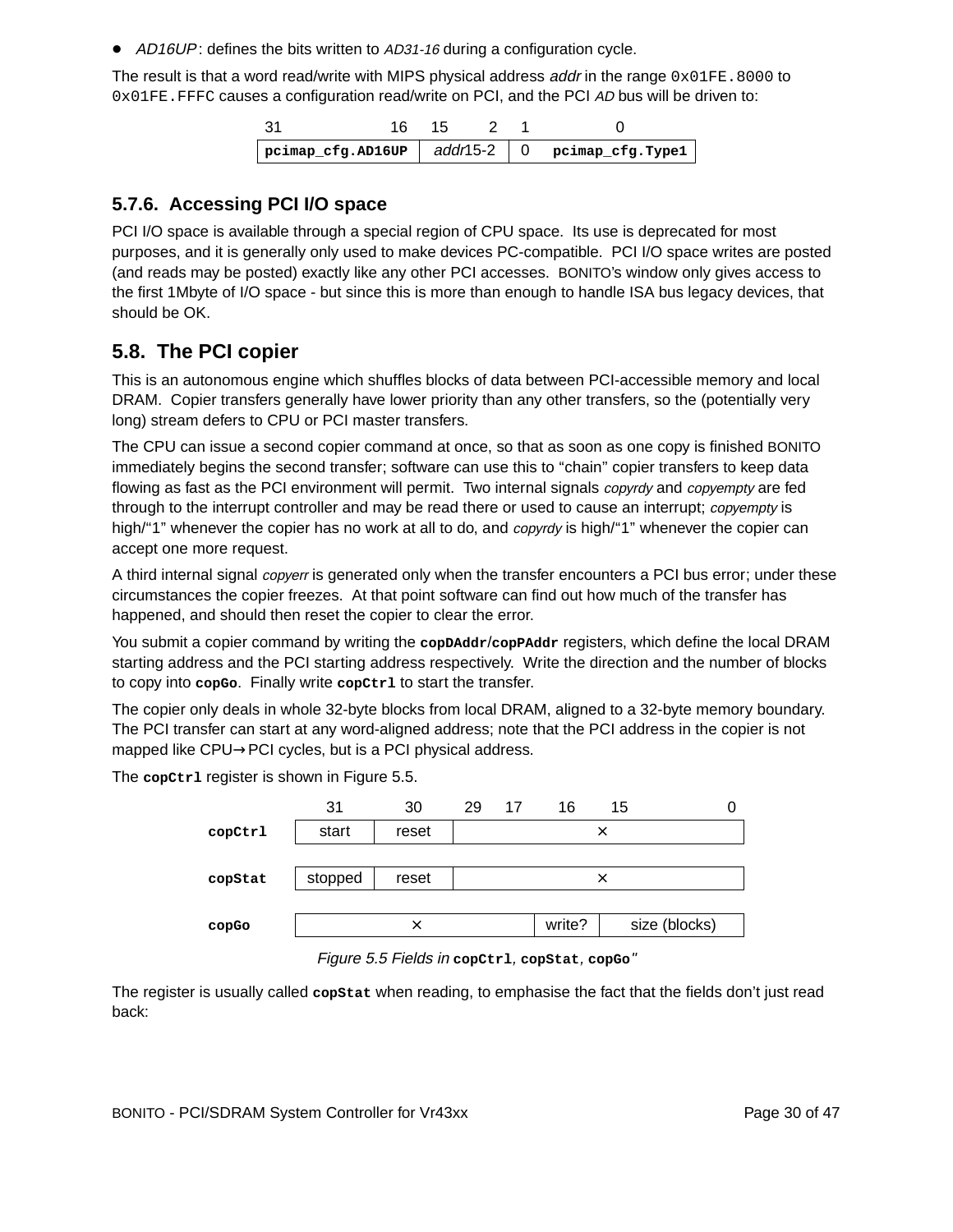- *AD16UP*: defines the bits written to *AD31-16* during a configuration cycle.

The result is that a word read/write with MIPS physical address *addr* in the range `0x01FE.8000` to `0x01FE.FFFC` causes a configuration read/write on PCI, and the PCI *AD* bus will be driven to:

| 31 16 | 15 2 | 1 | 0 |
|---|---|---|---|
| **pcimap_cfg.AD16UP** | *addr*15-2 | 0 | **pcimap_cfg.Type1** |

### 5.7.6. Accessing PCI I/O space

PCI I/O space is available through a special region of CPU space. Its use is deprecated for most purposes, and it is generally only used to make devices PC-compatible. PCI I/O space writes are posted (and reads may be posted) exactly like any other PCI accesses. BONITO's window only gives access to the first 1Mbyte of I/O space - but since this is more than enough to handle ISA bus legacy devices, that should be OK.

## 5.8. The PCI copier

This is an autonomous engine which shuffles blocks of data between PCI-accessible memory and local DRAM. Copier transfers generally have lower priority than any other transfers, so the (potentially very long) stream defers to CPU or PCI master transfers.

The CPU can issue a second copier command at once, so that as soon as one copy is finished BONITO immediately begins the second transfer; software can use this to "chain" copier transfers to keep data flowing as fast as the PCI environment will permit. Two internal signals *copyrdy* and *copyempty* are fed through to the interrupt controller and may be read there or used to cause an interrupt; *copyempty* is high/"1" whenever the copier has no work at all to do, and *copyrdy* is high/"1" whenever the copier can accept one more request.

A third internal signal *copyerr* is generated only when the transfer encounters a PCI bus error; under these circumstances the copier freezes. At that point software can find out how much of the transfer has happened, and should then reset the copier to clear the error.

You submit a copier command by writing the **copDAddr**/**copPAddr** registers, which define the local DRAM starting address and the PCI starting address respectively. Write the direction and the number of blocks to copy into **copGo**. Finally write **copCtrl** to start the transfer.

The copier only deals in whole 32-byte blocks from local DRAM, aligned to a 32-byte memory boundary. The PCI transfer can start at any word-aligned address; note that the PCI address in the copier is not mapped like CPU→PCI cycles, but is a PCI physical address.

The **copCtrl** register is shown in Figure 5.5.

| | 31 | 30 | 29 17 | 16 | 15 0 |
|---|---|---|---|---|---|
| **copCtrl** | start | reset | × | | |
| **copStat** | stopped | reset | × | | |
| **copGo** | × | | | write? | size (blocks) |

*Figure 5.5 Fields in* **copCtrl**, **copStat**, **copGo**"

The register is usually called **copStat** when reading, to emphasise the fact that the fields don't just read back: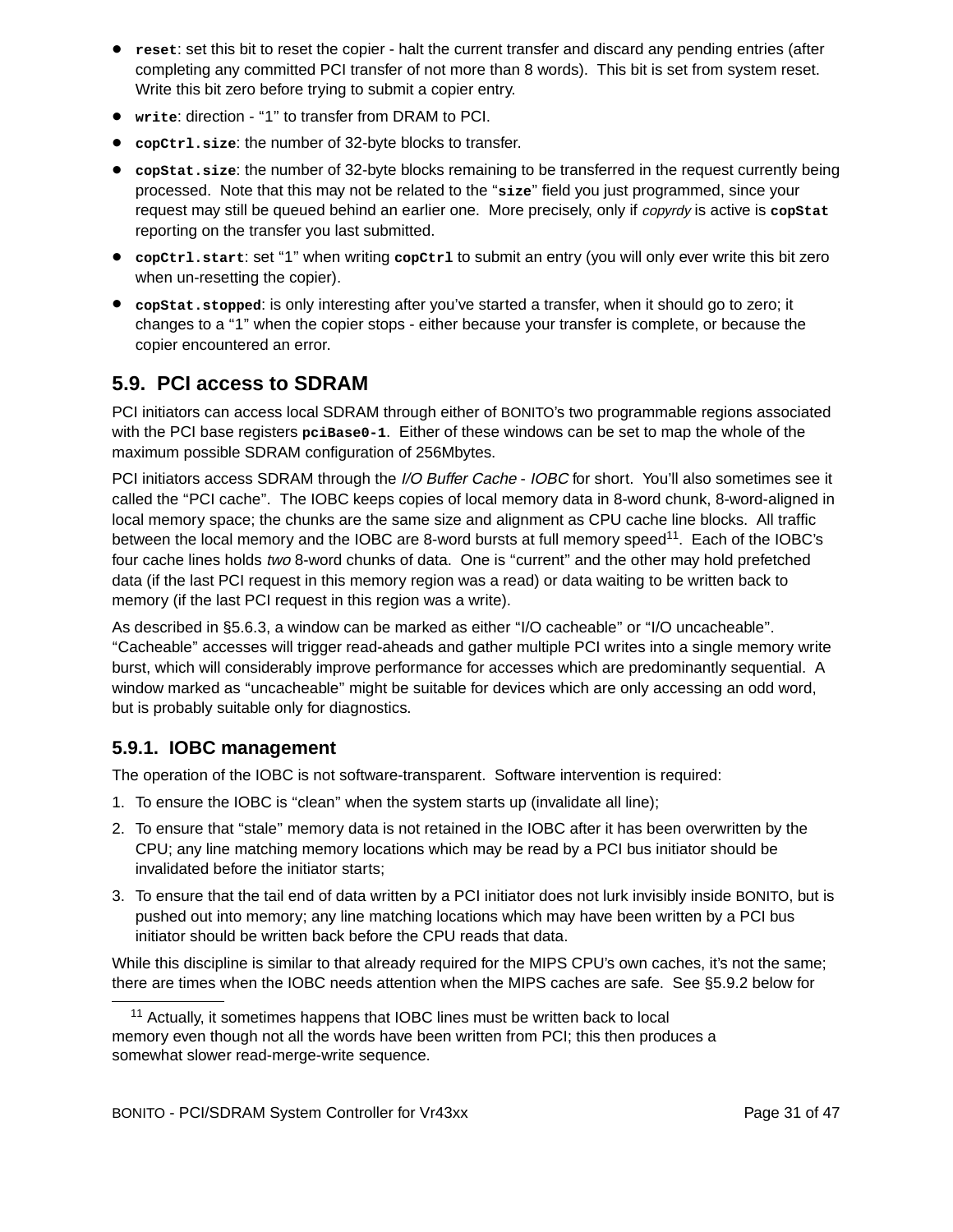- `reset`: set this bit to reset the copier - halt the current transfer and discard any pending entries (after completing any committed PCI transfer of not more than 8 words). This bit is set from system reset. Write this bit zero before trying to submit a copier entry.
- `write`: direction - "1" to transfer from DRAM to PCI.
- `copCtrl.size`: the number of 32-byte blocks to transfer.
- `copStat.size`: the number of 32-byte blocks remaining to be transferred in the request currently being processed. Note that this may not be related to the "`size`" field you just programmed, since your request may still be queued behind an earlier one. More precisely, only if *copyrdy* is active is `copStat` reporting on the transfer you last submitted.
- `copCtrl.start`: set "1" when writing `copCtrl` to submit an entry (you will only ever write this bit zero when un-resetting the copier).
- `copStat.stopped`: is only interesting after you've started a transfer, when it should go to zero; it changes to a "1" when the copier stops - either because your transfer is complete, or because the copier encountered an error.

## 5.9. PCI access to SDRAM

PCI initiators can access local SDRAM through either of BONITO's two programmable regions associated with the PCI base registers **`pciBase0-1`**. Either of these windows can be set to map the whole of the maximum possible SDRAM configuration of 256Mbytes.

PCI initiators access SDRAM through the *I/O Buffer Cache* - *IOBC* for short. You'll also sometimes see it called the "PCI cache". The IOBC keeps copies of local memory data in 8-word chunk, 8-word-aligned in local memory space; the chunks are the same size and alignment as CPU cache line blocks. All traffic between the local memory and the IOBC are 8-word bursts at full memory speed[11]. Each of the IOBC's four cache lines holds *two* 8-word chunks of data. One is "current" and the other may hold prefetched data (if the last PCI request in this memory region was a read) or data waiting to be written back to memory (if the last PCI request in this region was a write).

As described in §5.6.3, a window can be marked as either "I/O cacheable" or "I/O uncacheable". "Cacheable" accesses will trigger read-aheads and gather multiple PCI writes into a single memory write burst, which will considerably improve performance for accesses which are predominantly sequential. A window marked as "uncacheable" might be suitable for devices which are only accessing an odd word, but is probably suitable only for diagnostics.

### 5.9.1. IOBC management

The operation of the IOBC is not software-transparent. Software intervention is required:

1. To ensure the IOBC is "clean" when the system starts up (invalidate all line);
2. To ensure that "stale" memory data is not retained in the IOBC after it has been overwritten by the CPU; any line matching memory locations which may be read by a PCI bus initiator should be invalidated before the initiator starts;
3. To ensure that the tail end of data written by a PCI initiator does not lurk invisibly inside BONITO, but is pushed out into memory; any line matching locations which may have been written by a PCI bus initiator should be written back before the CPU reads that data.

While this discipline is similar to that already required for the MIPS CPU's own caches, it's not the same; there are times when the IOBC needs attention when the MIPS caches are safe. See §5.9.2 below for

[11] Actually, it sometimes happens that IOBC lines must be written back to local memory even though not all the words have been written from PCI; this then produces a somewhat slower read-merge-write sequence.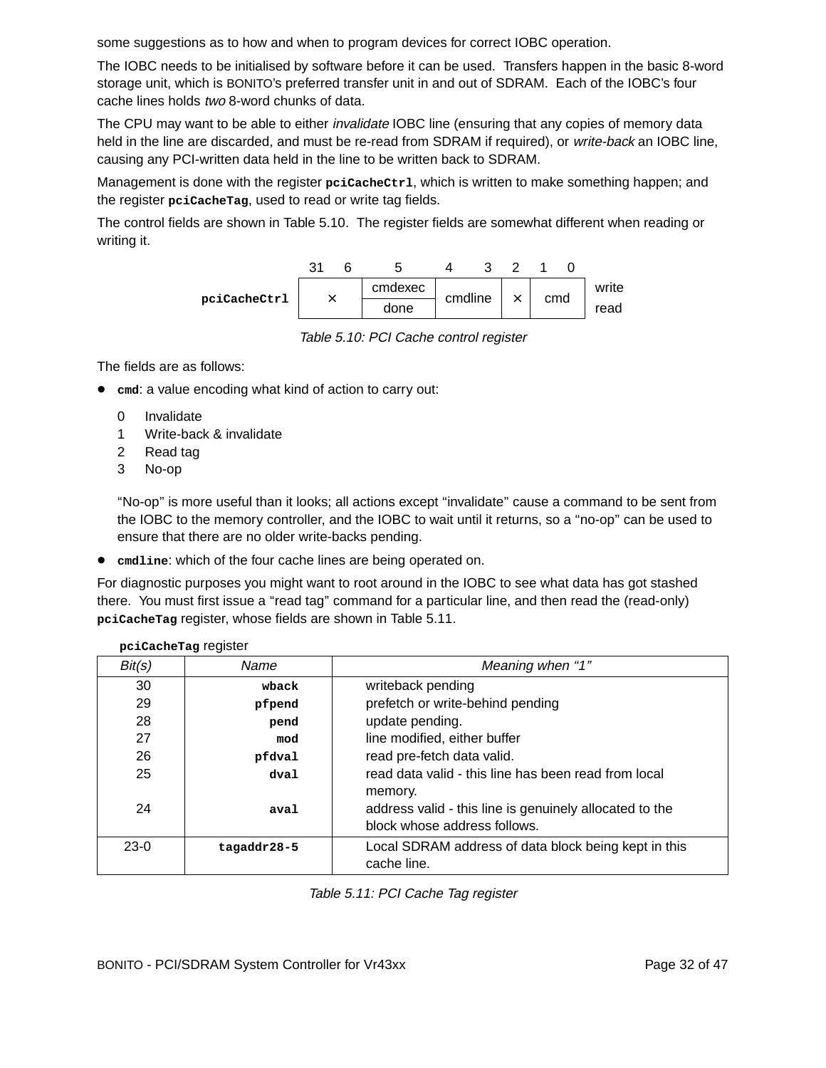some suggestions as to how and when to program devices for correct IOBC operation.

The IOBC needs to be initialised by software before it can be used. Transfers happen in the basic 8-word storage unit, which is BONITO's preferred transfer unit in and out of SDRAM. Each of the IOBC's four cache lines holds *two* 8-word chunks of data.

The CPU may want to be able to either *invalidate* IOBC line (ensuring that any copies of memory data held in the line are discarded, and must be re-read from SDRAM if required), or *write-back* an IOBC line, causing any PCI-written data held in the line to be written back to SDRAM.

Management is done with the register **pciCacheCtrl**, which is written to make something happen; and the register **pciCacheTag**, used to read or write tag fields.

The control fields are shown in Table 5.10. The register fields are somewhat different when reading or writing it.

| | 31 – 6 | 5 | 4 – 3 | 2 | 1 – 0 | |
|---|---|---|---|---|---|---|
| **pciCacheCtrl** | × | cmdexec | cmdline | × | cmd | write |
| | | done | | | | read |

*Table 5.10: PCI Cache control register*

The fields are as follows:

- **cmd**: a value encoding what kind of action to carry out:

  0 Invalidate
  1 Write-back & invalidate
  2 Read tag
  3 No-op

  "No-op" is more useful than it looks; all actions except "invalidate" cause a command to be sent from the IOBC to the memory controller, and the IOBC to wait until it returns, so a "no-op" can be used to ensure that there are no older write-backs pending.

- **cmdline**: which of the four cache lines are being operated on.

For diagnostic purposes you might want to root around in the IOBC to see what data has got stashed there. You must first issue a "read tag" command for a particular line, and then read the (read-only) **pciCacheTag** register, whose fields are shown in Table 5.11.

**pciCacheTag** register

| *Bit(s)* | *Name* | *Meaning when "1"* |
|---|---|---|
| 30 | **wback** | writeback pending |
| 29 | **pfpend** | prefetch or write-behind pending |
| 28 | **pend** | update pending. |
| 27 | **mod** | line modified, either buffer |
| 26 | **pfdval** | read pre-fetch data valid. |
| 25 | **dval** | read data valid - this line has been read from local memory. |
| 24 | **aval** | address valid - this line is genuinely allocated to the block whose address follows. |
| 23-0 | **tagaddr28-5** | Local SDRAM address of data block being kept in this cache line. |

*Table 5.11: PCI Cache Tag register*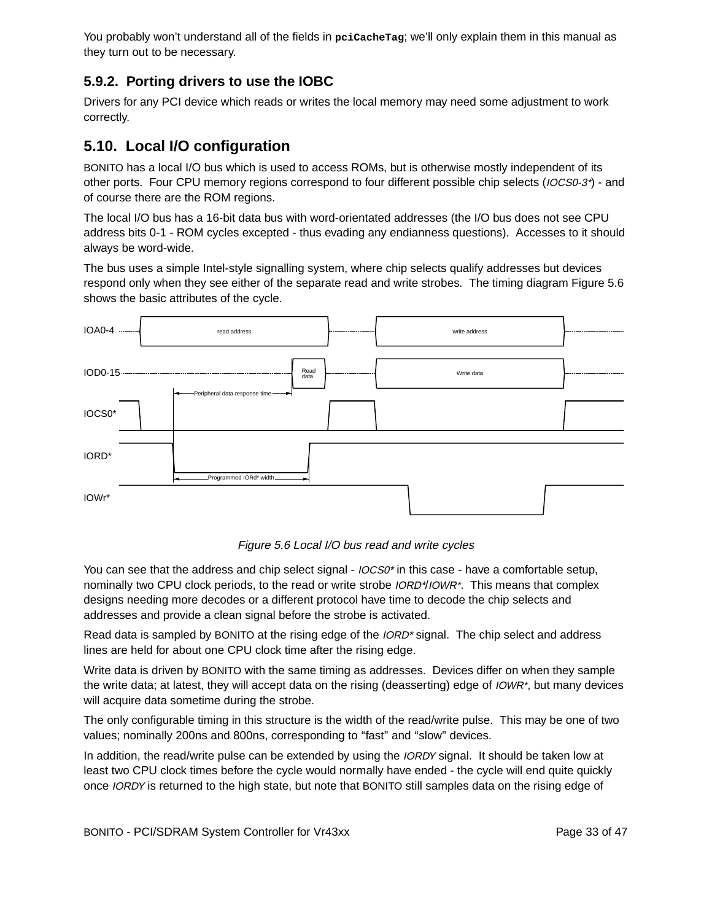You probably won't understand all of the fields in **`pciCacheTag`**; we'll only explain them in this manual as they turn out to be necessary.

### 5.9.2. Porting drivers to use the IOBC

Drivers for any PCI device which reads or writes the local memory may need some adjustment to work correctly.

## 5.10. Local I/O configuration

BONITO has a local I/O bus which is used to access ROMs, but is otherwise mostly independent of its other ports. Four CPU memory regions correspond to four different possible chip selects (*IOCS0-3**) - and of course there are the ROM regions.

The local I/O bus has a 16-bit data bus with word-orientated addresses (the I/O bus does not see CPU address bits 0-1 - ROM cycles excepted - thus evading any endianness questions). Accesses to it should always be word-wide.

The bus uses a simple Intel-style signalling system, where chip selects qualify addresses but devices respond only when they see either of the separate read and write strobes. The timing diagram Figure 5.6 shows the basic attributes of the cycle.

*Figure 5.6 Local I/O bus read and write cycles*

You can see that the address and chip select signal - *IOCS0** in this case - have a comfortable setup, nominally two CPU clock periods, to the read or write strobe *IORD**/*IOWR**. This means that complex designs needing more decodes or a different protocol have time to decode the chip selects and addresses and provide a clean signal before the strobe is activated.

Read data is sampled by BONITO at the rising edge of the *IORD** signal. The chip select and address lines are held for about one CPU clock time after the rising edge.

Write data is driven by BONITO with the same timing as addresses. Devices differ on when they sample the write data; at latest, they will accept data on the rising (deasserting) edge of *IOWR**, but many devices will acquire data sometime during the strobe.

The only configurable timing in this structure is the width of the read/write pulse. This may be one of two values; nominally 200ns and 800ns, corresponding to "fast" and "slow" devices.

In addition, the read/write pulse can be extended by using the *IORDY* signal. It should be taken low at least two CPU clock times before the cycle would normally have ended - the cycle will end quite quickly once *IORDY* is returned to the high state, but note that BONITO still samples data on the rising edge of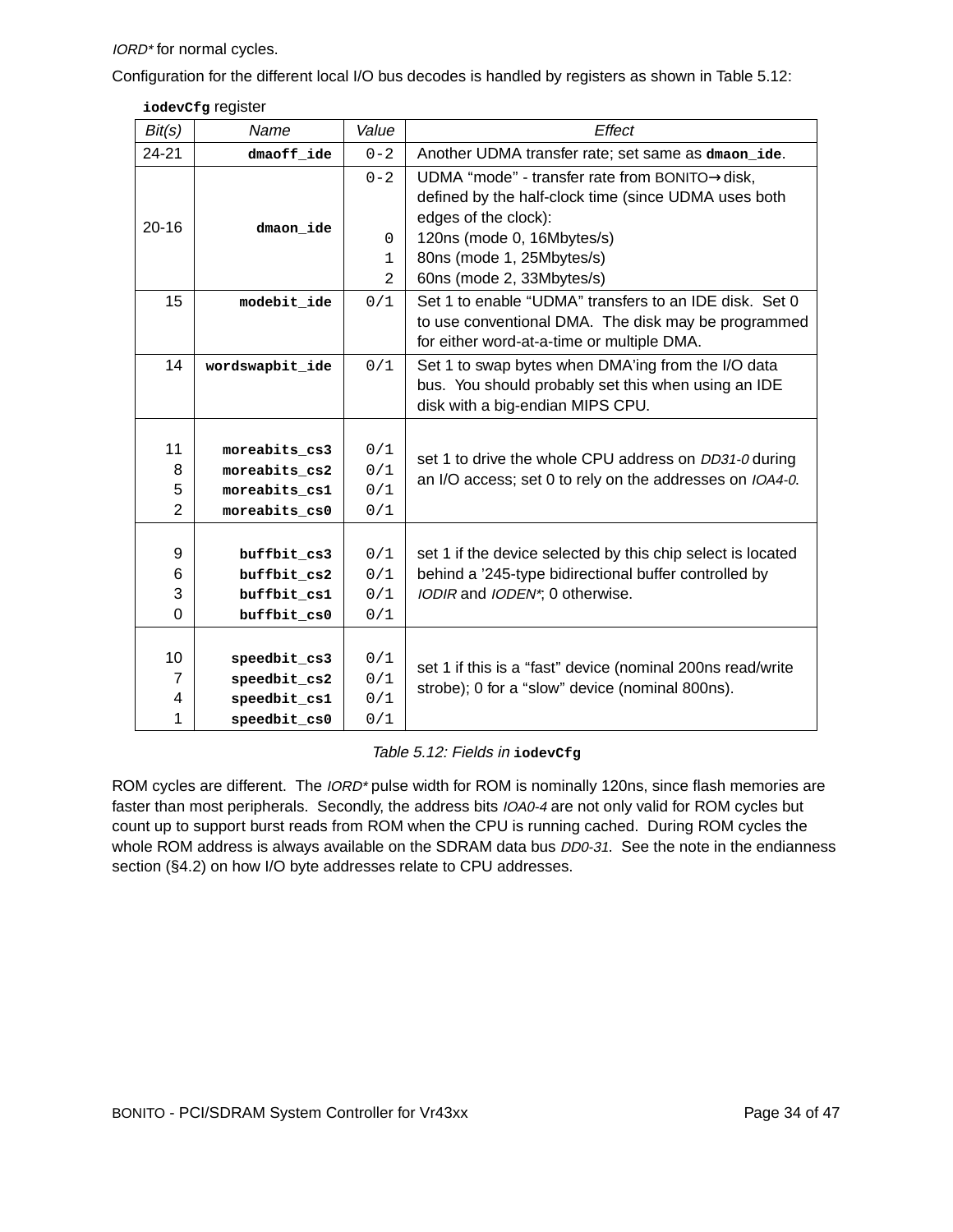*IORD** for normal cycles.

Configuration for the different local I/O bus decodes is handled by registers as shown in Table 5.12:

**iodevCfg** register

| Bit(s) | Name | Value | Effect |
|---|---|---|---|
| 24-21 | dmaoff_ide | 0-2 | Another UDMA transfer rate; set same as **dmaon_ide**. |
| 20-16 | dmaon_ide | 0-2<br><br><br>0<br>1<br>2 | UDMA "mode" - transfer rate from BONITO→disk, defined by the half-clock time (since UDMA uses both edges of the clock):<br>120ns (mode 0, 16Mbytes/s)<br>80ns (mode 1, 25Mbytes/s)<br>60ns (mode 2, 33Mbytes/s) |
| 15 | modebit_ide | 0/1 | Set 1 to enable "UDMA" transfers to an IDE disk. Set 0 to use conventional DMA. The disk may be programmed for either word-at-a-time or multiple DMA. |
| 14 | wordswapbit_ide | 0/1 | Set 1 to swap bytes when DMA'ing from the I/O data bus. You should probably set this when using an IDE disk with a big-endian MIPS CPU. |
| 11<br>8<br>5<br>2 | moreabits_cs3<br>moreabits_cs2<br>moreabits_cs1<br>moreabits_cs0 | 0/1<br>0/1<br>0/1<br>0/1 | set 1 to drive the whole CPU address on *DD31-0* during an I/O access; set 0 to rely on the addresses on *IOA4-0*. |
| 9<br>6<br>3<br>0 | buffbit_cs3<br>buffbit_cs2<br>buffbit_cs1<br>buffbit_cs0 | 0/1<br>0/1<br>0/1<br>0/1 | set 1 if the device selected by this chip select is located behind a '245-type bidirectional buffer controlled by *IODIR* and *IODEN**; 0 otherwise. |
| 10<br>7<br>4<br>1 | speedbit_cs3<br>speedbit_cs2<br>speedbit_cs1<br>speedbit_cs0 | 0/1<br>0/1<br>0/1<br>0/1 | set 1 if this is a "fast" device (nominal 200ns read/write strobe); 0 for a "slow" device (nominal 800ns). |

*Table 5.12: Fields in* **iodevCfg**

ROM cycles are different. The *IORD** pulse width for ROM is nominally 120ns, since flash memories are faster than most peripherals. Secondly, the address bits *IOA0-4* are not only valid for ROM cycles but count up to support burst reads from ROM when the CPU is running cached. During ROM cycles the whole ROM address is always available on the SDRAM data bus *DD0-31*. See the note in the endianness section (§4.2) on how I/O byte addresses relate to CPU addresses.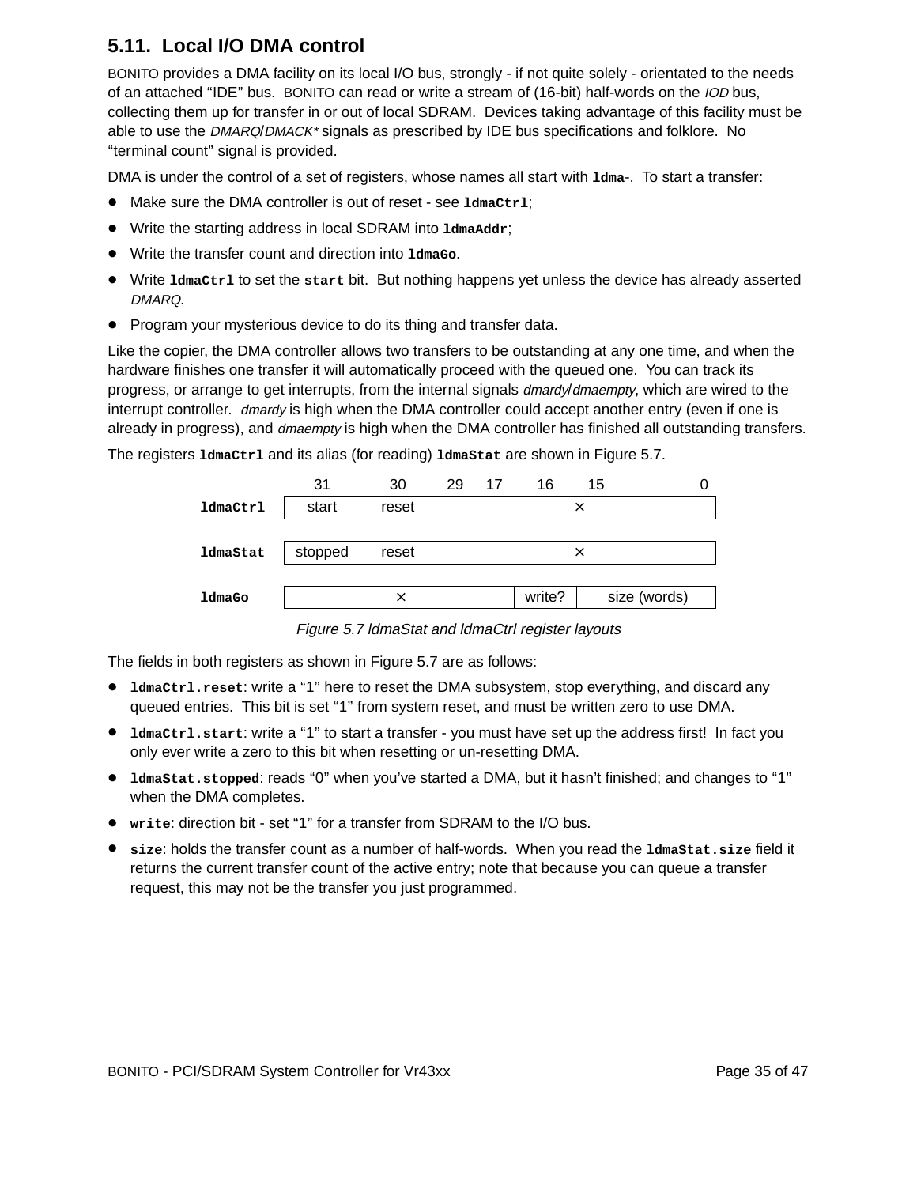## 5.11. Local I/O DMA control

BONITO provides a DMA facility on its local I/O bus, strongly - if not quite solely - orientated to the needs of an attached "IDE" bus. BONITO can read or write a stream of (16-bit) half-words on the *IOD* bus, collecting them up for transfer in or out of local SDRAM. Devices taking advantage of this facility must be able to use the *DMARQ*/*DMACK** signals as prescribed by IDE bus specifications and folklore. No "terminal count" signal is provided.

DMA is under the control of a set of registers, whose names all start with **`ldma-`**. To start a transfer:

- Make sure the DMA controller is out of reset - see **`ldmaCtrl`**;
- Write the starting address in local SDRAM into **`ldmaAddr`**;
- Write the transfer count and direction into **`ldmaGo`**.
- Write **`ldmaCtrl`** to set the **`start`** bit. But nothing happens yet unless the device has already asserted *DMARQ*.
- Program your mysterious device to do its thing and transfer data.

Like the copier, the DMA controller allows two transfers to be outstanding at any one time, and when the hardware finishes one transfer it will automatically proceed with the queued one. You can track its progress, or arrange to get interrupts, from the internal signals *dmardy*/*dmaempty*, which are wired to the interrupt controller. *dmardy* is high when the DMA controller could accept another entry (even if one is already in progress), and *dmaempty* is high when the DMA controller has finished all outstanding transfers.

The registers **`ldmaCtrl`** and its alias (for reading) **`ldmaStat`** are shown in Figure 5.7.

| Register | 31 | 30 | 29–17 | 16 | 15–0 |
|---|---|---|---|---|---|
| **`ldmaCtrl`** | start | reset | × | × | × |
| **`ldmaStat`** | stopped | reset | × | × | × |
| **`ldmaGo`** | × | × | × | write? | size (words) |

*Figure 5.7 ldmaStat and ldmaCtrl register layouts*

The fields in both registers as shown in Figure 5.7 are as follows:

- **`ldmaCtrl.reset`**: write a "1" here to reset the DMA subsystem, stop everything, and discard any queued entries. This bit is set "1" from system reset, and must be written zero to use DMA.
- **`ldmaCtrl.start`**: write a "1" to start a transfer - you must have set up the address first! In fact you only ever write a zero to this bit when resetting or un-resetting DMA.
- **`ldmaStat.stopped`**: reads "0" when you've started a DMA, but it hasn't finished; and changes to "1" when the DMA completes.
- **`write`**: direction bit - set "1" for a transfer from SDRAM to the I/O bus.
- **`size`**: holds the transfer count as a number of half-words. When you read the **`ldmaStat.size`** field it returns the current transfer count of the active entry; note that because you can queue a transfer request, this may not be the transfer you just programmed.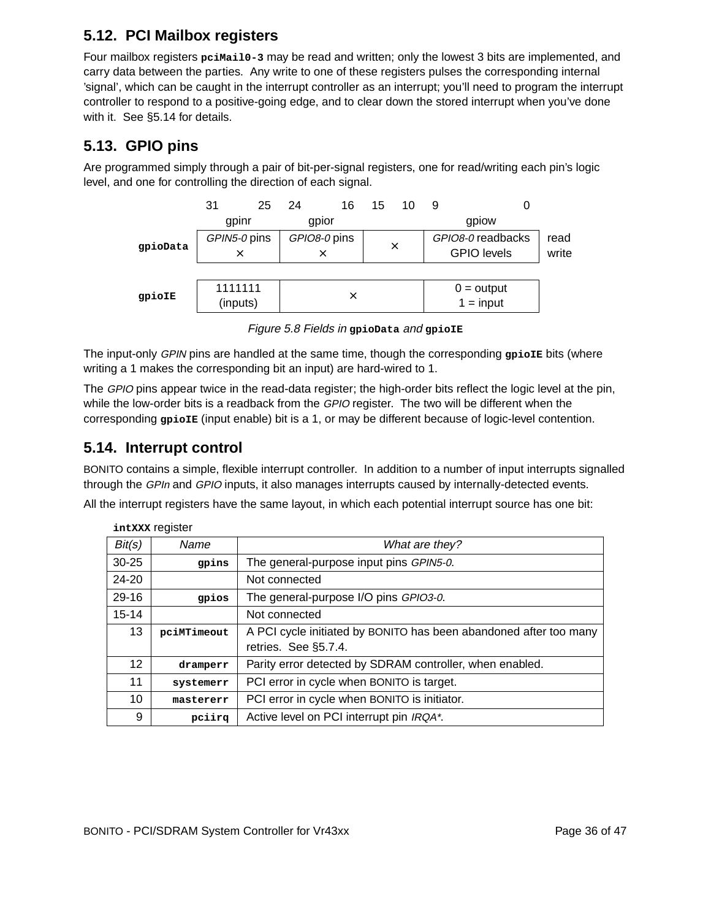## 5.12. PCI Mailbox registers

Four mailbox registers **pciMail0-3** may be read and written; only the lowest 3 bits are implemented, and carry data between the parties. Any write to one of these registers pulses the corresponding internal 'signal', which can be caught in the interrupt controller as an interrupt; you'll need to program the interrupt controller to respond to a positive-going edge, and to clear down the stored interrupt when you've done with it. See §5.14 for details.

## 5.13. GPIO pins

Are programmed simply through a pair of bit-per-signal registers, one for read/writing each pin's logic level, and one for controlling the direction of each signal.

| | 31–25 | 24–16 | 15–10 | 9–0 | |
|---|---|---|---|---|---|
| | gpinr | gpior | | gpiow | |
| **gpioData** | *GPIN5-0* pins<br>× | *GPIO8-0* pins<br>× | × | *GPIO8-0* readbacks<br>GPIO levels | read<br>write |
| **gpioIE** | 1111111<br>(inputs) | × | | 0 = output<br>1 = input | |

*Figure 5.8 Fields in* **gpioData** *and* **gpioIE**

The input-only *GPIN* pins are handled at the same time, though the corresponding **gpioIE** bits (where writing a 1 makes the corresponding bit an input) are hard-wired to 1.

The *GPIO* pins appear twice in the read-data register; the high-order bits reflect the logic level at the pin, while the low-order bits is a readback from the *GPIO* register. The two will be different when the corresponding **gpioIE** (input enable) bit is a 1, or may be different because of logic-level contention.

## 5.14. Interrupt control

BONITO contains a simple, flexible interrupt controller. In addition to a number of input interrupts signalled through the *GPIn* and *GPIO* inputs, it also manages interrupts caused by internally-detected events.

All the interrupt registers have the same layout, in which each potential interrupt source has one bit:

**intXXX** register

| *Bit(s)* | *Name* | *What are they?* |
|---|---|---|
| 30-25 | **gpins** | The general-purpose input pins *GPIN5-0*. |
| 24-20 | | Not connected |
| 29-16 | **gpios** | The general-purpose I/O pins *GPIO3-0*. |
| 15-14 | | Not connected |
| 13 | **pciMTimeout** | A PCI cycle initiated by BONITO has been abandoned after too many retries. See §5.7.4. |
| 12 | **dramperr** | Parity error detected by SDRAM controller, when enabled. |
| 11 | **systemerr** | PCI error in cycle when BONITO is target. |
| 10 | **mastererr** | PCI error in cycle when BONITO is initiator. |
| 9 | **pciirq** | Active level on PCI interrupt pin *IRQA\**. |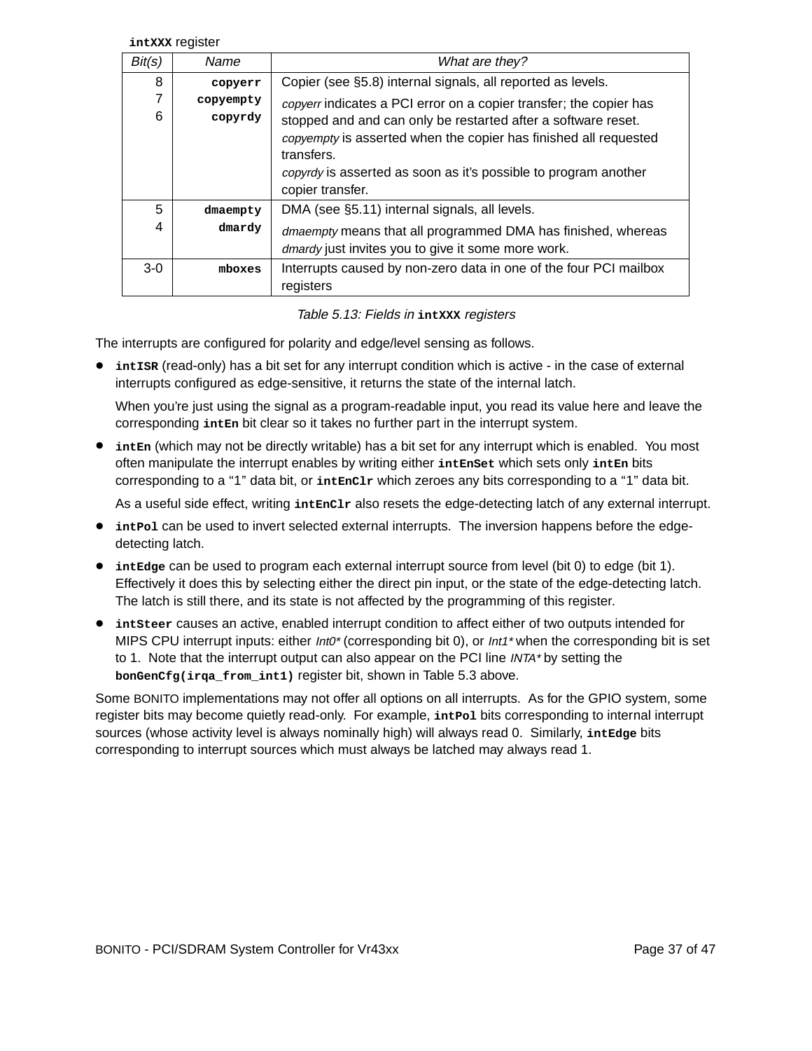**intXXX** register

| Bit(s) | Name | What are they? |
|---|---|---|
| 8<br>7<br>6 | **copyerr**<br>**copyempty**<br>**copyrdy** | Copier (see §5.8) internal signals, all reported as levels.<br>*copyerr* indicates a PCI error on a copier transfer; the copier has stopped and and can only be restarted after a software reset.<br>*copyempty* is asserted when the copier has finished all requested transfers.<br>*copyrdy* is asserted as soon as it's possible to program another copier transfer. |
| 5<br>4 | **dmaempty**<br>**dmardy** | DMA (see §5.11) internal signals, all levels.<br>*dmaempty* means that all programmed DMA has finished, whereas *dmardy* just invites you to give it some more work. |
| 3-0 | **mboxes** | Interrupts caused by non-zero data in one of the four PCI mailbox registers |

*Table 5.13: Fields in* **intXXX** *registers*

The interrupts are configured for polarity and edge/level sensing as follows.

- **intISR** (read-only) has a bit set for any interrupt condition which is active - in the case of external interrupts configured as edge-sensitive, it returns the state of the internal latch.

  When you're just using the signal as a program-readable input, you read its value here and leave the corresponding **intEn** bit clear so it takes no further part in the interrupt system.

- **intEn** (which may not be directly writable) has a bit set for any interrupt which is enabled. You most often manipulate the interrupt enables by writing either **intEnSet** which sets only **intEn** bits corresponding to a "1" data bit, or **intEnClr** which zeroes any bits corresponding to a "1" data bit.

  As a useful side effect, writing **intEnClr** also resets the edge-detecting latch of any external interrupt.

- **intPol** can be used to invert selected external interrupts. The inversion happens before the edge-detecting latch.
- **intEdge** can be used to program each external interrupt source from level (bit 0) to edge (bit 1). Effectively it does this by selecting either the direct pin input, or the state of the edge-detecting latch. The latch is still there, and its state is not affected by the programming of this register.
- **intSteer** causes an active, enabled interrupt condition to affect either of two outputs intended for MIPS CPU interrupt inputs: either *Int0\** (corresponding bit 0), or *Int1\** when the corresponding bit is set to 1. Note that the interrupt output can also appear on the PCI line *INTA\** by setting the **bonGenCfg(irqa_from_int1)** register bit, shown in Table 5.3 above.

Some BONITO implementations may not offer all options on all interrupts. As for the GPIO system, some register bits may become quietly read-only. For example, **intPol** bits corresponding to internal interrupt sources (whose activity level is always nominally high) will always read 0. Similarly, **intEdge** bits corresponding to interrupt sources which must always be latched may always read 1.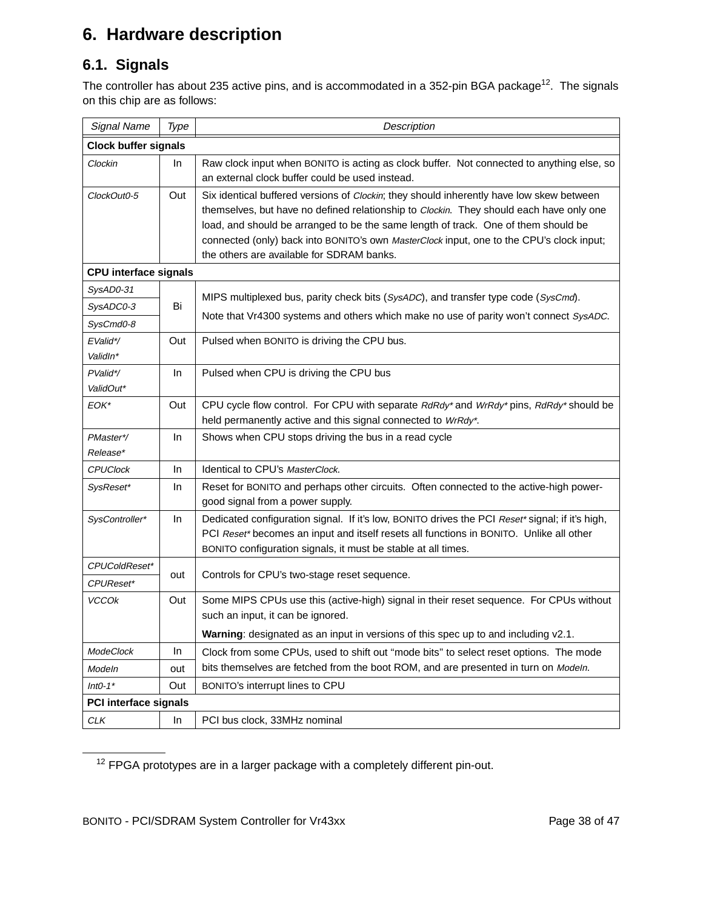# 6. Hardware description

## 6.1. Signals

The controller has about 235 active pins, and is accommodated in a 352-pin BGA package[12]. The signals on this chip are as follows:

| Signal Name | Type | Description |
|---|---|---|
| **Clock buffer signals** | | |
| *Clockin* | In | Raw clock input when BONITO is acting as clock buffer. Not connected to anything else, so an external clock buffer could be used instead. |
| *ClockOut0-5* | Out | Six identical buffered versions of *Clockin*; they should inherently have low skew between themselves, but have no defined relationship to *Clockin*. They should each have only one load, and should be arranged to be the same length of track. One of them should be connected (only) back into BONITO's own *MasterClock* input, one to the CPU's clock input; the others are available for SDRAM banks. |
| **CPU interface signals** | | |
| *SysAD0-31* | Bi | MIPS multiplexed bus, parity check bits (*SysADC*), and transfer type code (*SysCmd*). Note that Vr4300 systems and others which make no use of parity won't connect *SysADC*. |
| *SysADC0-3* | | |
| *SysCmd0-8* | | |
| *EValid*/ ValidIn** | Out | Pulsed when BONITO is driving the CPU bus. |
| *PValid*/ ValidOut** | In | Pulsed when CPU is driving the CPU bus |
| *EOK** | Out | CPU cycle flow control. For CPU with separate *RdRdy** and *WrRdy** pins, *RdRdy** should be held permanently active and this signal connected to *WrRdy**. |
| *PMaster*/ Release** | In | Shows when CPU stops driving the bus in a read cycle |
| *CPUClock* | In | Identical to CPU's *MasterClock*. |
| *SysReset** | In | Reset for BONITO and perhaps other circuits. Often connected to the active-high power-good signal from a power supply. |
| *SysController** | In | Dedicated configuration signal. If it's low, BONITO drives the PCI *Reset** signal; if it's high, PCI *Reset** becomes an input and itself resets all functions in BONITO. Unlike all other BONITO configuration signals, it must be stable at all times. |
| *CPUColdReset** | out | Controls for CPU's two-stage reset sequence. |
| *CPUReset** | | |
| *VCCOk* | Out | Some MIPS CPUs use this (active-high) signal in their reset sequence. For CPUs without such an input, it can be ignored. **Warning**: designated as an input in versions of this spec up to and including v2.1. |
| *ModeClock* | In | Clock from some CPUs, used to shift out "mode bits" to select reset options. The mode bits themselves are fetched from the boot ROM, and are presented in turn on *ModeIn*. |
| *ModeIn* | out | |
| *Int0-1** | Out | BONITO's interrupt lines to CPU |
| **PCI interface signals** | | |
| *CLK* | In | PCI bus clock, 33MHz nominal |

[12] FPGA prototypes are in a larger package with a completely different pin-out.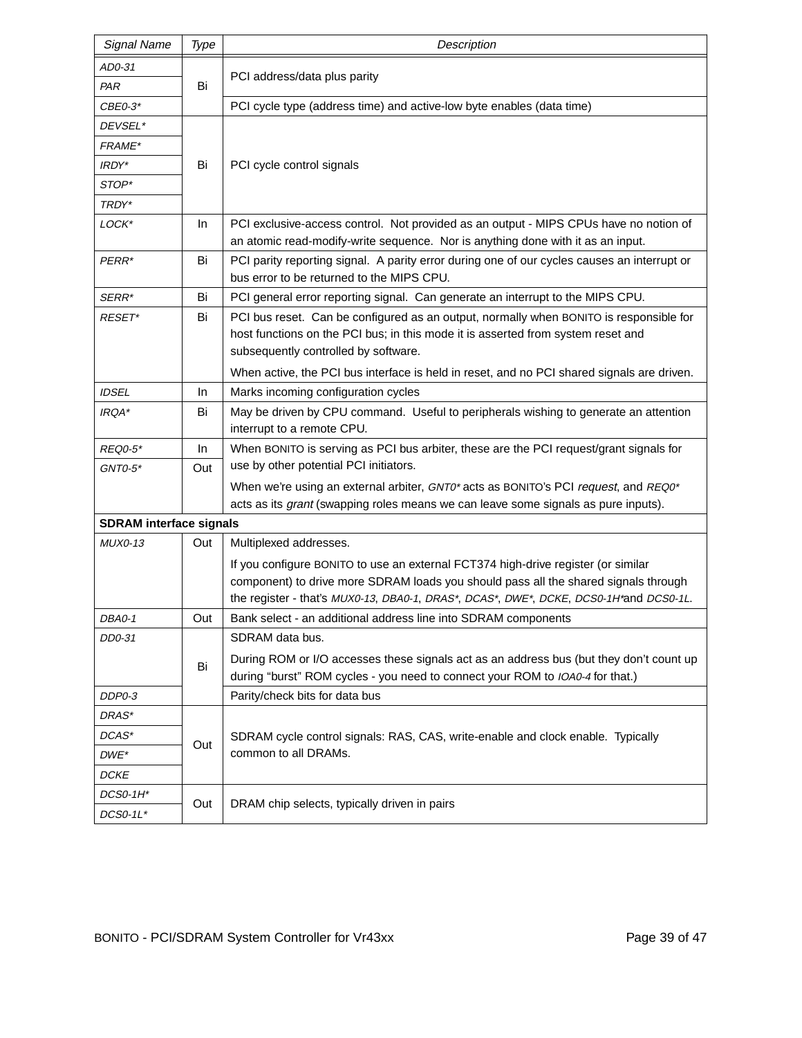| Signal Name | Type | Description |
|---|---|---|
| *AD0-31* | Bi | PCI address/data plus parity |
| *PAR* | | |
| *CBE0-3** | | PCI cycle type (address time) and active-low byte enables (data time) |
| *DEVSEL** | Bi | PCI cycle control signals |
| *FRAME** | | |
| *IRDY** | | |
| *STOP** | | |
| *TRDY** | | |
| *LOCK** | In | PCI exclusive-access control. Not provided as an output - MIPS CPUs have no notion of an atomic read-modify-write sequence. Nor is anything done with it as an input. |
| *PERR** | Bi | PCI parity reporting signal. A parity error during one of our cycles causes an interrupt or bus error to be returned to the MIPS CPU. |
| *SERR** | Bi | PCI general error reporting signal. Can generate an interrupt to the MIPS CPU. |
| *RESET** | Bi | PCI bus reset. Can be configured as an output, normally when BONITO is responsible for host functions on the PCI bus; in this mode it is asserted from system reset and subsequently controlled by software.<br>When active, the PCI bus interface is held in reset, and no PCI shared signals are driven. |
| *IDSEL* | In | Marks incoming configuration cycles |
| *IRQA** | Bi | May be driven by CPU command. Useful to peripherals wishing to generate an attention interrupt to a remote CPU. |
| *REQ0-5** | In | When BONITO is serving as PCI bus arbiter, these are the PCI request/grant signals for use by other potential PCI initiators.<br>When we're using an external arbiter, *GNT0** acts as BONITO's PCI *request*, and *REQ0** acts as its *grant* (swapping roles means we can leave some signals as pure inputs). |
| *GNT0-5** | Out | |
| **SDRAM interface signals** | | |
| *MUX0-13* | Out | Multiplexed addresses.<br>If you configure BONITO to use an external FCT374 high-drive register (or similar component) to drive more SDRAM loads you should pass all the shared signals through the register - that's *MUX0-13*, *DBA0-1*, *DRAS**, *DCAS**, *DWE**, *DCKE*, *DCS0-1H** and *DCS0-1L*. |
| *DBA0-1* | Out | Bank select - an additional address line into SDRAM components |
| *DD0-31* | Bi | SDRAM data bus.<br>During ROM or I/O accesses these signals act as an address bus (but they don't count up during "burst" ROM cycles - you need to connect your ROM to *IOA0-4* for that.) |
| *DDP0-3* | | Parity/check bits for data bus |
| *DRAS** | Out | SDRAM cycle control signals: RAS, CAS, write-enable and clock enable. Typically common to all DRAMs. |
| *DCAS** | | |
| *DWE** | | |
| *DCKE* | | |
| *DCS0-1H** | Out | DRAM chip selects, typically driven in pairs |
| *DCS0-1L** | | |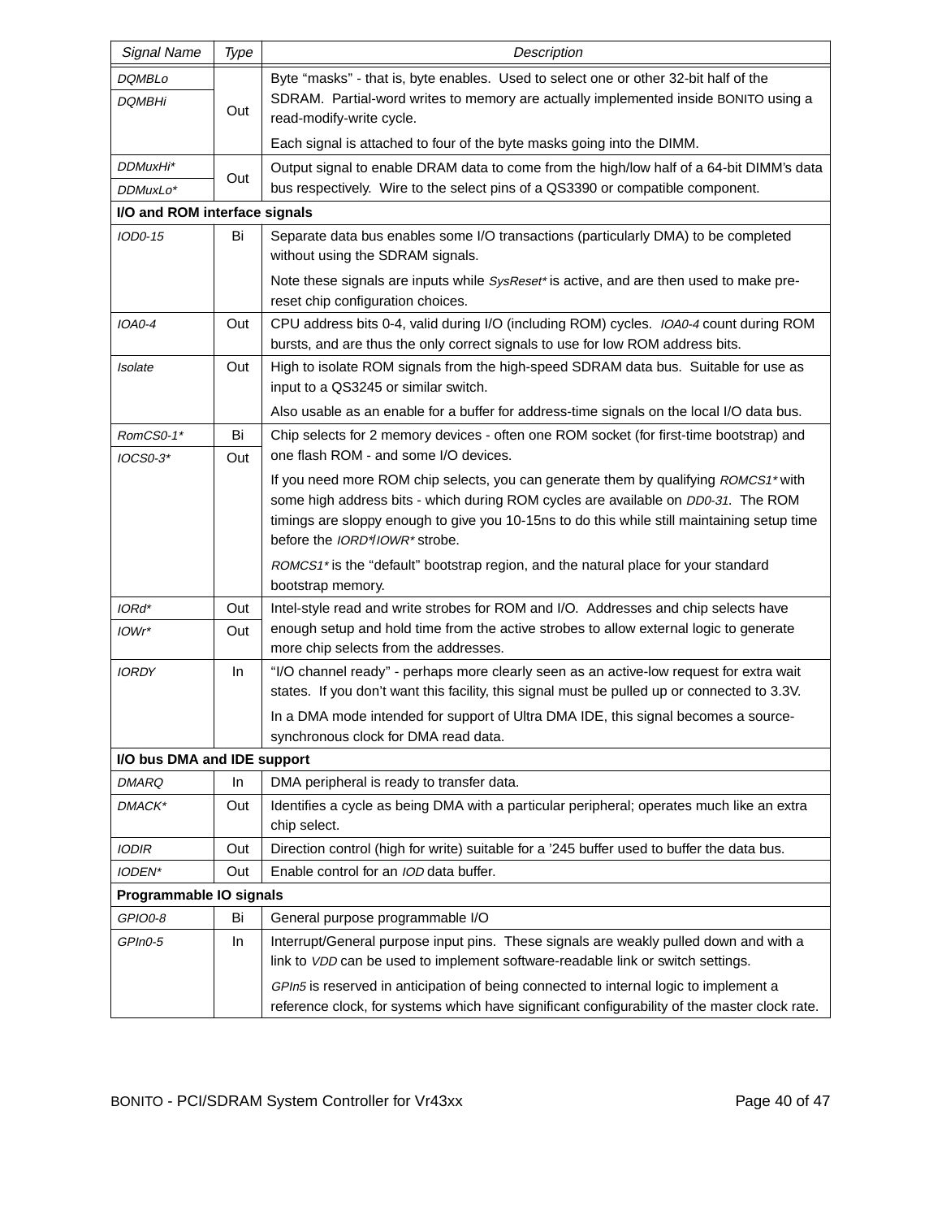| Signal Name | Type | Description |
|---|---|---|
| *DQMBLo* | Out | Byte "masks" - that is, byte enables. Used to select one or other 32-bit half of the SDRAM. Partial-word writes to memory are actually implemented inside BONITO using a read-modify-write cycle. |
| *DQMBHi* | | Each signal is attached to four of the byte masks going into the DIMM. |
| *DDMuxHi** | Out | Output signal to enable DRAM data to come from the high/low half of a 64-bit DIMM's data bus respectively. Wire to the select pins of a QS3390 or compatible component. |
| *DDMuxLo** | | |
| **I/O and ROM interface signals** | | |
| *IOD0-15* | Bi | Separate data bus enables some I/O transactions (particularly DMA) to be completed without using the SDRAM signals. Note these signals are inputs while *SysReset** is active, and are then used to make pre-reset chip configuration choices. |
| *IOA0-4* | Out | CPU address bits 0-4, valid during I/O (including ROM) cycles. *IOA0-4* count during ROM bursts, and are thus the only correct signals to use for low ROM address bits. |
| *Isolate* | Out | High to isolate ROM signals from the high-speed SDRAM data bus. Suitable for use as input to a QS3245 or similar switch. Also usable as an enable for a buffer for address-time signals on the local I/O data bus. |
| *RomCS0-1** | Bi | Chip selects for 2 memory devices - often one ROM socket (for first-time bootstrap) and one flash ROM - and some I/O devices. |
| *IOCS0-3** | Out | If you need more ROM chip selects, you can generate them by qualifying *ROMCS1** with some high address bits - which during ROM cycles are available on *DD0-31*. The ROM timings are sloppy enough to give you 10-15ns to do this while still maintaining setup time before the *IORD**/*IOWR** strobe. *ROMCS1** is the "default" bootstrap region, and the natural place for your standard bootstrap memory. |
| *IORd** | Out | Intel-style read and write strobes for ROM and I/O. Addresses and chip selects have enough setup and hold time from the active strobes to allow external logic to generate more chip selects from the addresses. |
| *IOWr** | Out | |
| *IORDY* | In | "I/O channel ready" - perhaps more clearly seen as an active-low request for extra wait states. If you don't want this facility, this signal must be pulled up or connected to 3.3V. In a DMA mode intended for support of Ultra DMA IDE, this signal becomes a source-synchronous clock for DMA read data. |
| **I/O bus DMA and IDE support** | | |
| *DMARQ* | In | DMA peripheral is ready to transfer data. |
| *DMACK** | Out | Identifies a cycle as being DMA with a particular peripheral; operates much like an extra chip select. |
| *IODIR* | Out | Direction control (high for write) suitable for a '245 buffer used to buffer the data bus. |
| *IODEN** | Out | Enable control for an *IOD* data buffer. |
| **Programmable IO signals** | | |
| *GPIO0-8* | Bi | General purpose programmable I/O |
| *GPIn0-5* | In | Interrupt/General purpose input pins. These signals are weakly pulled down and with a link to *VDD* can be used to implement software-readable link or switch settings. *GPIn5* is reserved in anticipation of being connected to internal logic to implement a reference clock, for systems which have significant configurability of the master clock rate. |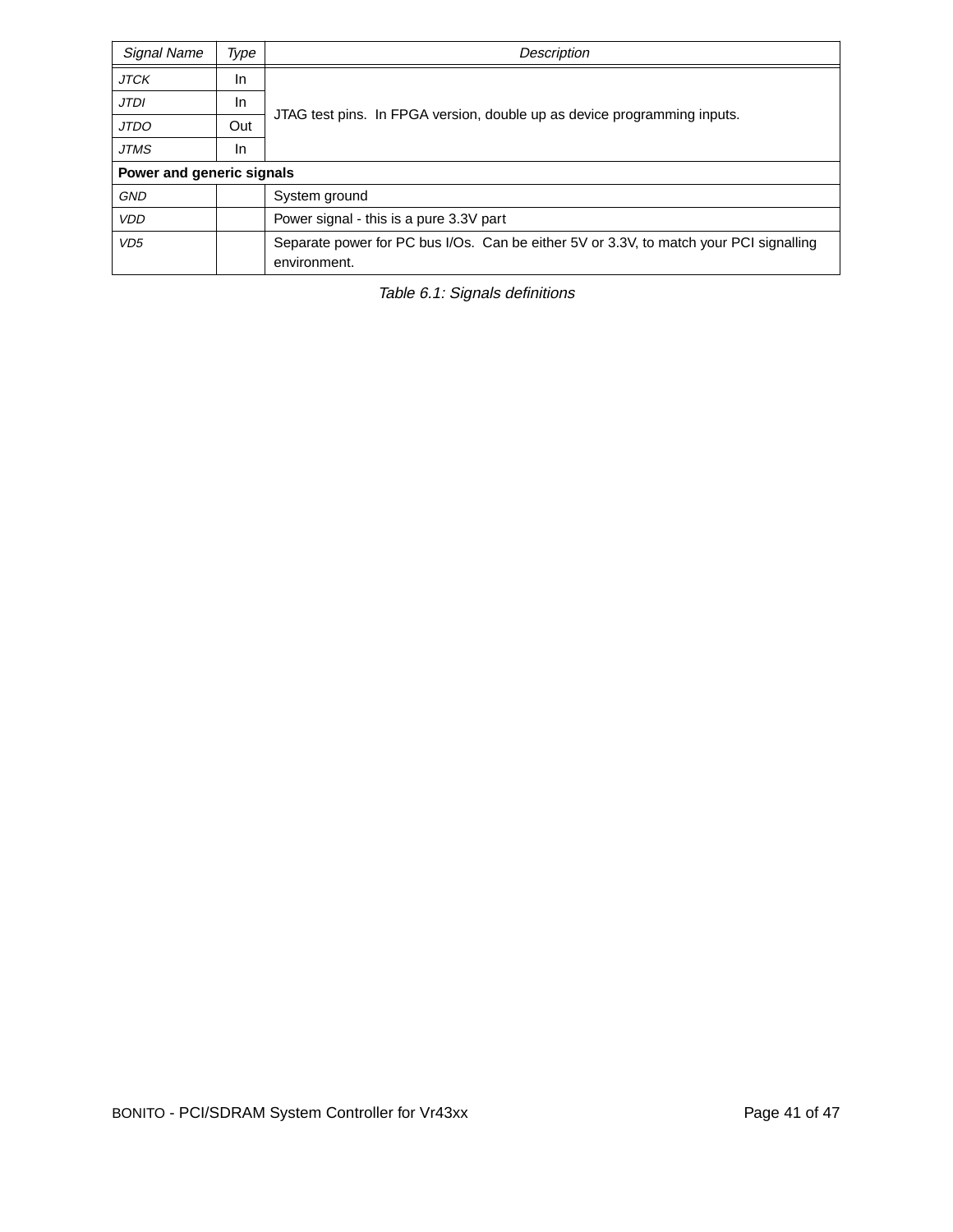| *Signal Name* | *Type* | *Description* |
|---|---|---|
| *JTCK* | In | JTAG test pins. In FPGA version, double up as device programming inputs. |
| *JTDI* | In | |
| *JTDO* | Out | |
| *JTMS* | In | |
| **Power and generic signals** | | |
| *GND* | | System ground |
| *VDD* | | Power signal - this is a pure 3.3V part |
| *VD5* | | Separate power for PC bus I/Os. Can be either 5V or 3.3V, to match your PCI signalling environment. |

*Table 6.1: Signals definitions*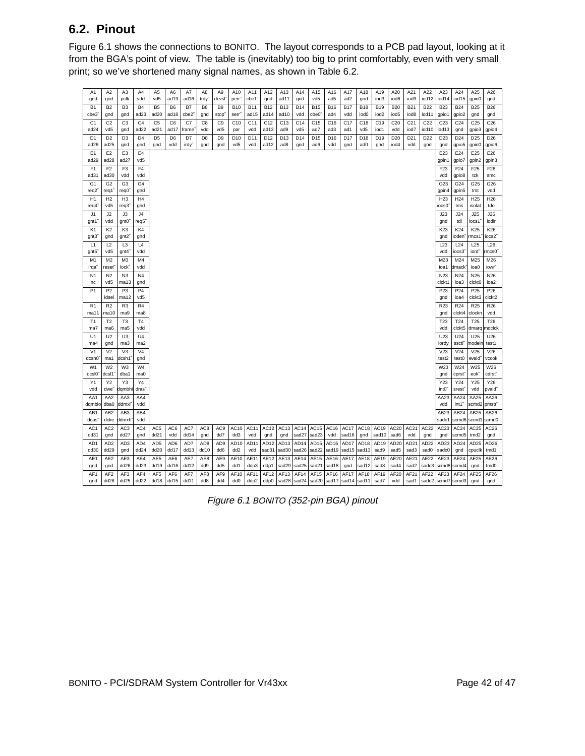## 6.2. Pinout

Figure 6.1 shows the connections to BONITO. The layout corresponds to a PCB pad layout, looking at it from the BGA's point of view. The table is (inevitably) too big to print comfortably, even with very small print; so we've shortened many signal names, as shown in Table 6.2.

| A1 gnd | A2 gnd | A3 pclk | A4 vdd | A5 vd5 | A6 ad19 | A7 ad16 | A8 trdy~ | A9 devsl~ | A10 perr~ | A11 cbe1~ | A12 gnd | A13 ad11 | A14 gnd | A15 vd5 | A16 ad5 | A17 ad2 | A18 gnd | A19 iod3 | A20 iod6 | A21 iod9 | A22 iod12 | A23 iod14 | A24 iod15 | A25 gpio0 | A26 gnd |
|---|---|---|---|---|---|---|---|---|---|---|---|---|---|---|---|---|---|---|---|---|---|---|---|---|---|
| B1 cbe3~ | B2 gnd | B3 gnd | B4 ad23 | B5 ad20 | B6 ad18 | B7 cbe2~ | B8 gnd | B9 stop~ | B10 serr~ | B11 ad15 | B12 ad14 | B13 ad10 | B14 vdd | B15 cbe0~ | B16 ad4 | B17 vdd | B18 iod0 | B19 iod2 | B20 iod5 | B21 iod8 | B22 iod11 | B23 gpio1 | B24 gpio2 | B25 gnd | B26 gnd |
| C1 ad24 | C2 vd5 | C3 gnd | C4 ad22 | C5 ad21 | C6 ad17 | C7 frame~ | C8 vdd | C9 vd5 | C10 par | C11 vdd | C12 ad13 | C13 ad9 | C14 vd5 | C15 ad7 | C16 ad3 | C17 ad1 | C18 vd5 | C19 iod1 | C20 vdd | C21 iod7 | C22 iod10 | C23 iod13 | C24 gnd | C25 gpio3 | C26 gpio4 |
| D1 ad26 | D2 ad25 | D3 gnd | D4 gnd | D5 gnd | D6 vdd | D7 irdy~ | D8 gnd | D9 gnd | D10 vd5 | D11 vdd | D12 ad12 | D13 ad8 | D14 gnd | D15 ad6 | D16 vdd | D17 gnd | D18 ad0 | D19 gnd | D20 iod4 | D21 vdd | D22 gnd | D23 gnd | D24 gpio5 | D25 gpin0 | D26 gpio6 |
| E1 ad29 | E2 ad28 | E3 ad27 | E4 vd5 | | | | | | | | | | | | | | | | | | | E23 gpin1 | E24 gpio7 | E25 gpin2 | E26 gpin3 |
| F1 ad31 | F2 ad30 | F3 vdd | F4 vdd | | | | | | | | | | | | | | | | | | | F23 vdd | F24 gpio8 | F25 tck | F26 smc |
| G1 req2~ | G2 req1~ | G3 req0~ | G4 gnd | | | | | | | | | | | | | | | | | | | G23 gpin4 | G24 gpin5 | G25 trst | G26 vdd |
| H1 req4~ | H2 vd5 | H3 req3~ | H4 gnd | | | | | | | | | | | | | | | | | | | H23 iocs0~ | H24 tms | H25 isolat | H26 tdo |
| J1 gnt1~ | J2 vdd | J3 gnt0~ | J4 req5~ | | | | | | | | | | | | | | | | | | | J23 gnd | J24 tdi | J25 iocs1~ | J26 iodir |
| K1 gnt3~ | K2 gnd | K3 gnt2~ | K4 gnd | | | | | | | | | | | | | | | | | | | K23 gnd | K24 ioden~ | K25 rmcs1~ | K26 iocs2~ |
| L1 gnt5~ | L2 vd5 | L3 gnt4~ | L4 vdd | | | | | | | | | | | | | | | | | | | L23 vdd | L24 iocs3~ | L25 iord~ | L26 rmcs0~ |
| M1 irqa~ | M2 reset~ | M3 lock~ | M4 vdd | | | | | | | | | | | | | | | | | | | M23 ioa1 | M24 dmack~ | M25 ioa0 | M26 iowr~ |
| N1 nc | N2 vd5 | N3 ma13 | N4 gnd | | | | | | | | | | | | | | | | | | | N23 clckt1 | N24 ioa3 | N25 clckt0 | N26 ioa2 |
| P1 | P2 idsel | P3 ma12 | P4 vd5 | | | | | | | | | | | | | | | | | | | P23 gnd | P24 ioa4 | P25 clckt3 | P26 clckt2 |
| R1 ma11 | R2 ma10 | R3 ma9 | R4 ma8 | | | | | | | | | | | | | | | | | | | R23 gnd | R24 clckt4 | R25 clockn | R26 vdd |
| T1 ma7 | T2 ma6 | T3 ma5 | T4 vdd | | | | | | | | | | | | | | | | | | | T23 vdd | T24 clckt5 | T25 dmarq | T26 mdclck |
| U1 ma4 | U2 gnd | U3 ma3 | U4 ma2 | | | | | | | | | | | | | | | | | | | U23 iordy | U24 ssctl~ | U25 modein | U26 test1 |
| V1 dcsh0~ | V2 ma1 | V3 dcsh1~ | V4 gnd | | | | | | | | | | | | | | | | | | | V23 test2 | V24 test0 | V25 evald~ | V26 vccok |
| W1 dcsl0~ | W2 dcsl1~ | W3 dba1 | W4 ma0 | | | | | | | | | | | | | | | | | | | W23 gnd | W24 cprst~ | W25 eok~ | W26 cdrst~ |
| Y1 vdd | Y2 dwe~ | Y3 dqmbhi | Y4 dras~ | | | | | | | | | | | | | | | | | | | Y23 int0~ | Y24 srest~ | Y25 vdd | Y26 pvald~ |
| AA1 dqmblo | AA2 dba0 | AA3 ddmxl~ | AA4 vdd | | | | | | | | | | | | | | | | | | | AA23 vdd | AA24 int1~ | AA25 scmd2 | AA26 pmstr~ |
| AB1 dcas~ | AB2 dcke | AB3 ddmxh~ | AB4 vdd | | | | | | | | | | | | | | | | | | | AB23 sadc1 | AB24 scmd6 | AB25 scmd1 | AB26 scmd0 |
| AC1 dd31 | AC2 gnd | AC3 dd27 | AC4 gnd | AC5 dd21 | AC6 vdd | AC7 dd14 | AC8 gnd | AC9 dd7 | AC10 dd3 | AC11 vdd | AC12 gnd | AC13 gnd | AC14 sad27 | AC15 sad23 | AC16 vdd | AC17 sad16 | AC18 gnd | AC19 sad10 | AC20 sad6 | AC21 vdd | AC22 gnd | AC23 gnd | AC24 scmd5 | AC25 tmd2 | AC26 gnd |
| AD1 dd30 | AD2 dd29 | AD3 gnd | AD4 dd24 | AD5 dd20 | AD6 dd17 | AD7 dd13 | AD8 dd10 | AD9 dd6 | AD10 dd2 | AD11 vdd | AD12 sad31 | AD13 sad30 | AD14 sad26 | AD15 sad22 | AD16 sad19 | AD17 sad15 | AD18 sad13 | AD19 sad9 | AD20 sad5 | AD21 sad3 | AD22 sad0 | AD23 sadc0 | AD24 gnd | AD25 cpuclk | AD26 tmd1 |
| AE1 gnd | AE2 gnd | AE3 dd26 | AE4 dd23 | AE5 dd19 | AE6 dd16 | AE7 dd12 | AE8 dd9 | AE9 dd5 | AE10 dd1 | AE11 ddp3 | AE12 ddp1 | AE13 sad29 | AE14 sad25 | AE15 sad21 | AE16 sad18 | AE17 gnd | AE18 sad12 | AE19 sad8 | AE20 sad4 | AE21 sad2 | AE22 sadc3 | AE23 scmd8 | AE24 scmd4 | AE25 gnd | AE26 tmd0 |
| AF1 gnd | AF2 dd28 | AF3 dd25 | AF4 dd22 | AF5 dd18 | AF6 dd15 | AF7 dd11 | AF8 dd8 | AF9 dd4 | AF10 dd0 | AF11 ddp2 | AF12 ddp0 | AF13 sad28 | AF14 sad24 | AF15 sad20 | AF16 sad17 | AF17 sad14 | AF18 sad11 | AF19 sad7 | AF20 vdd | AF21 sad1 | AF22 sadc2 | AF23 scmd7 | AF24 scmd3 | AF25 gnd | AF26 gnd |

*Figure 6.1 BONITO (352-pin BGA) pinout*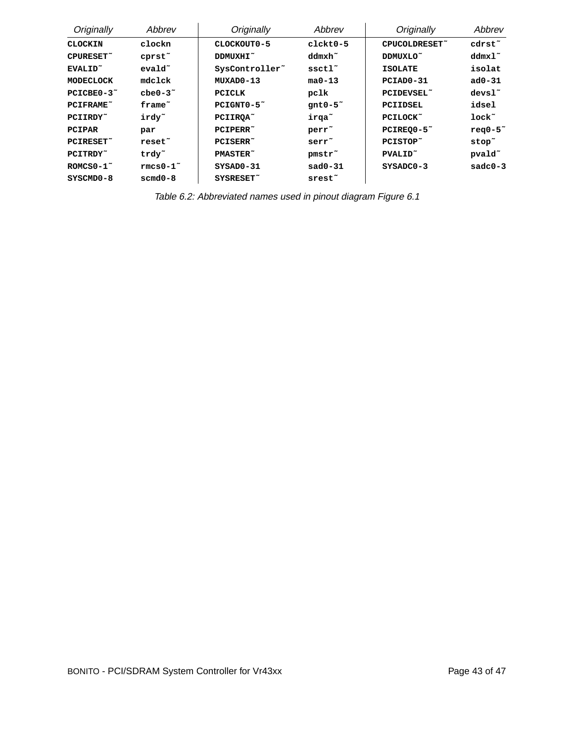| Originally | Abbrev | Originally | Abbrev | Originally | Abbrev |
|---|---|---|---|---|---|
| **CLOCKIN** | **clockn** | **CLOCKOUT0-5** | **clckt0-5** | **CPUCOLDRESET˜** | **cdrst˜** |
| **CPURESET˜** | **cprst˜** | **DDMUXHI˜** | **ddmxh˜** | **DDMUXLO˜** | **ddmxl˜** |
| **EVALID˜** | **evald˜** | **SysController˜** | **ssctl˜** | **ISOLATE** | **isolat** |
| **MODECLOCK** | **mdclck** | **MUXAD0-13** | **ma0-13** | **PCIAD0-31** | **ad0-31** |
| **PCICBE0-3˜** | **cbe0-3˜** | **PCICLK** | **pclk** | **PCIDEVSEL˜** | **devsl˜** |
| **PCIFRAME˜** | **frame˜** | **PCIGNT0-5˜** | **gnt0-5˜** | **PCIIDSEL** | **idsel** |
| **PCIIRDY˜** | **irdy˜** | **PCIIRQA˜** | **irqa˜** | **PCILOCK˜** | **lock˜** |
| **PCIPAR** | **par** | **PCIPERR˜** | **perr˜** | **PCIREQ0-5˜** | **req0-5˜** |
| **PCIRESET˜** | **reset˜** | **PCISERR˜** | **serr˜** | **PCISTOP˜** | **stop˜** |
| **PCITRDY˜** | **trdy˜** | **PMASTER˜** | **pmstr˜** | **PVALID˜** | **pvald˜** |
| **ROMCS0-1˜** | **rmcs0-1˜** | **SYSAD0-31** | **sad0-31** | **SYSADC0-3** | **sadc0-3** |
| **SYSCMD0-8** | **scmd0-8** | **SYSRESET˜** | **srest˜** | | |

*Table 6.2: Abbreviated names used in pinout diagram Figure 6.1*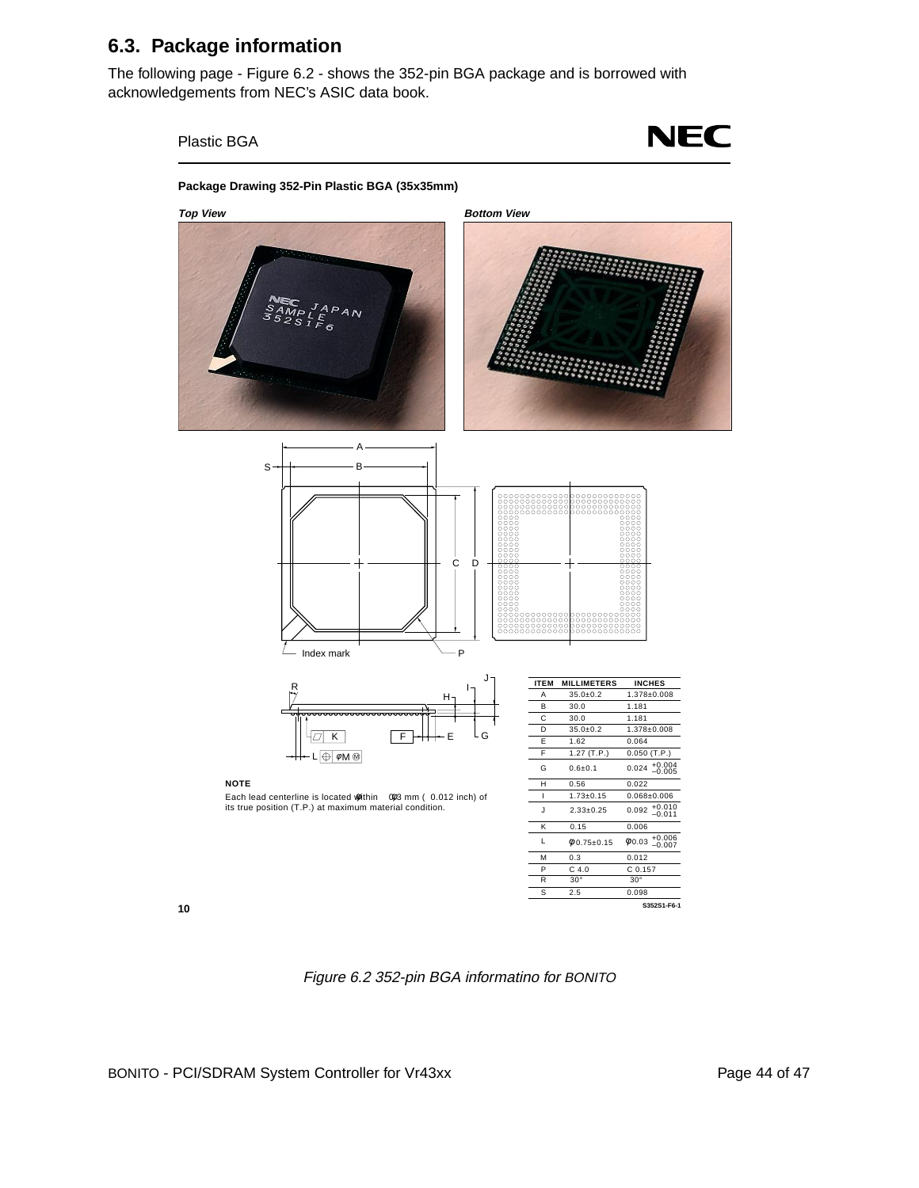## 6.3. Package information

The following page - Figure 6.2 - shows the 352-pin BGA package and is borrowed with acknowledgements from NEC's ASIC data book.

Plastic BGA

**Package Drawing 352-Pin Plastic BGA (35x35mm)**

***Top View*** ***Bottom View***

**NOTE**

Each lead centerline is located within φ0.3 mm (φ0.012 inch) of its true position (T.P.) at maximum material condition.

| ITEM | MILLIMETERS | INCHES |
|---|---|---|
| A | 35.0±0.2 | 1.378±0.008 |
| B | 30.0 | 1.181 |
| C | 30.0 | 1.181 |
| D | 35.0±0.2 | 1.378±0.008 |
| E | 1.62 | 0.064 |
| F | 1.27 (T.P.) | 0.050 (T.P.) |
| G | 0.6±0.1 | 0.024 $^{+0.004}_{-0.005}$ |
| H | 0.56 | 0.022 |
| I | 1.73±0.15 | 0.068±0.006 |
| J | 2.33±0.25 | 0.092 $^{+0.010}_{-0.011}$ |
| K | 0.15 | 0.006 |
| L | φ0.75±0.15 | φ0.03 $^{+0.006}_{-0.007}$ |
| M | 0.3 | 0.012 |
| P | C 4.0 | C 0.157 |
| R | 30° | 30° |
| S | 2.5 | 0.098 |

S352S1-F6-1

*Figure 6.2 352-pin BGA informatino for BONITO*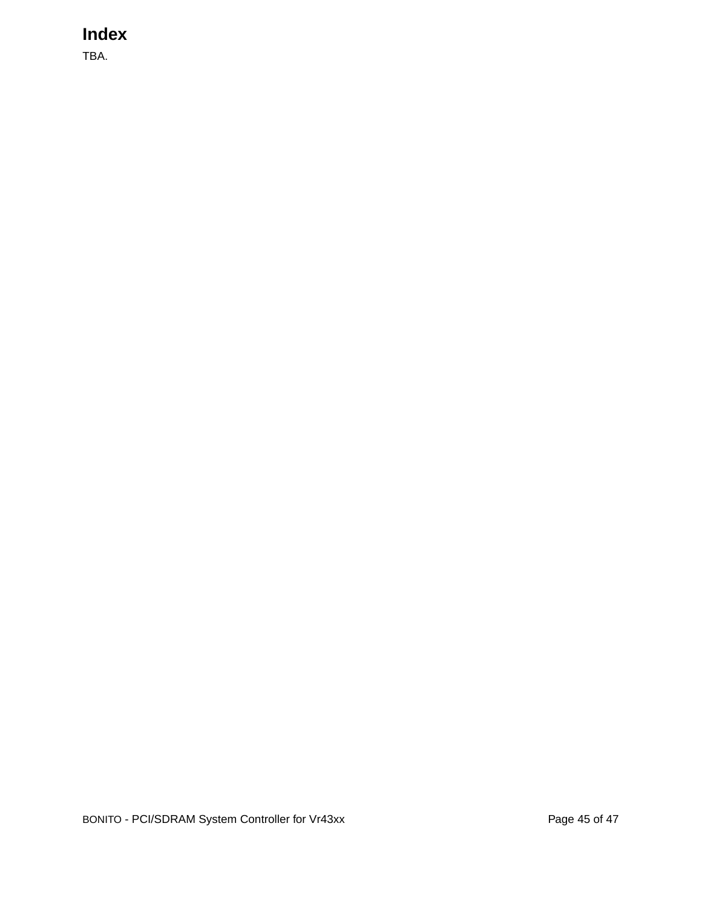# Index

TBA.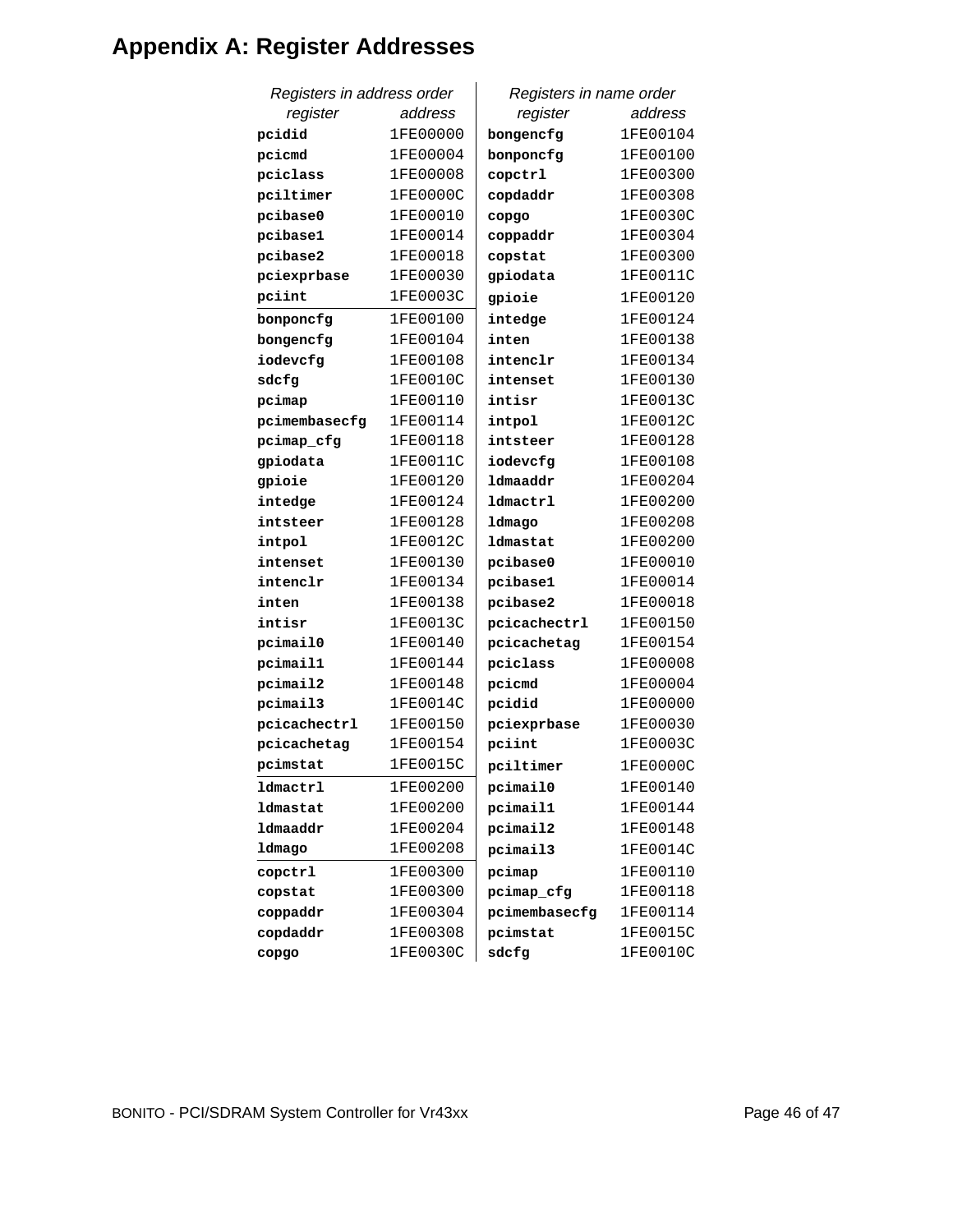# Appendix A: Registers Addresses

| *Registers in address order* | | *Registers in name order* | |
|---|---|---|---|
| *register* | *address* | *register* | *address* |
| **pcidid** | 1FE00000 | **bongencfg** | 1FE00104 |
| **pcicmd** | 1FE00004 | **bonponcfg** | 1FE00100 |
| **pciclass** | 1FE00008 | **copctrl** | 1FE00300 |
| **pciltimer** | 1FE0000C | **copdaddr** | 1FE00308 |
| **pcibase0** | 1FE00010 | **copgo** | 1FE0030C |
| **pcibase1** | 1FE00014 | **coppaddr** | 1FE00304 |
| **pcibase2** | 1FE00018 | **copstat** | 1FE00300 |
| **pciexprbase** | 1FE00030 | **gpiodata** | 1FE0011C |
| **pciint** | 1FE0003C | **gpioie** | 1FE00120 |
| **bonponcfg** | 1FE00100 | **intedge** | 1FE00124 |
| **bongencfg** | 1FE00104 | **inten** | 1FE00138 |
| **iodevcfg** | 1FE00108 | **intenclr** | 1FE00134 |
| **sdcfg** | 1FE0010C | **intenset** | 1FE00130 |
| **pcimap** | 1FE00110 | **intisr** | 1FE0013C |
| **pcimembasecfg** | 1FE00114 | **intpol** | 1FE0012C |
| **pcimap_cfg** | 1FE00118 | **intsteer** | 1FE00128 |
| **gpiodata** | 1FE0011C | **iodevcfg** | 1FE00108 |
| **gpioie** | 1FE00120 | **ldmaaddr** | 1FE00204 |
| **intedge** | 1FE00124 | **ldmactrl** | 1FE00200 |
| **intsteer** | 1FE00128 | **ldmago** | 1FE00208 |
| **intpol** | 1FE0012C | **ldmastat** | 1FE00200 |
| **intenset** | 1FE00130 | **pcibase0** | 1FE00010 |
| **intenclr** | 1FE00134 | **pcibase1** | 1FE00014 |
| **inten** | 1FE00138 | **pcibase2** | 1FE00018 |
| **intisr** | 1FE0013C | **pcicachectrl** | 1FE00150 |
| **pcimail0** | 1FE00140 | **pcicachetag** | 1FE00154 |
| **pcimail1** | 1FE00144 | **pciclass** | 1FE00008 |
| **pcimail2** | 1FE00148 | **pcicmd** | 1FE00004 |
| **pcimail3** | 1FE0014C | **pcidid** | 1FE00000 |
| **pcicachectrl** | 1FE00150 | **pciexprbase** | 1FE00030 |
| **pcicachetag** | 1FE00154 | **pciint** | 1FE0003C |
| **pcimstat** | 1FE0015C | **pciltimer** | 1FE0000C |
| **ldmactrl** | 1FE00200 | **pcimail0** | 1FE00140 |
| **ldmastat** | 1FE00200 | **pcimail1** | 1FE00144 |
| **ldmaaddr** | 1FE00204 | **pcimail2** | 1FE00148 |
| **ldmago** | 1FE00208 | **pcimail3** | 1FE0014C |
| **copctrl** | 1FE00300 | **pcimap** | 1FE00110 |
| **copstat** | 1FE00300 | **pcimap_cfg** | 1FE00118 |
| **coppaddr** | 1FE00304 | **pcimembasecfg** | 1FE00114 |
| **copdaddr** | 1FE00308 | **pcimstat** | 1FE0015C |
| **copgo** | 1FE0030C | **sdcfg** | 1FE0010C |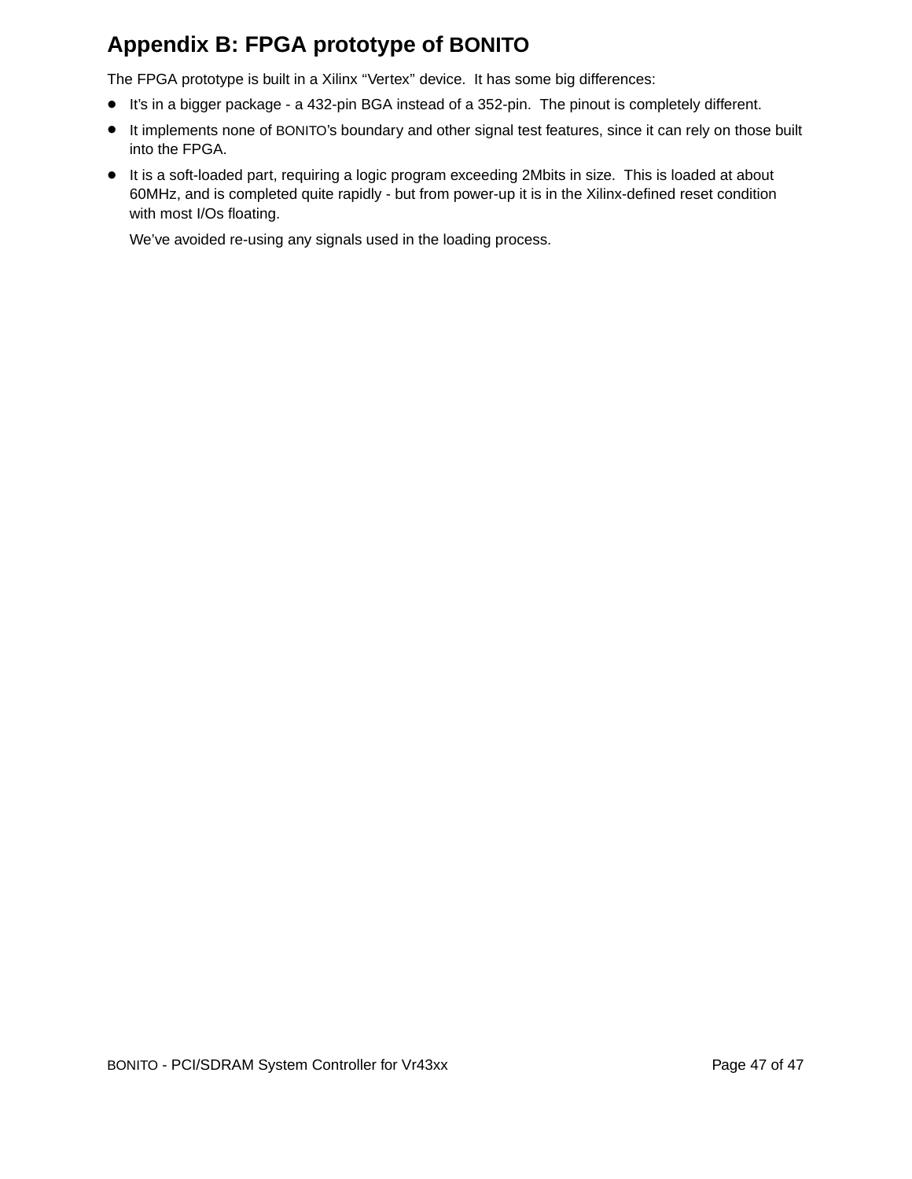# Appendix B: FPGA prototype of BONITO

The FPGA prototype is built in a Xilinx "Vertex" device. It has some big differences:

- It's in a bigger package - a 432-pin BGA instead of a 352-pin. The pinout is completely different.
- It implements none of BONITO's boundary and other signal test features, since it can rely on those built into the FPGA.
- It is a soft-loaded part, requiring a logic program exceeding 2Mbits in size. This is loaded at about 60MHz, and is completed quite rapidly - but from power-up it is in the Xilinx-defined reset condition with most I/Os floating.

  We've avoided re-using any signals used in the loading process.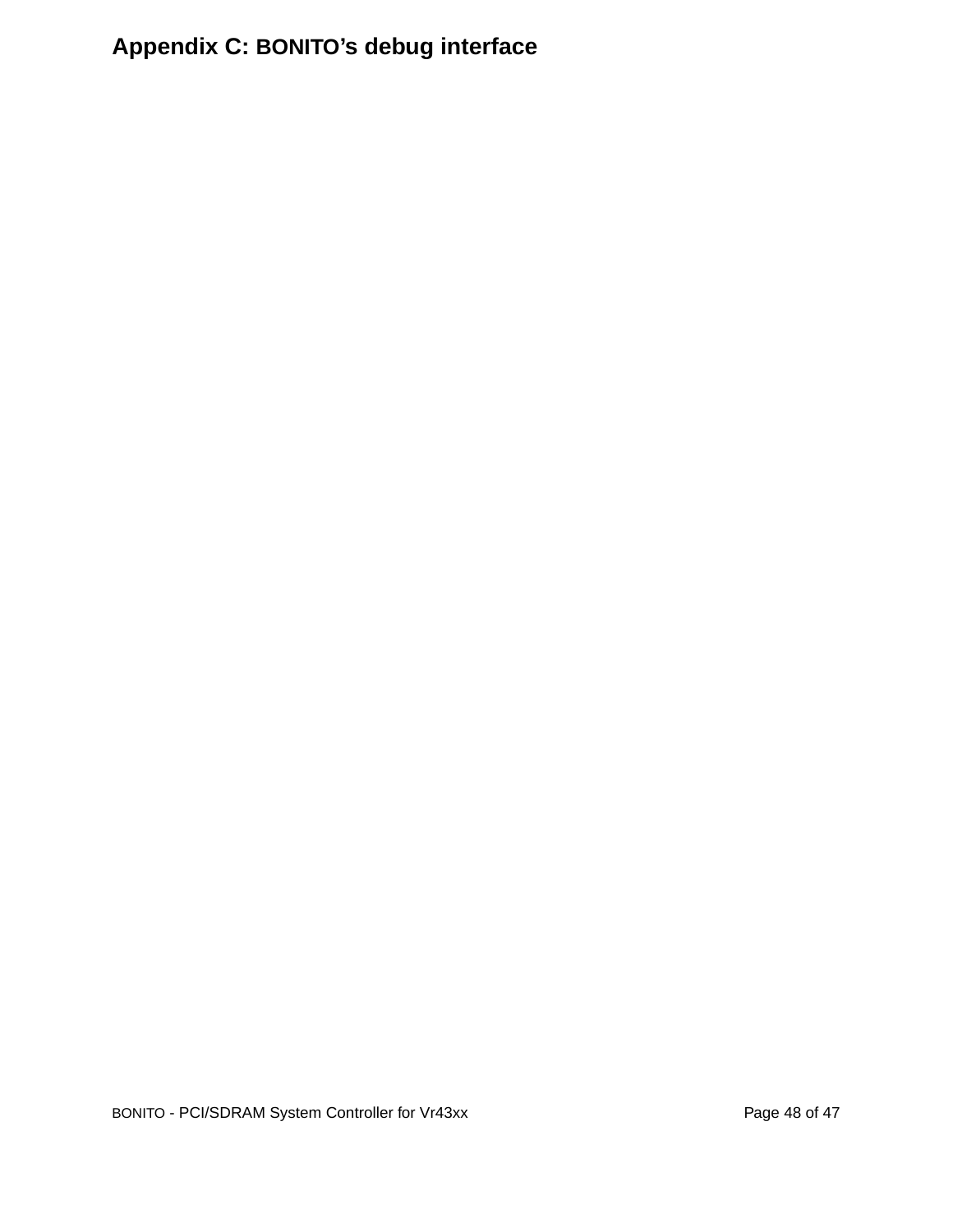# Appendix C: BONITO’s debug interface